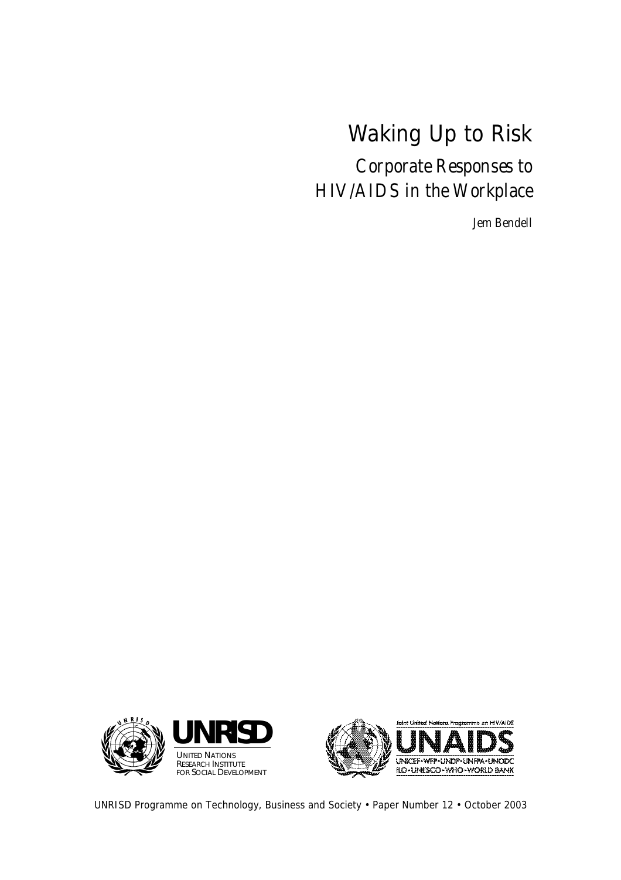# Waking Up to Risk

## Corporate Responses to HIV/AIDS in the Workplace

*Jem Bendell*

UNRISD

UNITED NATIONS RESEARCH INSTITUTE FOR SOCIAL DEVELOPMENT

Joint United Nations Programme on HIV/AIDS

UNAIDS

UNICEF•WFP•UNDP•UNFPA•UNODC

ILO•UNESCO•WHO•WORLD BANK

UNRISD Programme on Technology, Business and Society • Paper Number 12 • October 2003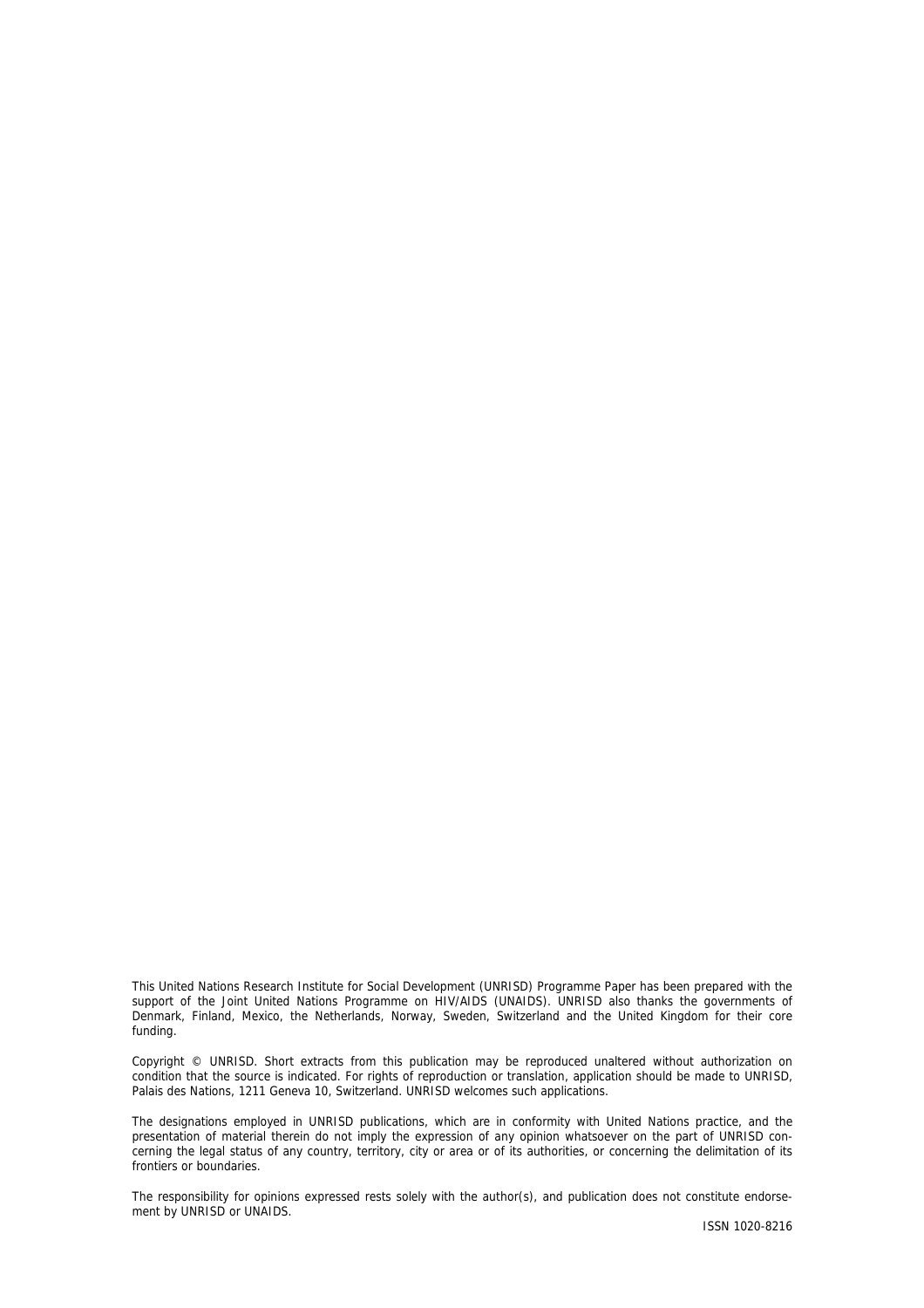This United Nations Research Institute for Social Development (UNRISD) Programme Paper has been prepared with the support of the Joint United Nations Programme on HIV/AIDS (UNAIDS). UNRISD also thanks the governments of Denmark, Finland, Mexico, the Netherlands, Norway, Sweden, Switzerland and the United Kingdom for their core funding.

Copyright © UNRISD. Short extracts from this publication may be reproduced unaltered without authorization on condition that the source is indicated. For rights of reproduction or translation, application should be made to UNRISD, Palais des Nations, 1211 Geneva 10, Switzerland. UNRISD welcomes such applications.

The designations employed in UNRISD publications, which are in conformity with United Nations practice, and the presentation of material therein do not imply the expression of any opinion whatsoever on the part of UNRISD concerning the legal status of any country, territory, city or area or of its authorities, or concerning the delimitation of its frontiers or boundaries.

The responsibility for opinions expressed rests solely with the author(s), and publication does not constitute endorsement by UNRISD or UNAIDS.

ISSN 1020-8216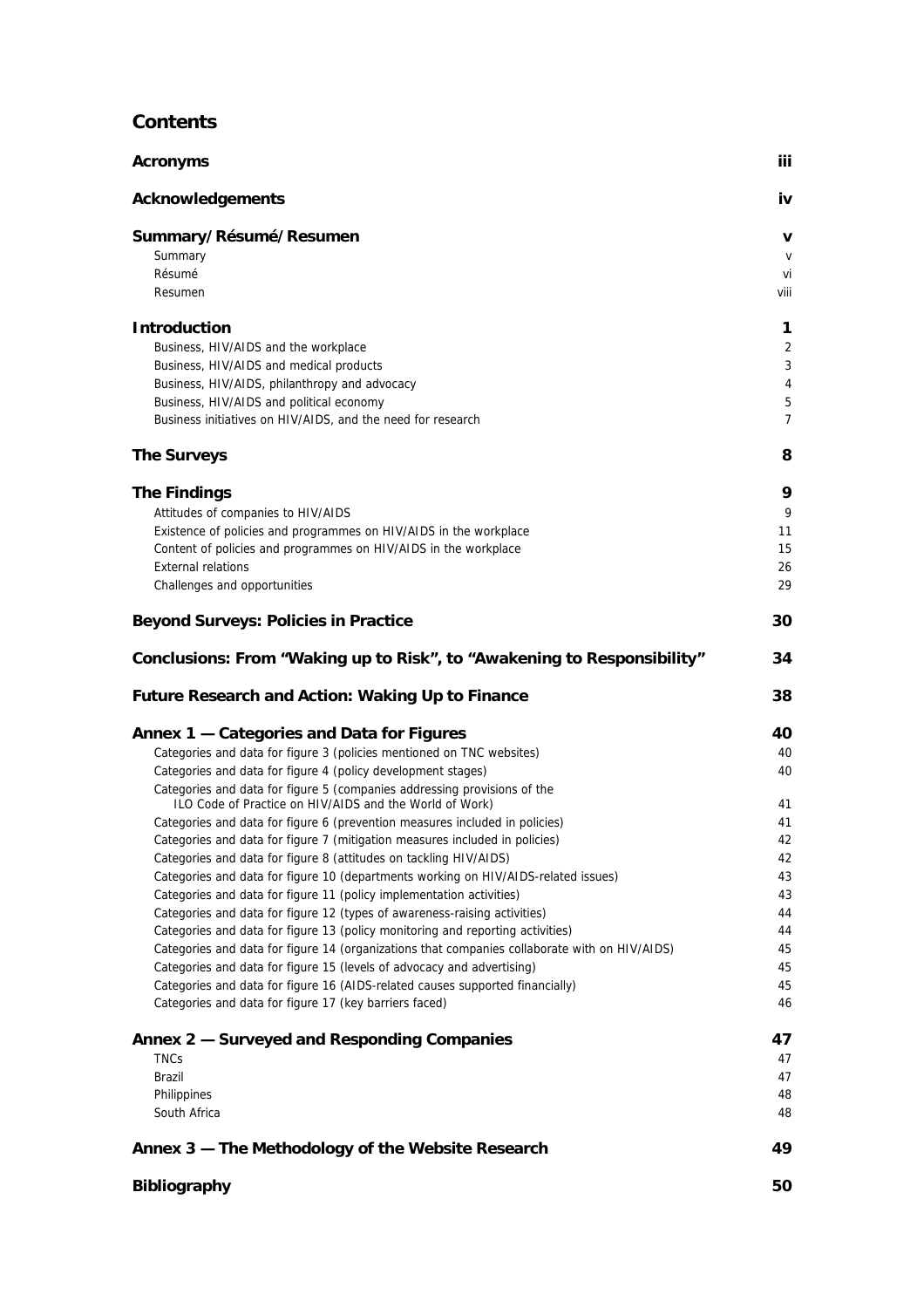## Contents

| | |
|---|---|
| **Acronyms** | **iii** |
| **Acknowledgements** | **iv** |
| **Summary/Résumé/Resumen** | **v** |
| Summary | v |
| Résumé | vi |
| Resumen | viii |
| **Introduction** | **1** |
| Business, HIV/AIDS and the workplace | 2 |
| Business, HIV/AIDS and medical products | 3 |
| Business, HIV/AIDS, philanthropy and advocacy | 4 |
| Business, HIV/AIDS and political economy | 5 |
| Business initiatives on HIV/AIDS, and the need for research | 7 |
| **The Surveys** | **8** |
| **The Findings** | **9** |
| Attitudes of companies to HIV/AIDS | 9 |
| Existence of policies and programmes on HIV/AIDS in the workplace | 11 |
| Content of policies and programmes on HIV/AIDS in the workplace | 15 |
| External relations | 26 |
| Challenges and opportunities | 29 |
| **Beyond Surveys: Policies in Practice** | **30** |
| **Conclusions: From "Waking up to Risk", to "Awakening to Responsibility"** | **34** |
| **Future Research and Action: Waking Up to Finance** | **38** |
| **Annex 1 — Categories and Data for Figures** | **40** |
| Categories and data for figure 3 (policies mentioned on TNC websites) | 40 |
| Categories and data for figure 4 (policy development stages) | 40 |
| Categories and data for figure 5 (companies addressing provisions of the ILO Code of Practice on HIV/AIDS and the World of Work) | 41 |
| Categories and data for figure 6 (prevention measures included in policies) | 41 |
| Categories and data for figure 7 (mitigation measures included in policies) | 42 |
| Categories and data for figure 8 (attitudes on tackling HIV/AIDS) | 42 |
| Categories and data for figure 10 (departments working on HIV/AIDS-related issues) | 43 |
| Categories and data for figure 11 (policy implementation activities) | 43 |
| Categories and data for figure 12 (types of awareness-raising activities) | 44 |
| Categories and data for figure 13 (policy monitoring and reporting activities) | 44 |
| Categories and data for figure 14 (organizations that companies collaborate with on HIV/AIDS) | 45 |
| Categories and data for figure 15 (levels of advocacy and advertising) | 45 |
| Categories and data for figure 16 (AIDS-related causes supported financially) | 45 |
| Categories and data for figure 17 (key barriers faced) | 46 |
| **Annex 2 — Surveyed and Responding Companies** | **47** |
| TNCs | 47 |
| Brazil | 47 |
| Philippines | 48 |
| South Africa | 48 |
| **Annex 3 — The Methodology of the Website Research** | **49** |
| **Bibliography** | **50** |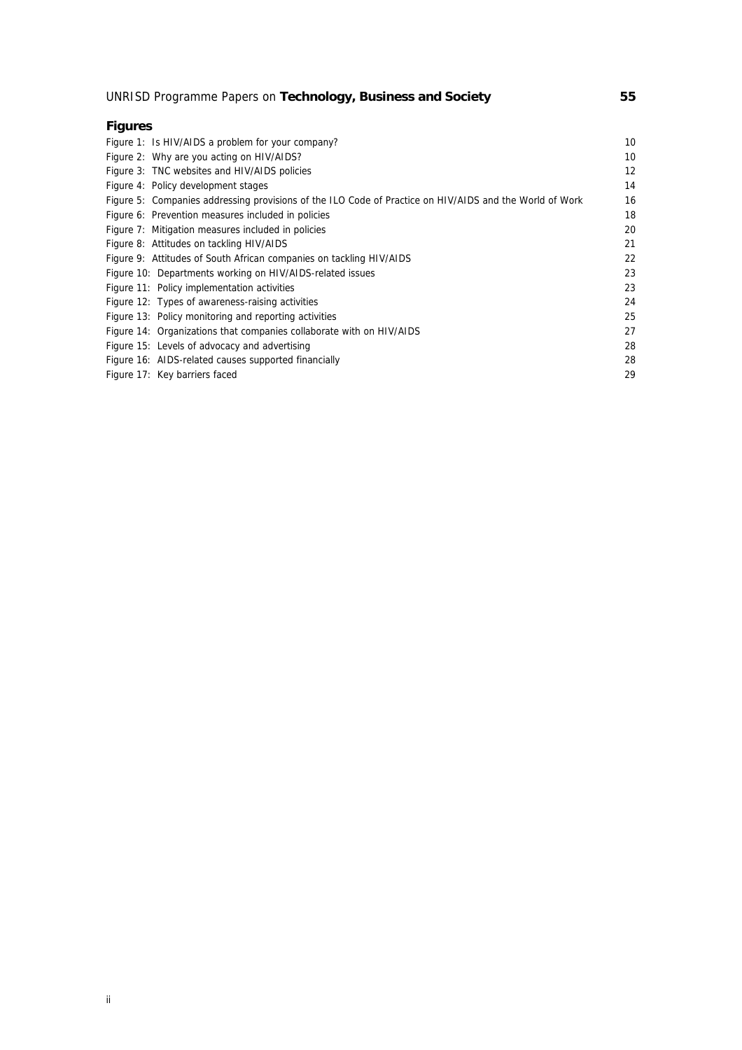## Figures

| | |
|---|---|
| Figure 1: Is HIV/AIDS a problem for your company? | 10 |
| Figure 2: Why are you acting on HIV/AIDS? | 10 |
| Figure 3: TNC websites and HIV/AIDS policies | 12 |
| Figure 4: Policy development stages | 14 |
| Figure 5: Companies addressing provisions of the ILO Code of Practice on HIV/AIDS and the World of Work | 16 |
| Figure 6: Prevention measures included in policies | 18 |
| Figure 7: Mitigation measures included in policies | 20 |
| Figure 8: Attitudes on tackling HIV/AIDS | 21 |
| Figure 9: Attitudes of South African companies on tackling HIV/AIDS | 22 |
| Figure 10: Departments working on HIV/AIDS-related issues | 23 |
| Figure 11: Policy implementation activities | 23 |
| Figure 12: Types of awareness-raising activities | 24 |
| Figure 13: Policy monitoring and reporting activities | 25 |
| Figure 14: Organizations that companies collaborate with on HIV/AIDS | 27 |
| Figure 15: Levels of advocacy and advertising | 28 |
| Figure 16: AIDS-related causes supported financially | 28 |
| Figure 17: Key barriers faced | 29 |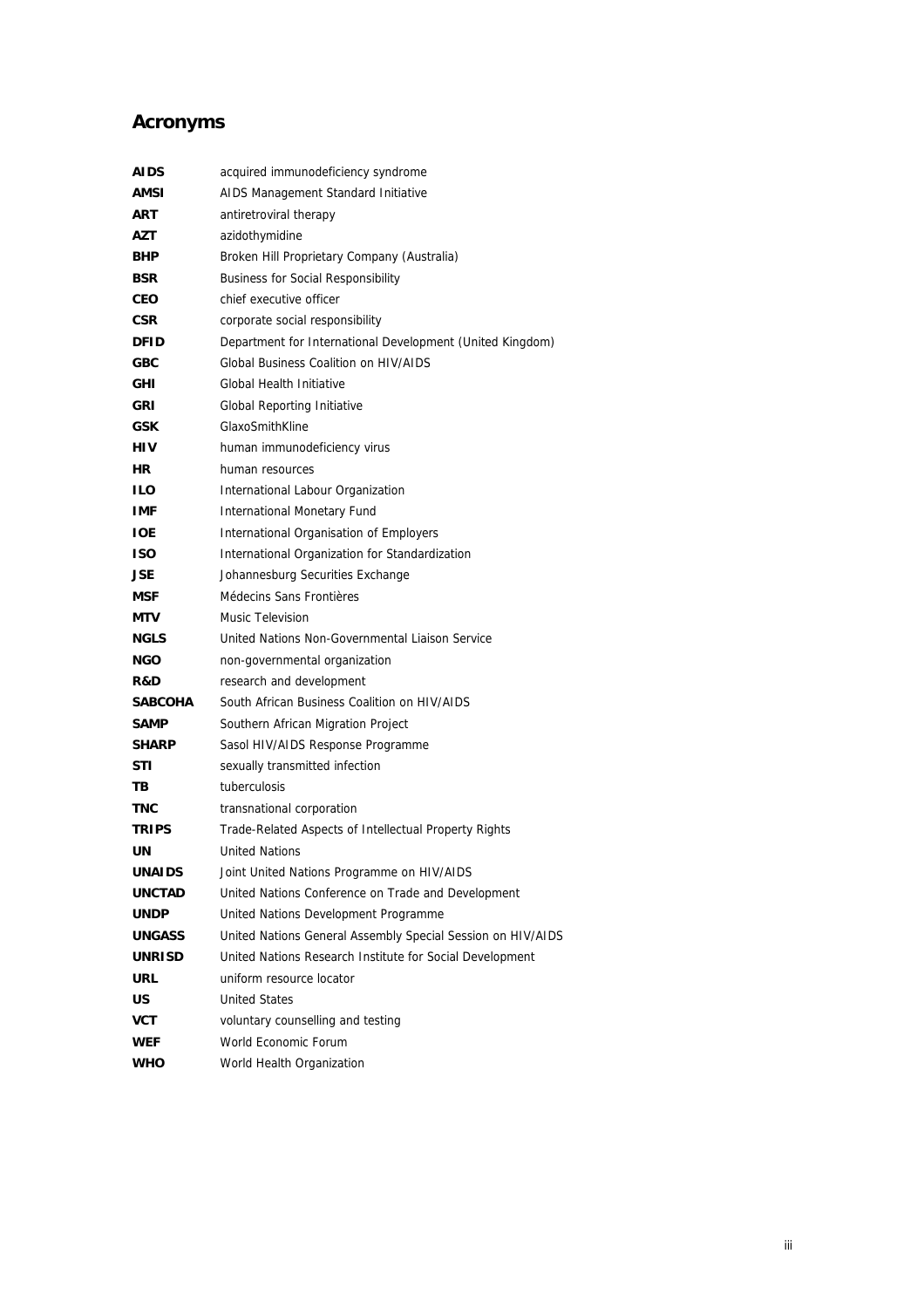## Acronyms

| | |
|---|---|
| **AIDS** | acquired immunodeficiency syndrome |
| **AMSI** | AIDS Management Standard Initiative |
| **ART** | antiretroviral therapy |
| **AZT** | azidothymidine |
| **BHP** | Broken Hill Proprietary Company (Australia) |
| **BSR** | Business for Social Responsibility |
| **CEO** | chief executive officer |
| **CSR** | corporate social responsibility |
| **DFID** | Department for International Development (United Kingdom) |
| **GBC** | Global Business Coalition on HIV/AIDS |
| **GHI** | Global Health Initiative |
| **GRI** | Global Reporting Initiative |
| **GSK** | GlaxoSmithKline |
| **HIV** | human immunodeficiency virus |
| **HR** | human resources |
| **ILO** | International Labour Organization |
| **IMF** | International Monetary Fund |
| **IOE** | International Organisation of Employers |
| **ISO** | International Organization for Standardization |
| **JSE** | Johannesburg Securities Exchange |
| **MSF** | Médecins Sans Frontières |
| **MTV** | Music Television |
| **NGLS** | United Nations Non-Governmental Liaison Service |
| **NGO** | non-governmental organization |
| **R&D** | research and development |
| **SABCOHA** | South African Business Coalition on HIV/AIDS |
| **SAMP** | Southern African Migration Project |
| **SHARP** | Sasol HIV/AIDS Response Programme |
| **STI** | sexually transmitted infection |
| **TB** | tuberculosis |
| **TNC** | transnational corporation |
| **TRIPS** | Trade-Related Aspects of Intellectual Property Rights |
| **UN** | United Nations |
| **UNAIDS** | Joint United Nations Programme on HIV/AIDS |
| **UNCTAD** | United Nations Conference on Trade and Development |
| **UNDP** | United Nations Development Programme |
| **UNGASS** | United Nations General Assembly Special Session on HIV/AIDS |
| **UNRISD** | United Nations Research Institute for Social Development |
| **URL** | uniform resource locator |
| **US** | United States |
| **VCT** | voluntary counselling and testing |
| **WEF** | World Economic Forum |
| **WHO** | World Health Organization |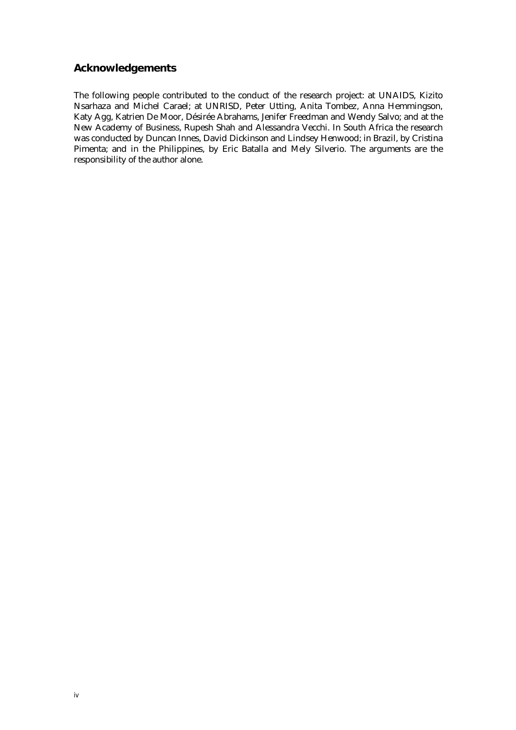## Acknowledgements

The following people contributed to the conduct of the research project: at UNAIDS, Kizito Nsarhaza and Michel Carael; at UNRISD, Peter Utting, Anita Tombez, Anna Hemmingson, Katy Agg, Katrien De Moor, Désirée Abrahams, Jenifer Freedman and Wendy Salvo; and at the New Academy of Business, Rupesh Shah and Alessandra Vecchi. In South Africa the research was conducted by Duncan Innes, David Dickinson and Lindsey Henwood; in Brazil, by Cristina Pimenta; and in the Philippines, by Eric Batalla and Mely Silverio. The arguments are the responsibility of the author alone.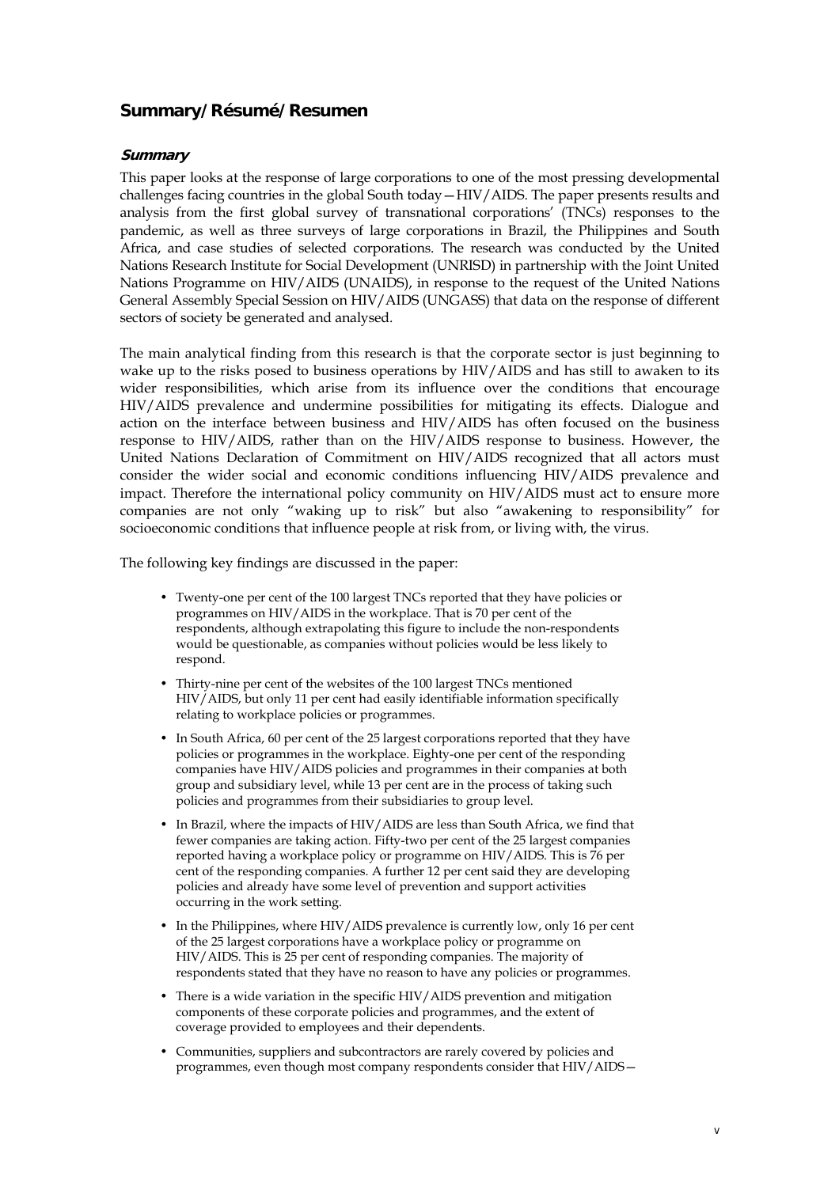## Summary/Résumé/Resumen

### *Summary*

This paper looks at the response of large corporations to one of the most pressing developmental challenges facing countries in the global South today—HIV/AIDS. The paper presents results and analysis from the first global survey of transnational corporations' (TNCs) responses to the pandemic, as well as three surveys of large corporations in Brazil, the Philippines and South Africa, and case studies of selected corporations. The research was conducted by the United Nations Research Institute for Social Development (UNRISD) in partnership with the Joint United Nations Programme on HIV/AIDS (UNAIDS), in response to the request of the United Nations General Assembly Special Session on HIV/AIDS (UNGASS) that data on the response of different sectors of society be generated and analysed.

The main analytical finding from this research is that the corporate sector is just beginning to wake up to the risks posed to business operations by HIV/AIDS and has still to awaken to its wider responsibilities, which arise from its influence over the conditions that encourage HIV/AIDS prevalence and undermine possibilities for mitigating its effects. Dialogue and action on the interface between business and HIV/AIDS has often focused on the business response to HIV/AIDS, rather than on the HIV/AIDS response to business. However, the United Nations Declaration of Commitment on HIV/AIDS recognized that all actors must consider the wider social and economic conditions influencing HIV/AIDS prevalence and impact. Therefore the international policy community on HIV/AIDS must act to ensure more companies are not only "waking up to risk" but also "awakening to responsibility" for socioeconomic conditions that influence people at risk from, or living with, the virus.

The following key findings are discussed in the paper:

- Twenty-one per cent of the 100 largest TNCs reported that they have policies or programmes on HIV/AIDS in the workplace. That is 70 per cent of the respondents, although extrapolating this figure to include the non-respondents would be questionable, as companies without policies would be less likely to respond.
- Thirty-nine per cent of the websites of the 100 largest TNCs mentioned HIV/AIDS, but only 11 per cent had easily identifiable information specifically relating to workplace policies or programmes.
- In South Africa, 60 per cent of the 25 largest corporations reported that they have policies or programmes in the workplace. Eighty-one per cent of the responding companies have HIV/AIDS policies and programmes in their companies at both group and subsidiary level, while 13 per cent are in the process of taking such policies and programmes from their subsidiaries to group level.
- In Brazil, where the impacts of HIV/AIDS are less than South Africa, we find that fewer companies are taking action. Fifty-two per cent of the 25 largest companies reported having a workplace policy or programme on HIV/AIDS. This is 76 per cent of the responding companies. A further 12 per cent said they are developing policies and already have some level of prevention and support activities occurring in the work setting.
- In the Philippines, where HIV/AIDS prevalence is currently low, only 16 per cent of the 25 largest corporations have a workplace policy or programme on HIV/AIDS. This is 25 per cent of responding companies. The majority of respondents stated that they have no reason to have any policies or programmes.
- There is a wide variation in the specific HIV/AIDS prevention and mitigation components of these corporate policies and programmes, and the extent of coverage provided to employees and their dependents.
- Communities, suppliers and subcontractors are rarely covered by policies and programmes, even though most company respondents consider that HIV/AIDS—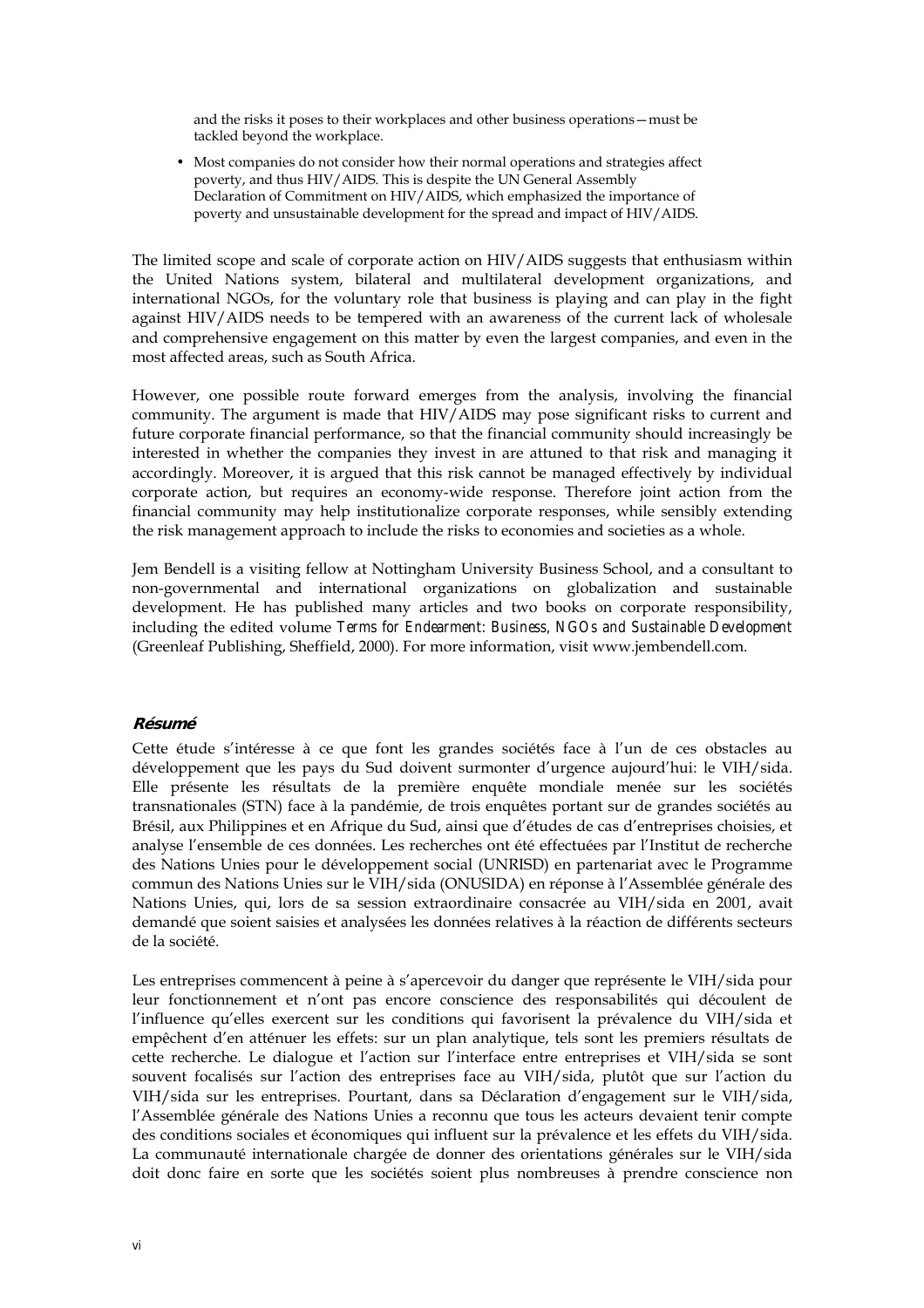and the risks it poses to their workplaces and other business operations—must be tackled beyond the workplace.

- Most companies do not consider how their normal operations and strategies affect poverty, and thus HIV/AIDS. This is despite the UN General Assembly Declaration of Commitment on HIV/AIDS, which emphasized the importance of poverty and unsustainable development for the spread and impact of HIV/AIDS.

The limited scope and scale of corporate action on HIV/AIDS suggests that enthusiasm within the United Nations system, bilateral and multilateral development organizations, and international NGOs, for the voluntary role that business is playing and can play in the fight against HIV/AIDS needs to be tempered with an awareness of the current lack of wholesale and comprehensive engagement on this matter by even the largest companies, and even in the most affected areas, such as South Africa.

However, one possible route forward emerges from the analysis, involving the financial community. The argument is made that HIV/AIDS may pose significant risks to current and future corporate financial performance, so that the financial community should increasingly be interested in whether the companies they invest in are attuned to that risk and managing it accordingly. Moreover, it is argued that this risk cannot be managed effectively by individual corporate action, but requires an economy-wide response. Therefore joint action from the financial community may help institutionalize corporate responses, while sensibly extending the risk management approach to include the risks to economies and societies as a whole.

Jem Bendell is a visiting fellow at Nottingham University Business School, and a consultant to non-governmental and international organizations on globalization and sustainable development. He has published many articles and two books on corporate responsibility, including the edited volume *Terms for Endearment: Business, NGOs and Sustainable Development* (Greenleaf Publishing, Sheffield, 2000). For more information, visit www.jembendell.com.

## *Résumé*

Cette étude s'intéresse à ce que font les grandes sociétés face à l'un de ces obstacles au développement que les pays du Sud doivent surmonter d'urgence aujourd'hui: le VIH/sida. Elle présente les résultats de la première enquête mondiale menée sur les sociétés transnationales (STN) face à la pandémie, de trois enquêtes portant sur de grandes sociétés au Brésil, aux Philippines et en Afrique du Sud, ainsi que d'études de cas d'entreprises choisies, et analyse l'ensemble de ces données. Les recherches ont été effectuées par l'Institut de recherche des Nations Unies pour le développement social (UNRISD) en partenariat avec le Programme commun des Nations Unies sur le VIH/sida (ONUSIDA) en réponse à l'Assemblée générale des Nations Unies, qui, lors de sa session extraordinaire consacrée au VIH/sida en 2001, avait demandé que soient saisies et analysées les données relatives à la réaction de différents secteurs de la société.

Les entreprises commencent à peine à s'apercevoir du danger que représente le VIH/sida pour leur fonctionnement et n'ont pas encore conscience des responsabilités qui découlent de l'influence qu'elles exercent sur les conditions qui favorisent la prévalence du VIH/sida et empêchent d'en atténuer les effets: sur un plan analytique, tels sont les premiers résultats de cette recherche. Le dialogue et l'action sur l'interface entre entreprises et VIH/sida se sont souvent focalisés sur l'action des entreprises face au VIH/sida, plutôt que sur l'action du VIH/sida sur les entreprises. Pourtant, dans sa Déclaration d'engagement sur le VIH/sida, l'Assemblée générale des Nations Unies a reconnu que tous les acteurs devaient tenir compte des conditions sociales et économiques qui influent sur la prévalence et les effets du VIH/sida. La communauté internationale chargée de donner des orientations générales sur le VIH/sida doit donc faire en sorte que les sociétés soient plus nombreuses à prendre conscience non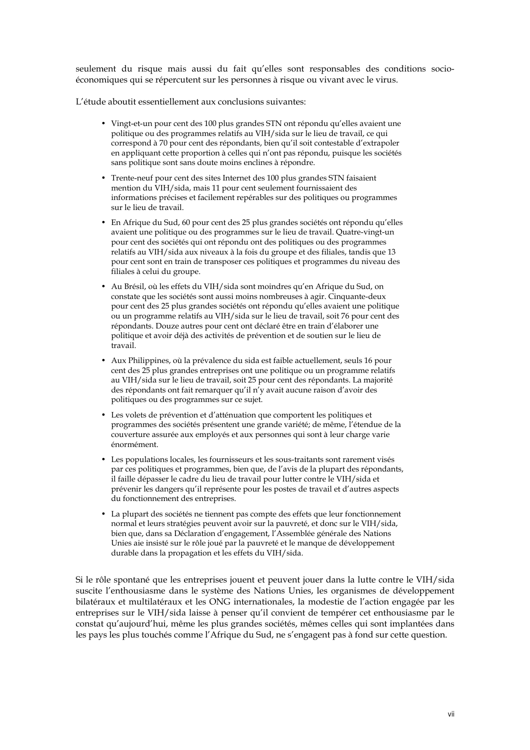seulement du risque mais aussi du fait qu'elles sont responsables des conditions socio-économiques qui se répercutent sur les personnes à risque ou vivant avec le virus.

L'étude aboutit essentiellement aux conclusions suivantes:

- Vingt-et-un pour cent des 100 plus grandes STN ont répondu qu'elles avaient une politique ou des programmes relatifs au VIH/sida sur le lieu de travail, ce qui correspond à 70 pour cent des répondants, bien qu'il soit contestable d'extrapoler en appliquant cette proportion à celles qui n'ont pas répondu, puisque les sociétés sans politique sont sans doute moins enclines à répondre.
- Trente-neuf pour cent des sites Internet des 100 plus grandes STN faisaient mention du VIH/sida, mais 11 pour cent seulement fournissaient des informations précises et facilement repérables sur des politiques ou programmes sur le lieu de travail.
- En Afrique du Sud, 60 pour cent des 25 plus grandes sociétés ont répondu qu'elles avaient une politique ou des programmes sur le lieu de travail. Quatre-vingt-un pour cent des sociétés qui ont répondu ont des politiques ou des programmes relatifs au VIH/sida aux niveaux à la fois du groupe et des filiales, tandis que 13 pour cent sont en train de transposer ces politiques et programmes du niveau des filiales à celui du groupe.
- Au Brésil, où les effets du VIH/sida sont moindres qu'en Afrique du Sud, on constate que les sociétés sont aussi moins nombreuses à agir. Cinquante-deux pour cent des 25 plus grandes sociétés ont répondu qu'elles avaient une politique ou un programme relatifs au VIH/sida sur le lieu de travail, soit 76 pour cent des répondants. Douze autres pour cent ont déclaré être en train d'élaborer une politique et avoir déjà des activités de prévention et de soutien sur le lieu de travail.
- Aux Philippines, où la prévalence du sida est faible actuellement, seuls 16 pour cent des 25 plus grandes entreprises ont une politique ou un programme relatifs au VIH/sida sur le lieu de travail, soit 25 pour cent des répondants. La majorité des répondants ont fait remarquer qu'il n'y avait aucune raison d'avoir des politiques ou des programmes sur ce sujet.
- Les volets de prévention et d'atténuation que comportent les politiques et programmes des sociétés présentent une grande variété; de même, l'étendue de la couverture assurée aux employés et aux personnes qui sont à leur charge varie énormément.
- Les populations locales, les fournisseurs et les sous-traitants sont rarement visés par ces politiques et programmes, bien que, de l'avis de la plupart des répondants, il faille dépasser le cadre du lieu de travail pour lutter contre le VIH/sida et prévenir les dangers qu'il représente pour les postes de travail et d'autres aspects du fonctionnement des entreprises.
- La plupart des sociétés ne tiennent pas compte des effets que leur fonctionnement normal et leurs stratégies peuvent avoir sur la pauvreté, et donc sur le VIH/sida, bien que, dans sa Déclaration d'engagement, l'Assemblée générale des Nations Unies aie insisté sur le rôle joué par la pauvreté et le manque de développement durable dans la propagation et les effets du VIH/sida.

Si le rôle spontané que les entreprises jouent et peuvent jouer dans la lutte contre le VIH/sida suscite l'enthousiasme dans le système des Nations Unies, les organismes de développement bilatéraux et multilatéraux et les ONG internationales, la modestie de l'action engagée par les entreprises sur le VIH/sida laisse à penser qu'il convient de tempérer cet enthousiasme par le constat qu'aujourd'hui, même les plus grandes sociétés, mêmes celles qui sont implantées dans les pays les plus touchés comme l'Afrique du Sud, ne s'engagent pas à fond sur cette question.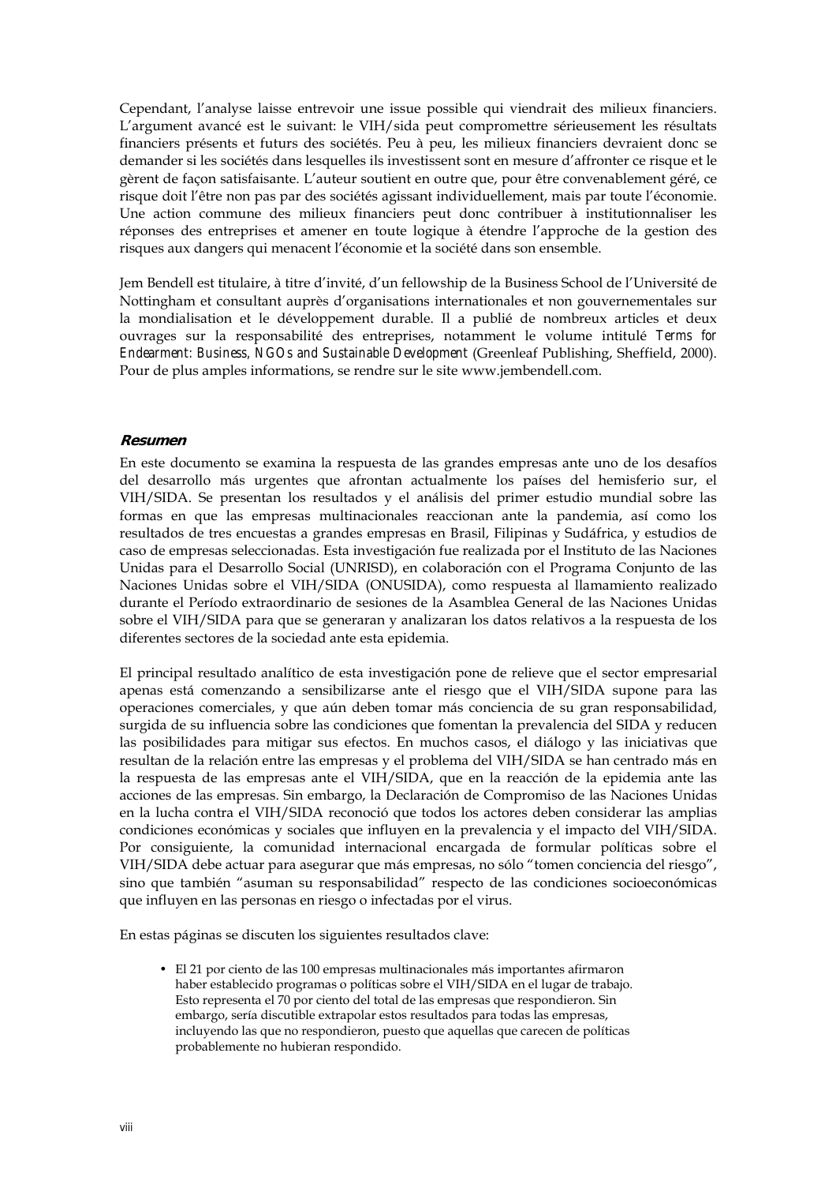Cependant, l'analyse laisse entrevoir une issue possible qui viendrait des milieux financiers. L'argument avancé est le suivant: le VIH/sida peut compromettre sérieusement les résultats financiers présents et futurs des sociétés. Peu à peu, les milieux financiers devraient donc se demander si les sociétés dans lesquelles ils investissent sont en mesure d'affronter ce risque et le gèrent de façon satisfaisante. L'auteur soutient en outre que, pour être convenablement géré, ce risque doit l'être non pas par des sociétés agissant individuellement, mais par toute l'économie. Une action commune des milieux financiers peut donc contribuer à institutionnaliser les réponses des entreprises et amener en toute logique à étendre l'approche de la gestion des risques aux dangers qui menacent l'économie et la société dans son ensemble.

Jem Bendell est titulaire, à titre d'invité, d'un fellowship de la Business School de l'Université de Nottingham et consultant auprès d'organisations internationales et non gouvernementales sur la mondialisation et le développement durable. Il a publié de nombreux articles et deux ouvrages sur la responsabilité des entreprises, notamment le volume intitulé *Terms for Endearment: Business, NGOs and Sustainable Development* (Greenleaf Publishing, Sheffield, 2000). Pour de plus amples informations, se rendre sur le site www.jembendell.com.

### *Resumen*

En este documento se examina la respuesta de las grandes empresas ante uno de los desafíos del desarrollo más urgentes que afrontan actualmente los países del hemisferio sur, el VIH/SIDA. Se presentan los resultados y el análisis del primer estudio mundial sobre las formas en que las empresas multinacionales reaccionan ante la pandemia, así como los resultados de tres encuestas a grandes empresas en Brasil, Filipinas y Sudáfrica, y estudios de caso de empresas seleccionadas. Esta investigación fue realizada por el Instituto de las Naciones Unidas para el Desarrollo Social (UNRISD), en colaboración con el Programa Conjunto de las Naciones Unidas sobre el VIH/SIDA (ONUSIDA), como respuesta al llamamiento realizado durante el Período extraordinario de sesiones de la Asamblea General de las Naciones Unidas sobre el VIH/SIDA para que se generaran y analizaran los datos relativos a la respuesta de los diferentes sectores de la sociedad ante esta epidemia.

El principal resultado analítico de esta investigación pone de relieve que el sector empresarial apenas está comenzando a sensibilizarse ante el riesgo que el VIH/SIDA supone para las operaciones comerciales, y que aún deben tomar más conciencia de su gran responsabilidad, surgida de su influencia sobre las condiciones que fomentan la prevalencia del SIDA y reducen las posibilidades para mitigar sus efectos. En muchos casos, el diálogo y las iniciativas que resultan de la relación entre las empresas y el problema del VIH/SIDA se han centrado más en la respuesta de las empresas ante el VIH/SIDA, que en la reacción de la epidemia ante las acciones de las empresas. Sin embargo, la Declaración de Compromiso de las Naciones Unidas en la lucha contra el VIH/SIDA reconoció que todos los actores deben considerar las amplias condiciones económicas y sociales que influyen en la prevalencia y el impacto del VIH/SIDA. Por consiguiente, la comunidad internacional encargada de formular políticas sobre el VIH/SIDA debe actuar para asegurar que más empresas, no sólo "tomen conciencia del riesgo", sino que también "asuman su responsabilidad" respecto de las condiciones socioeconómicas que influyen en las personas en riesgo o infectadas por el virus.

En estas páginas se discuten los siguientes resultados clave:

- El 21 por ciento de las 100 empresas multinacionales más importantes afirmaron haber establecido programas o políticas sobre el VIH/SIDA en el lugar de trabajo. Esto representa el 70 por ciento del total de las empresas que respondieron. Sin embargo, sería discutible extrapolar estos resultados para todas las empresas, incluyendo las que no respondieron, puesto que aquellas que carecen de políticas probablemente no hubieran respondido.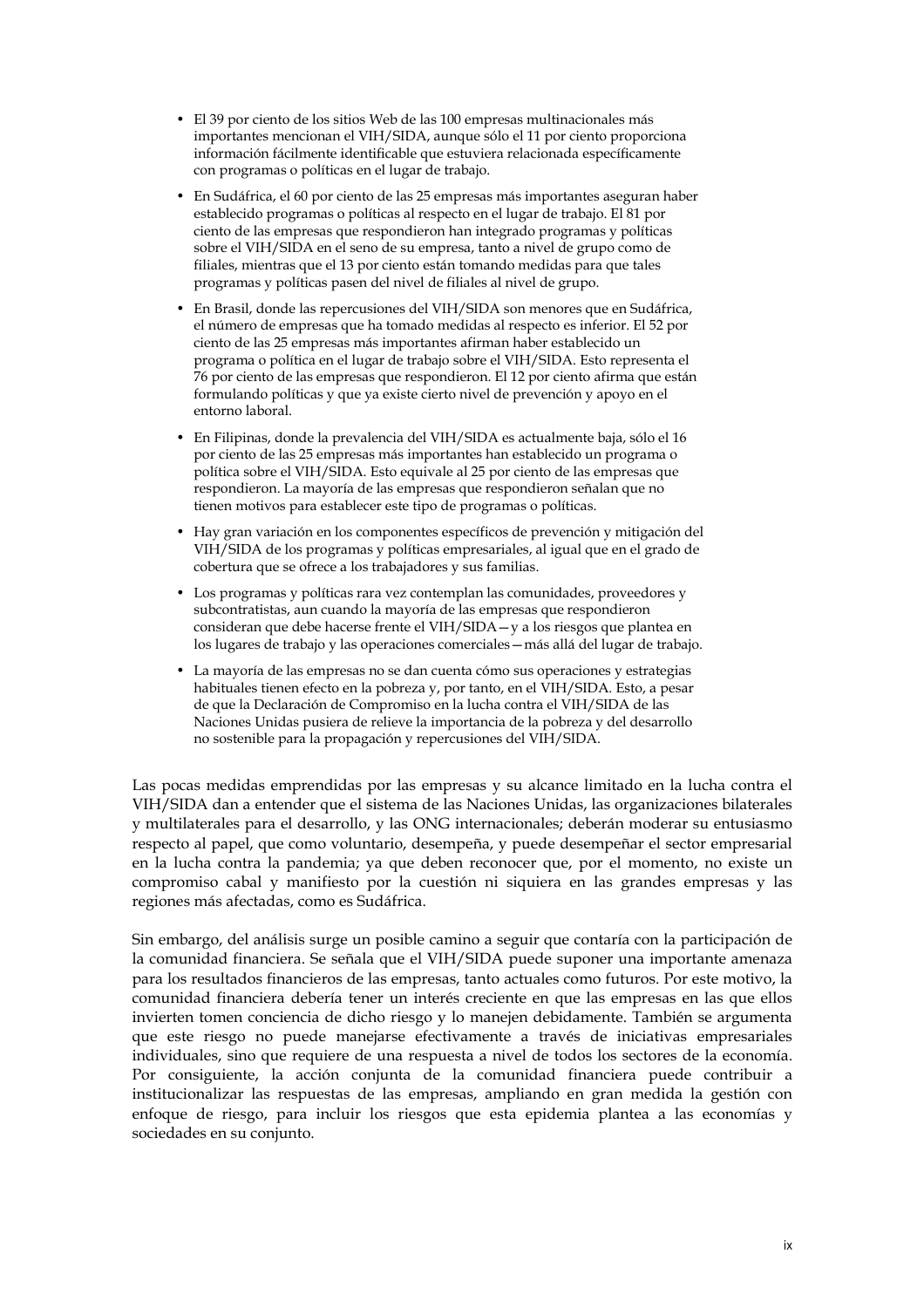- El 39 por ciento de los sitios Web de las 100 empresas multinacionales más importantes mencionan el VIH/SIDA, aunque sólo el 11 por ciento proporciona información fácilmente identificable que estuviera relacionada específicamente con programas o políticas en el lugar de trabajo.
- En Sudáfrica, el 60 por ciento de las 25 empresas más importantes aseguran haber establecido programas o políticas al respecto en el lugar de trabajo. El 81 por ciento de las empresas que respondieron han integrado programas y políticas sobre el VIH/SIDA en el seno de su empresa, tanto a nivel de grupo como de filiales, mientras que el 13 por ciento están tomando medidas para que tales programas y políticas pasen del nivel de filiales al nivel de grupo.
- En Brasil, donde las repercusiones del VIH/SIDA son menores que en Sudáfrica, el número de empresas que ha tomado medidas al respecto es inferior. El 52 por ciento de las 25 empresas más importantes afirman haber establecido un programa o política en el lugar de trabajo sobre el VIH/SIDA. Esto representa el 76 por ciento de las empresas que respondieron. El 12 por ciento afirma que están formulando políticas y que ya existe cierto nivel de prevención y apoyo en el entorno laboral.
- En Filipinas, donde la prevalencia del VIH/SIDA es actualmente baja, sólo el 16 por ciento de las 25 empresas más importantes han establecido un programa o política sobre el VIH/SIDA. Esto equivale al 25 por ciento de las empresas que respondieron. La mayoría de las empresas que respondieron señalan que no tienen motivos para establecer este tipo de programas o políticas.
- Hay gran variación en los componentes específicos de prevención y mitigación del VIH/SIDA de los programas y políticas empresariales, al igual que en el grado de cobertura que se ofrece a los trabajadores y sus familias.
- Los programas y políticas rara vez contemplan las comunidades, proveedores y subcontratistas, aun cuando la mayoría de las empresas que respondieron consideran que debe hacerse frente el VIH/SIDA—y a los riesgos que plantea en los lugares de trabajo y las operaciones comerciales—más allá del lugar de trabajo.
- La mayoría de las empresas no se dan cuenta cómo sus operaciones y estrategias habituales tienen efecto en la pobreza y, por tanto, en el VIH/SIDA. Esto, a pesar de que la Declaración de Compromiso en la lucha contra el VIH/SIDA de las Naciones Unidas pusiera de relieve la importancia de la pobreza y del desarrollo no sostenible para la propagación y repercusiones del VIH/SIDA.

Las pocas medidas emprendidas por las empresas y su alcance limitado en la lucha contra el VIH/SIDA dan a entender que el sistema de las Naciones Unidas, las organizaciones bilaterales y multilaterales para el desarrollo, y las ONG internacionales; deberán moderar su entusiasmo respecto al papel, que como voluntario, desempeña, y puede desempeñar el sector empresarial en la lucha contra la pandemia; ya que deben reconocer que, por el momento, no existe un compromiso cabal y manifiesto por la cuestión ni siquiera en las grandes empresas y las regiones más afectadas, como es Sudáfrica.

Sin embargo, del análisis surge un posible camino a seguir que contaría con la participación de la comunidad financiera. Se señala que el VIH/SIDA puede suponer una importante amenaza para los resultados financieros de las empresas, tanto actuales como futuros. Por este motivo, la comunidad financiera debería tener un interés creciente en que las empresas en las que ellos invierten tomen conciencia de dicho riesgo y lo manejen debidamente. También se argumenta que este riesgo no puede manejarse efectivamente a través de iniciativas empresariales individuales, sino que requiere de una respuesta a nivel de todos los sectores de la economía. Por consiguiente, la acción conjunta de la comunidad financiera puede contribuir a institucionalizar las respuestas de las empresas, ampliando en gran medida la gestión con enfoque de riesgo, para incluir los riesgos que esta epidemia plantea a las economías y sociedades en su conjunto.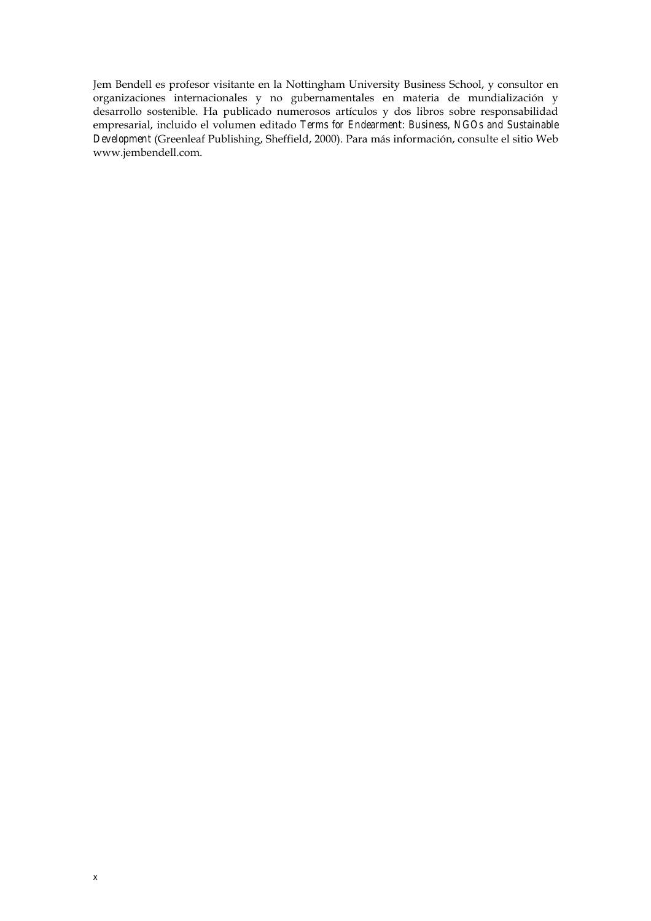Jem Bendell es profesor visitante en la Nottingham University Business School, y consultor en organizaciones internacionales y no gubernamentales en materia de mundialización y desarrollo sostenible. Ha publicado numerosos artículos y dos libros sobre responsabilidad empresarial, incluido el volumen editado *Terms for Endearment: Business, NGOs and Sustainable Development* (Greenleaf Publishing, Sheffield, 2000). Para más información, consulte el sitio Web www.jembendell.com.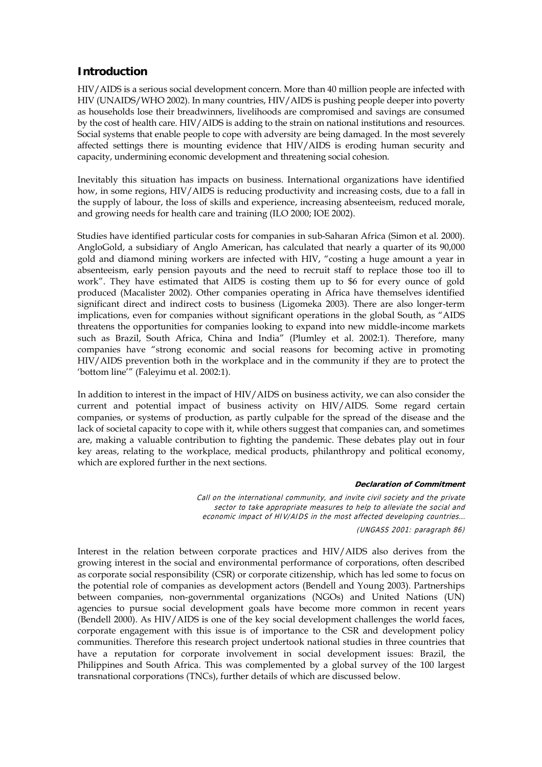## Introduction

HIV/AIDS is a serious social development concern. More than 40 million people are infected with HIV (UNAIDS/WHO 2002). In many countries, HIV/AIDS is pushing people deeper into poverty as households lose their breadwinners, livelihoods are compromised and savings are consumed by the cost of health care. HIV/AIDS is adding to the strain on national institutions and resources. Social systems that enable people to cope with adversity are being damaged. In the most severely affected settings there is mounting evidence that HIV/AIDS is eroding human security and capacity, undermining economic development and threatening social cohesion.

Inevitably this situation has impacts on business. International organizations have identified how, in some regions, HIV/AIDS is reducing productivity and increasing costs, due to a fall in the supply of labour, the loss of skills and experience, increasing absenteeism, reduced morale, and growing needs for health care and training (ILO 2000; IOE 2002).

Studies have identified particular costs for companies in sub-Saharan Africa (Simon et al. 2000). AngloGold, a subsidiary of Anglo American, has calculated that nearly a quarter of its 90,000 gold and diamond mining workers are infected with HIV, "costing a huge amount a year in absenteeism, early pension payouts and the need to recruit staff to replace those too ill to work". They have estimated that AIDS is costing them up to $6 for every ounce of gold produced (Macalister 2002). Other companies operating in Africa have themselves identified significant direct and indirect costs to business (Ligomeka 2003). There are also longer-term implications, even for companies without significant operations in the global South, as "AIDS threatens the opportunities for companies looking to expand into new middle-income markets such as Brazil, South Africa, China and India" (Plumley et al. 2002:1). Therefore, many companies have "strong economic and social reasons for becoming active in promoting HIV/AIDS prevention both in the workplace and in the community if they are to protect the 'bottom line'" (Faleyimu et al. 2002:1).

In addition to interest in the impact of HIV/AIDS on business activity, we can also consider the current and potential impact of business activity on HIV/AIDS. Some regard certain companies, or systems of production, as partly culpable for the spread of the disease and the lack of societal capacity to cope with it, while others suggest that companies can, and sometimes are, making a valuable contribution to fighting the pandemic. These debates play out in four key areas, relating to the workplace, medical products, philanthropy and political economy, which are explored further in the next sections.

**Declaration of Commitment**

*Call on the international community, and invite civil society and the private sector to take appropriate measures to help to alleviate the social and economic impact of HIV/AIDS in the most affected developing countries...*

*(UNGASS 2001: paragraph 86)*

Interest in the relation between corporate practices and HIV/AIDS also derives from the growing interest in the social and environmental performance of corporations, often described as corporate social responsibility (CSR) or corporate citizenship, which has led some to focus on the potential role of companies as development actors (Bendell and Young 2003). Partnerships between companies, non-governmental organizations (NGOs) and United Nations (UN) agencies to pursue social development goals have become more common in recent years (Bendell 2000). As HIV/AIDS is one of the key social development challenges the world faces, corporate engagement with this issue is of importance to the CSR and development policy communities. Therefore this research project undertook national studies in three countries that have a reputation for corporate involvement in social development issues: Brazil, the Philippines and South Africa. This was complemented by a global survey of the 100 largest transnational corporations (TNCs), further details of which are discussed below.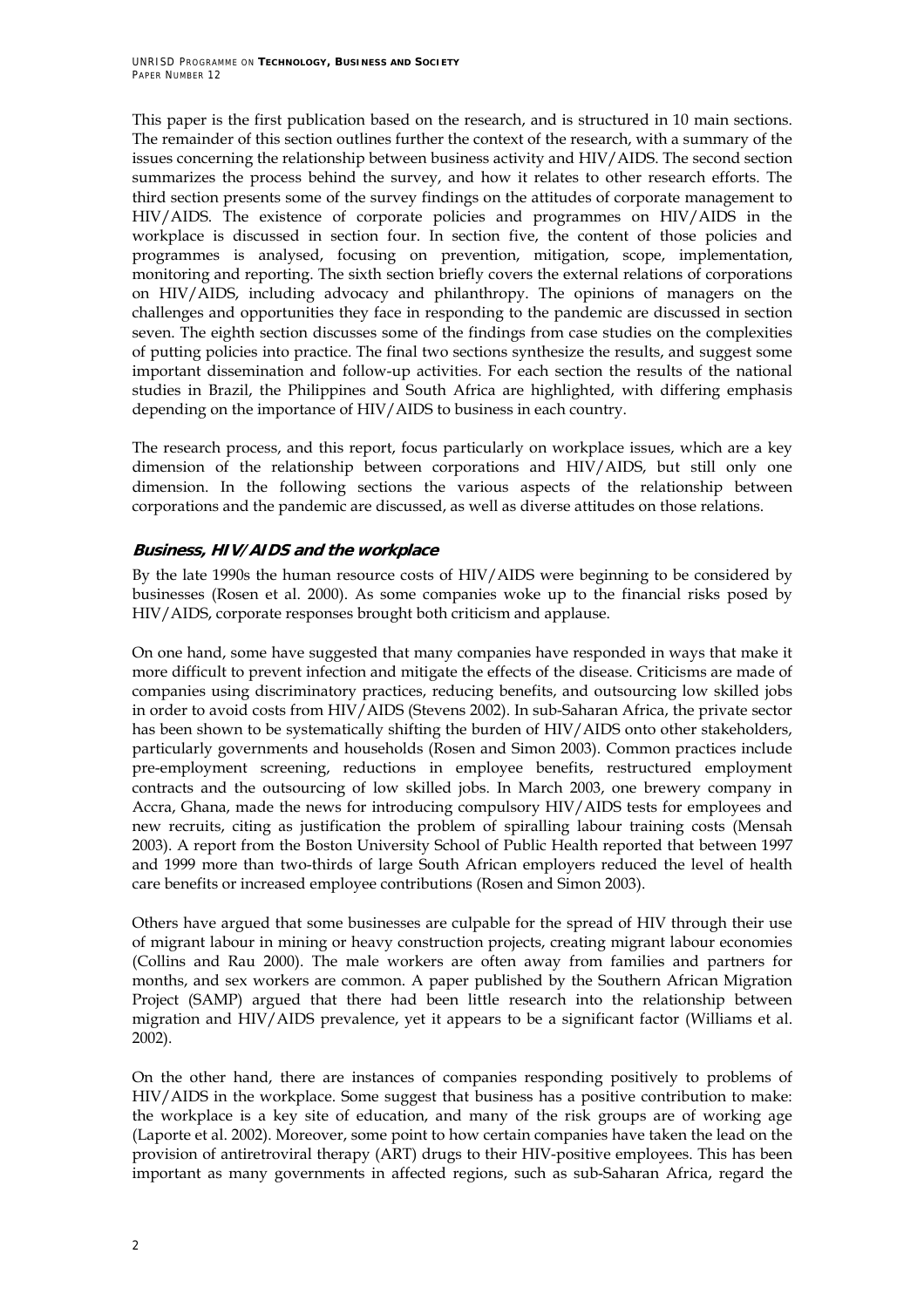This paper is the first publication based on the research, and is structured in 10 main sections. The remainder of this section outlines further the context of the research, with a summary of the issues concerning the relationship between business activity and HIV/AIDS. The second section summarizes the process behind the survey, and how it relates to other research efforts. The third section presents some of the survey findings on the attitudes of corporate management to HIV/AIDS. The existence of corporate policies and programmes on HIV/AIDS in the workplace is discussed in section four. In section five, the content of those policies and programmes is analysed, focusing on prevention, mitigation, scope, implementation, monitoring and reporting. The sixth section briefly covers the external relations of corporations on HIV/AIDS, including advocacy and philanthropy. The opinions of managers on the challenges and opportunities they face in responding to the pandemic are discussed in section seven. The eighth section discusses some of the findings from case studies on the complexities of putting policies into practice. The final two sections synthesize the results, and suggest some important dissemination and follow-up activities. For each section the results of the national studies in Brazil, the Philippines and South Africa are highlighted, with differing emphasis depending on the importance of HIV/AIDS to business in each country.

The research process, and this report, focus particularly on workplace issues, which are a key dimension of the relationship between corporations and HIV/AIDS, but still only one dimension. In the following sections the various aspects of the relationship between corporations and the pandemic are discussed, as well as diverse attitudes on those relations.

### *Business, HIV/AIDS and the workplace*

By the late 1990s the human resource costs of HIV/AIDS were beginning to be considered by businesses (Rosen et al. 2000). As some companies woke up to the financial risks posed by HIV/AIDS, corporate responses brought both criticism and applause.

On one hand, some have suggested that many companies have responded in ways that make it more difficult to prevent infection and mitigate the effects of the disease. Criticisms are made of companies using discriminatory practices, reducing benefits, and outsourcing low skilled jobs in order to avoid costs from HIV/AIDS (Stevens 2002). In sub-Saharan Africa, the private sector has been shown to be systematically shifting the burden of HIV/AIDS onto other stakeholders, particularly governments and households (Rosen and Simon 2003). Common practices include pre-employment screening, reductions in employee benefits, restructured employment contracts and the outsourcing of low skilled jobs. In March 2003, one brewery company in Accra, Ghana, made the news for introducing compulsory HIV/AIDS tests for employees and new recruits, citing as justification the problem of spiralling labour training costs (Mensah 2003). A report from the Boston University School of Public Health reported that between 1997 and 1999 more than two-thirds of large South African employers reduced the level of health care benefits or increased employee contributions (Rosen and Simon 2003).

Others have argued that some businesses are culpable for the spread of HIV through their use of migrant labour in mining or heavy construction projects, creating migrant labour economies (Collins and Rau 2000). The male workers are often away from families and partners for months, and sex workers are common. A paper published by the Southern African Migration Project (SAMP) argued that there had been little research into the relationship between migration and HIV/AIDS prevalence, yet it appears to be a significant factor (Williams et al. 2002).

On the other hand, there are instances of companies responding positively to problems of HIV/AIDS in the workplace. Some suggest that business has a positive contribution to make: the workplace is a key site of education, and many of the risk groups are of working age (Laporte et al. 2002). Moreover, some point to how certain companies have taken the lead on the provision of antiretroviral therapy (ART) drugs to their HIV-positive employees. This has been important as many governments in affected regions, such as sub-Saharan Africa, regard the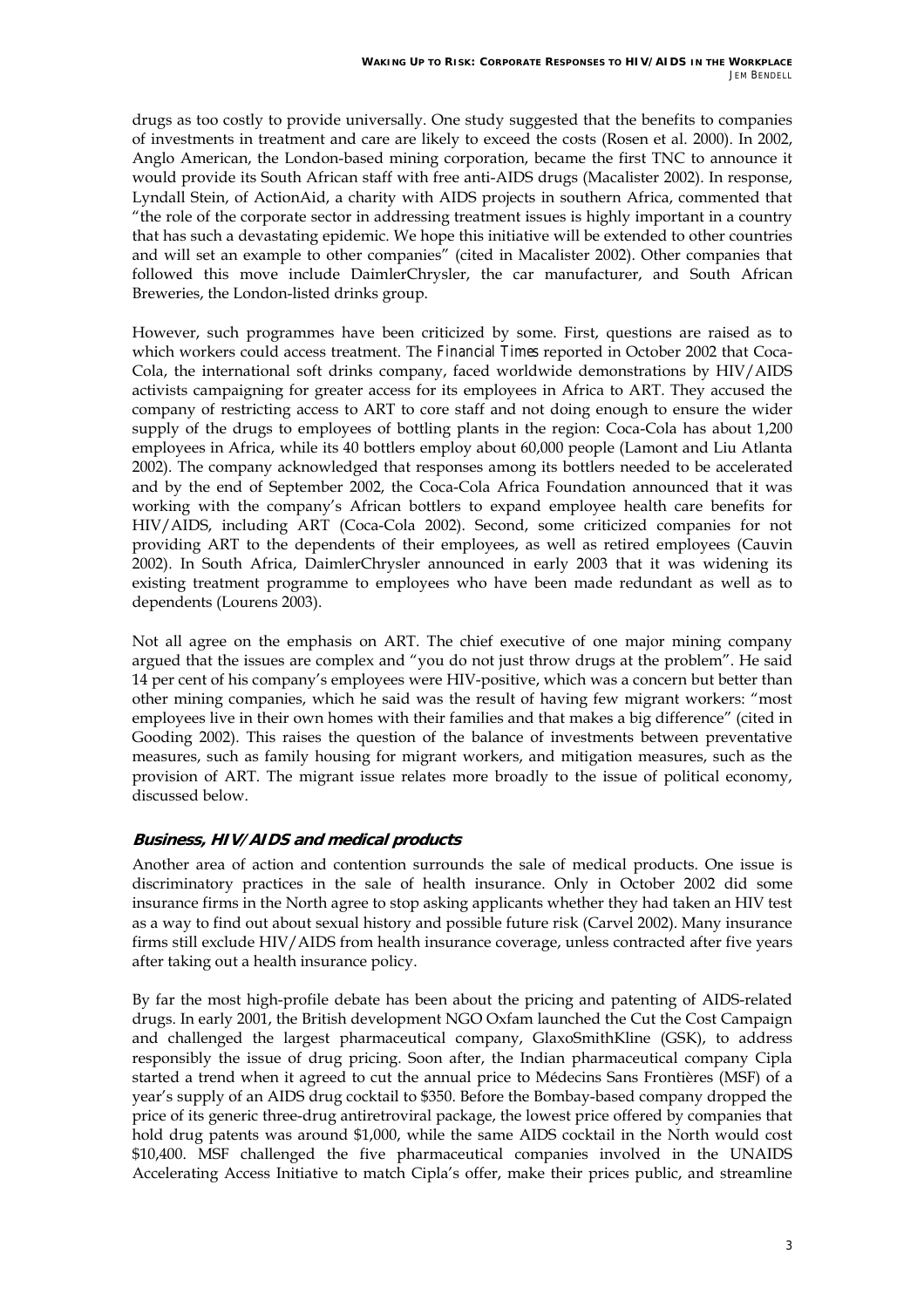drugs as too costly to provide universally. One study suggested that the benefits to companies of investments in treatment and care are likely to exceed the costs (Rosen et al. 2000). In 2002, Anglo American, the London-based mining corporation, became the first TNC to announce it would provide its South African staff with free anti-AIDS drugs (Macalister 2002). In response, Lyndall Stein, of ActionAid, a charity with AIDS projects in southern Africa, commented that "the role of the corporate sector in addressing treatment issues is highly important in a country that has such a devastating epidemic. We hope this initiative will be extended to other countries and will set an example to other companies" (cited in Macalister 2002). Other companies that followed this move include DaimlerChrysler, the car manufacturer, and South African Breweries, the London-listed drinks group.

However, such programmes have been criticized by some. First, questions are raised as to which workers could access treatment. The *Financial Times* reported in October 2002 that Coca-Cola, the international soft drinks company, faced worldwide demonstrations by HIV/AIDS activists campaigning for greater access for its employees in Africa to ART. They accused the company of restricting access to ART to core staff and not doing enough to ensure the wider supply of the drugs to employees of bottling plants in the region: Coca-Cola has about 1,200 employees in Africa, while its 40 bottlers employ about 60,000 people (Lamont and Liu Atlanta 2002). The company acknowledged that responses among its bottlers needed to be accelerated and by the end of September 2002, the Coca-Cola Africa Foundation announced that it was working with the company's African bottlers to expand employee health care benefits for HIV/AIDS, including ART (Coca-Cola 2002). Second, some criticized companies for not providing ART to the dependents of their employees, as well as retired employees (Cauvin 2002). In South Africa, DaimlerChrysler announced in early 2003 that it was widening its existing treatment programme to employees who have been made redundant as well as to dependents (Lourens 2003).

Not all agree on the emphasis on ART. The chief executive of one major mining company argued that the issues are complex and "you do not just throw drugs at the problem". He said 14 per cent of his company's employees were HIV-positive, which was a concern but better than other mining companies, which he said was the result of having few migrant workers: "most employees live in their own homes with their families and that makes a big difference" (cited in Gooding 2002). This raises the question of the balance of investments between preventative measures, such as family housing for migrant workers, and mitigation measures, such as the provision of ART. The migrant issue relates more broadly to the issue of political economy, discussed below.

### Business, HIV/AIDS and medical products

Another area of action and contention surrounds the sale of medical products. One issue is discriminatory practices in the sale of health insurance. Only in October 2002 did some insurance firms in the North agree to stop asking applicants whether they had taken an HIV test as a way to find out about sexual history and possible future risk (Carvel 2002). Many insurance firms still exclude HIV/AIDS from health insurance coverage, unless contracted after five years after taking out a health insurance policy.

By far the most high-profile debate has been about the pricing and patenting of AIDS-related drugs. In early 2001, the British development NGO Oxfam launched the Cut the Cost Campaign and challenged the largest pharmaceutical company, GlaxoSmithKline (GSK), to address responsibly the issue of drug pricing. Soon after, the Indian pharmaceutical company Cipla started a trend when it agreed to cut the annual price to Médecins Sans Frontières (MSF) of a year's supply of an AIDS drug cocktail to \$350. Before the Bombay-based company dropped the price of its generic three-drug antiretroviral package, the lowest price offered by companies that hold drug patents was around \$1,000, while the same AIDS cocktail in the North would cost \$10,400. MSF challenged the five pharmaceutical companies involved in the UNAIDS Accelerating Access Initiative to match Cipla's offer, make their prices public, and streamline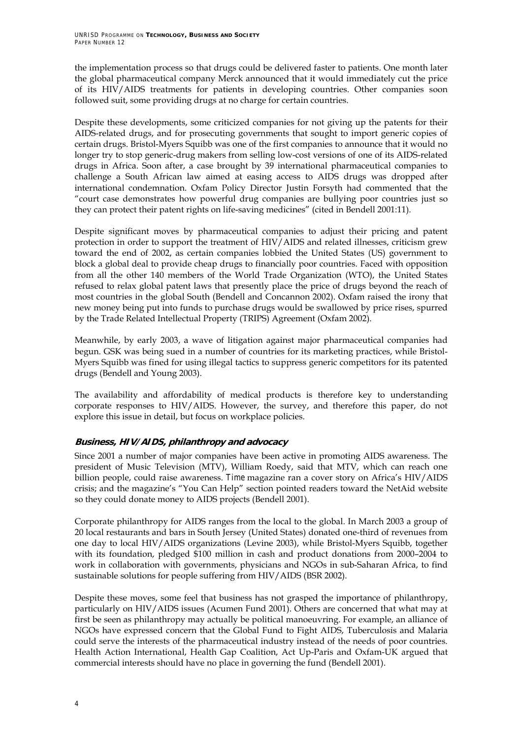the implementation process so that drugs could be delivered faster to patients. One month later the global pharmaceutical company Merck announced that it would immediately cut the price of its HIV/AIDS treatments for patients in developing countries. Other companies soon followed suit, some providing drugs at no charge for certain countries.

Despite these developments, some criticized companies for not giving up the patents for their AIDS-related drugs, and for prosecuting governments that sought to import generic copies of certain drugs. Bristol-Myers Squibb was one of the first companies to announce that it would no longer try to stop generic-drug makers from selling low-cost versions of one of its AIDS-related drugs in Africa. Soon after, a case brought by 39 international pharmaceutical companies to challenge a South African law aimed at easing access to AIDS drugs was dropped after international condemnation. Oxfam Policy Director Justin Forsyth had commented that the "court case demonstrates how powerful drug companies are bullying poor countries just so they can protect their patent rights on life-saving medicines" (cited in Bendell 2001:11).

Despite significant moves by pharmaceutical companies to adjust their pricing and patent protection in order to support the treatment of HIV/AIDS and related illnesses, criticism grew toward the end of 2002, as certain companies lobbied the United States (US) government to block a global deal to provide cheap drugs to financially poor countries. Faced with opposition from all the other 140 members of the World Trade Organization (WTO), the United States refused to relax global patent laws that presently place the price of drugs beyond the reach of most countries in the global South (Bendell and Concannon 2002). Oxfam raised the irony that new money being put into funds to purchase drugs would be swallowed by price rises, spurred by the Trade Related Intellectual Property (TRIPS) Agreement (Oxfam 2002).

Meanwhile, by early 2003, a wave of litigation against major pharmaceutical companies had begun. GSK was being sued in a number of countries for its marketing practices, while Bristol-Myers Squibb was fined for using illegal tactics to suppress generic competitors for its patented drugs (Bendell and Young 2003).

The availability and affordability of medical products is therefore key to understanding corporate responses to HIV/AIDS. However, the survey, and therefore this paper, do not explore this issue in detail, but focus on workplace policies.

### *Business, HIV/AIDS, philanthropy and advocacy*

Since 2001 a number of major companies have been active in promoting AIDS awareness. The president of Music Television (MTV), William Roedy, said that MTV, which can reach one billion people, could raise awareness. *Time* magazine ran a cover story on Africa's HIV/AIDS crisis; and the magazine's "You Can Help" section pointed readers toward the NetAid website so they could donate money to AIDS projects (Bendell 2001).

Corporate philanthropy for AIDS ranges from the local to the global. In March 2003 a group of 20 local restaurants and bars in South Jersey (United States) donated one-third of revenues from one day to local HIV/AIDS organizations (Levine 2003), while Bristol-Myers Squibb, together with its foundation, pledged $100 million in cash and product donations from 2000–2004 to work in collaboration with governments, physicians and NGOs in sub-Saharan Africa, to find sustainable solutions for people suffering from HIV/AIDS (BSR 2002).

Despite these moves, some feel that business has not grasped the importance of philanthropy, particularly on HIV/AIDS issues (Acumen Fund 2001). Others are concerned that what may at first be seen as philanthropy may actually be political manoeuvring. For example, an alliance of NGOs have expressed concern that the Global Fund to Fight AIDS, Tuberculosis and Malaria could serve the interests of the pharmaceutical industry instead of the needs of poor countries. Health Action International, Health Gap Coalition, Act Up-Paris and Oxfam-UK argued that commercial interests should have no place in governing the fund (Bendell 2001).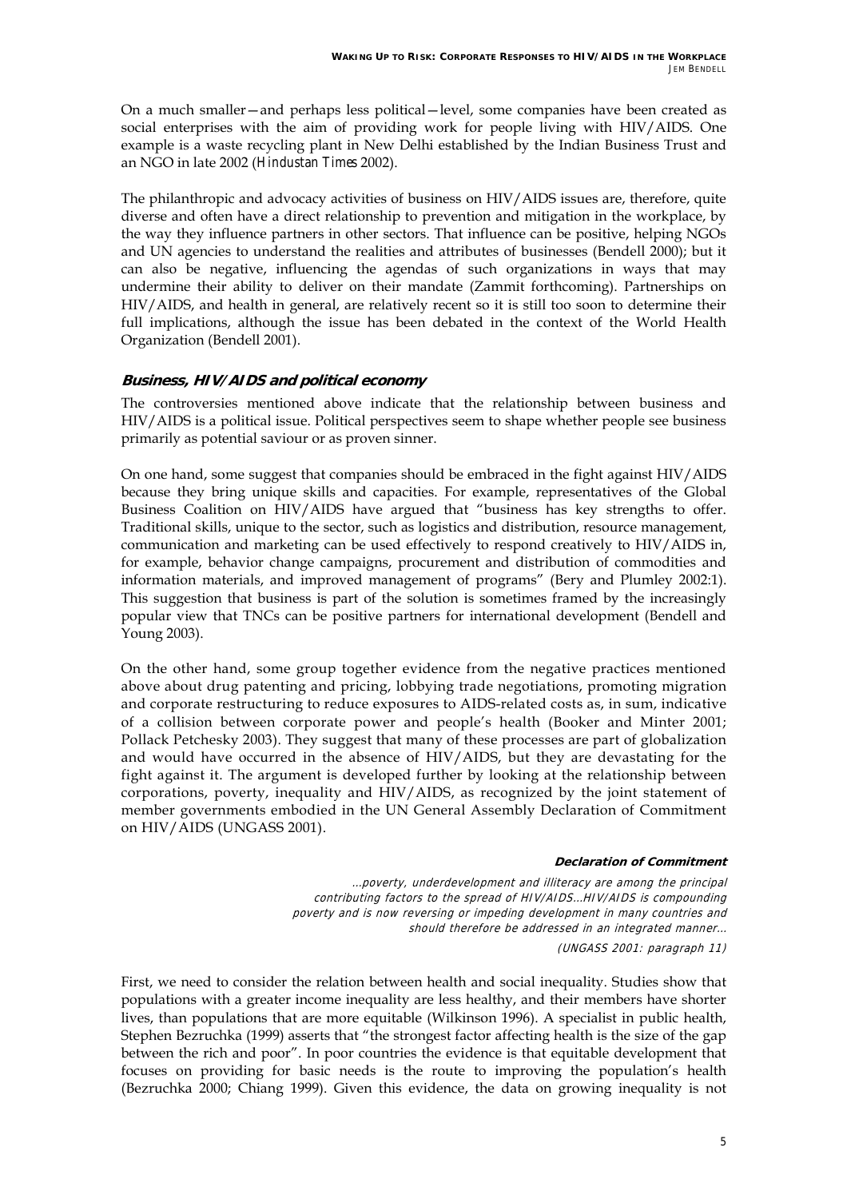On a much smaller—and perhaps less political—level, some companies have been created as social enterprises with the aim of providing work for people living with HIV/AIDS. One example is a waste recycling plant in New Delhi established by the Indian Business Trust and an NGO in late 2002 (*Hindustan Times* 2002).

The philanthropic and advocacy activities of business on HIV/AIDS issues are, therefore, quite diverse and often have a direct relationship to prevention and mitigation in the workplace, by the way they influence partners in other sectors. That influence can be positive, helping NGOs and UN agencies to understand the realities and attributes of businesses (Bendell 2000); but it can also be negative, influencing the agendas of such organizations in ways that may undermine their ability to deliver on their mandate (Zammit forthcoming). Partnerships on HIV/AIDS, and health in general, are relatively recent so it is still too soon to determine their full implications, although the issue has been debated in the context of the World Health Organization (Bendell 2001).

### *Business, HIV/AIDS and political economy*

The controversies mentioned above indicate that the relationship between business and HIV/AIDS is a political issue. Political perspectives seem to shape whether people see business primarily as potential saviour or as proven sinner.

On one hand, some suggest that companies should be embraced in the fight against HIV/AIDS because they bring unique skills and capacities. For example, representatives of the Global Business Coalition on HIV/AIDS have argued that "business has key strengths to offer. Traditional skills, unique to the sector, such as logistics and distribution, resource management, communication and marketing can be used effectively to respond creatively to HIV/AIDS in, for example, behavior change campaigns, procurement and distribution of commodities and information materials, and improved management of programs" (Bery and Plumley 2002:1). This suggestion that business is part of the solution is sometimes framed by the increasingly popular view that TNCs can be positive partners for international development (Bendell and Young 2003).

On the other hand, some group together evidence from the negative practices mentioned above about drug patenting and pricing, lobbying trade negotiations, promoting migration and corporate restructuring to reduce exposures to AIDS-related costs as, in sum, indicative of a collision between corporate power and people's health (Booker and Minter 2001; Pollack Petchesky 2003). They suggest that many of these processes are part of globalization and would have occurred in the absence of HIV/AIDS, but they are devastating for the fight against it. The argument is developed further by looking at the relationship between corporations, poverty, inequality and HIV/AIDS, as recognized by the joint statement of member governments embodied in the UN General Assembly Declaration of Commitment on HIV/AIDS (UNGASS 2001).

> **Declaration of Commitment**
>
> *...poverty, underdevelopment and illiteracy are among the principal contributing factors to the spread of HIV/AIDS...HIV/AIDS is compounding poverty and is now reversing or impeding development in many countries and should therefore be addressed in an integrated manner...*
>
> *(UNGASS 2001: paragraph 11)*

First, we need to consider the relation between health and social inequality. Studies show that populations with a greater income inequality are less healthy, and their members have shorter lives, than populations that are more equitable (Wilkinson 1996). A specialist in public health, Stephen Bezruchka (1999) asserts that "the strongest factor affecting health is the size of the gap between the rich and poor". In poor countries the evidence is that equitable development that focuses on providing for basic needs is the route to improving the population's health (Bezruchka 2000; Chiang 1999). Given this evidence, the data on growing inequality is not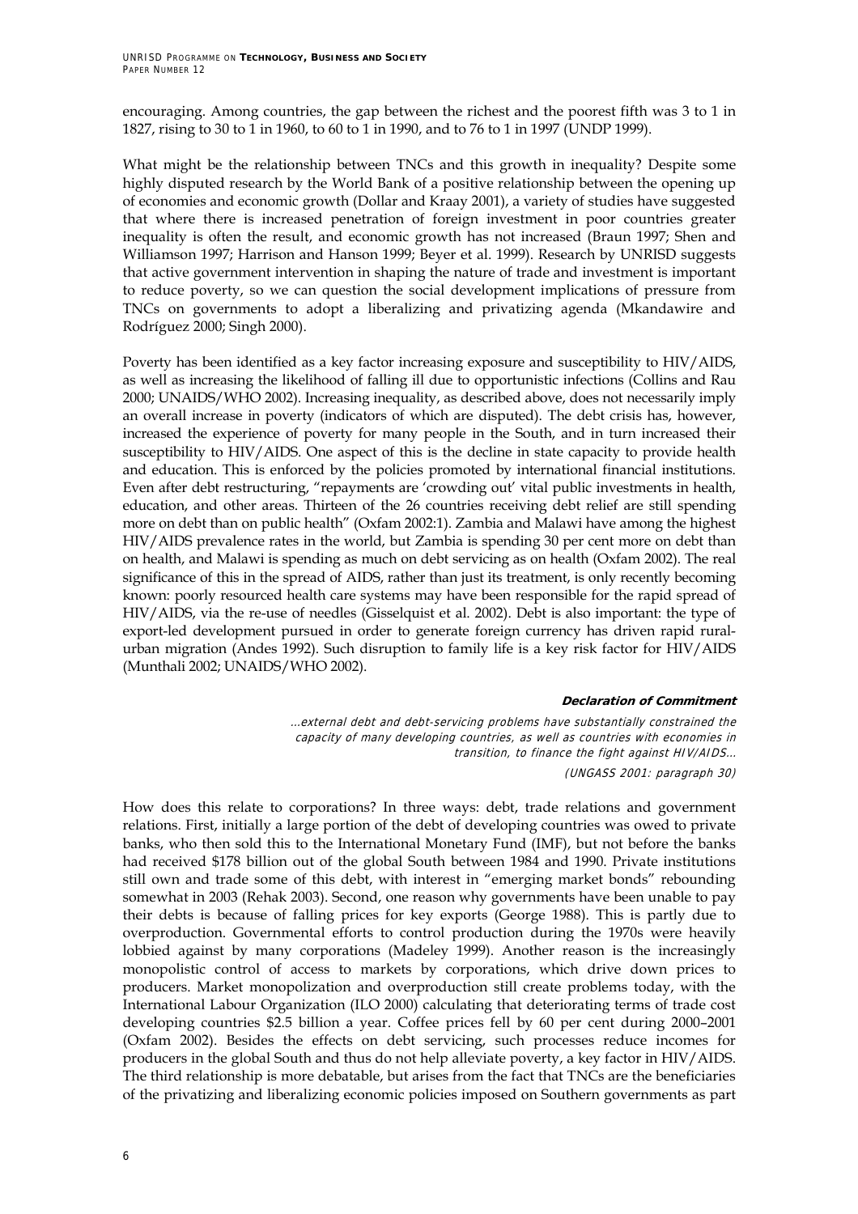encouraging. Among countries, the gap between the richest and the poorest fifth was 3 to 1 in 1827, rising to 30 to 1 in 1960, to 60 to 1 in 1990, and to 76 to 1 in 1997 (UNDP 1999).

What might be the relationship between TNCs and this growth in inequality? Despite some highly disputed research by the World Bank of a positive relationship between the opening up of economies and economic growth (Dollar and Kraay 2001), a variety of studies have suggested that where there is increased penetration of foreign investment in poor countries greater inequality is often the result, and economic growth has not increased (Braun 1997; Shen and Williamson 1997; Harrison and Hanson 1999; Beyer et al. 1999). Research by UNRISD suggests that active government intervention in shaping the nature of trade and investment is important to reduce poverty, so we can question the social development implications of pressure from TNCs on governments to adopt a liberalizing and privatizing agenda (Mkandawire and Rodríguez 2000; Singh 2000).

Poverty has been identified as a key factor increasing exposure and susceptibility to HIV/AIDS, as well as increasing the likelihood of falling ill due to opportunistic infections (Collins and Rau 2000; UNAIDS/WHO 2002). Increasing inequality, as described above, does not necessarily imply an overall increase in poverty (indicators of which are disputed). The debt crisis has, however, increased the experience of poverty for many people in the South, and in turn increased their susceptibility to HIV/AIDS. One aspect of this is the decline in state capacity to provide health and education. This is enforced by the policies promoted by international financial institutions. Even after debt restructuring, "repayments are 'crowding out' vital public investments in health, education, and other areas. Thirteen of the 26 countries receiving debt relief are still spending more on debt than on public health" (Oxfam 2002:1). Zambia and Malawi have among the highest HIV/AIDS prevalence rates in the world, but Zambia is spending 30 per cent more on debt than on health, and Malawi is spending as much on debt servicing as on health (Oxfam 2002). The real significance of this in the spread of AIDS, rather than just its treatment, is only recently becoming known: poorly resourced health care systems may have been responsible for the rapid spread of HIV/AIDS, via the re-use of needles (Gisselquist et al. 2002). Debt is also important: the type of export-led development pursued in order to generate foreign currency has driven rapid rural-urban migration (Andes 1992). Such disruption to family life is a key risk factor for HIV/AIDS (Munthali 2002; UNAIDS/WHO 2002).

**Declaration of Commitment**

*…external debt and debt-servicing problems have substantially constrained the capacity of many developing countries, as well as countries with economies in transition, to finance the fight against HIV/AIDS…*

*(UNGASS 2001: paragraph 30)*

How does this relate to corporations? In three ways: debt, trade relations and government relations. First, initially a large portion of the debt of developing countries was owed to private banks, who then sold this to the International Monetary Fund (IMF), but not before the banks had received $178 billion out of the global South between 1984 and 1990. Private institutions still own and trade some of this debt, with interest in "emerging market bonds" rebounding somewhat in 2003 (Rehak 2003). Second, one reason why governments have been unable to pay their debts is because of falling prices for key exports (George 1988). This is partly due to overproduction. Governmental efforts to control production during the 1970s were heavily lobbied against by many corporations (Madeley 1999). Another reason is the increasingly monopolistic control of access to markets by corporations, which drive down prices to producers. Market monopolization and overproduction still create problems today, with the International Labour Organization (ILO 2000) calculating that deteriorating terms of trade cost developing countries $2.5 billion a year. Coffee prices fell by 60 per cent during 2000–2001 (Oxfam 2002). Besides the effects on debt servicing, such processes reduce incomes for producers in the global South and thus do not help alleviate poverty, a key factor in HIV/AIDS. The third relationship is more debatable, but arises from the fact that TNCs are the beneficiaries of the privatizing and liberalizing economic policies imposed on Southern governments as part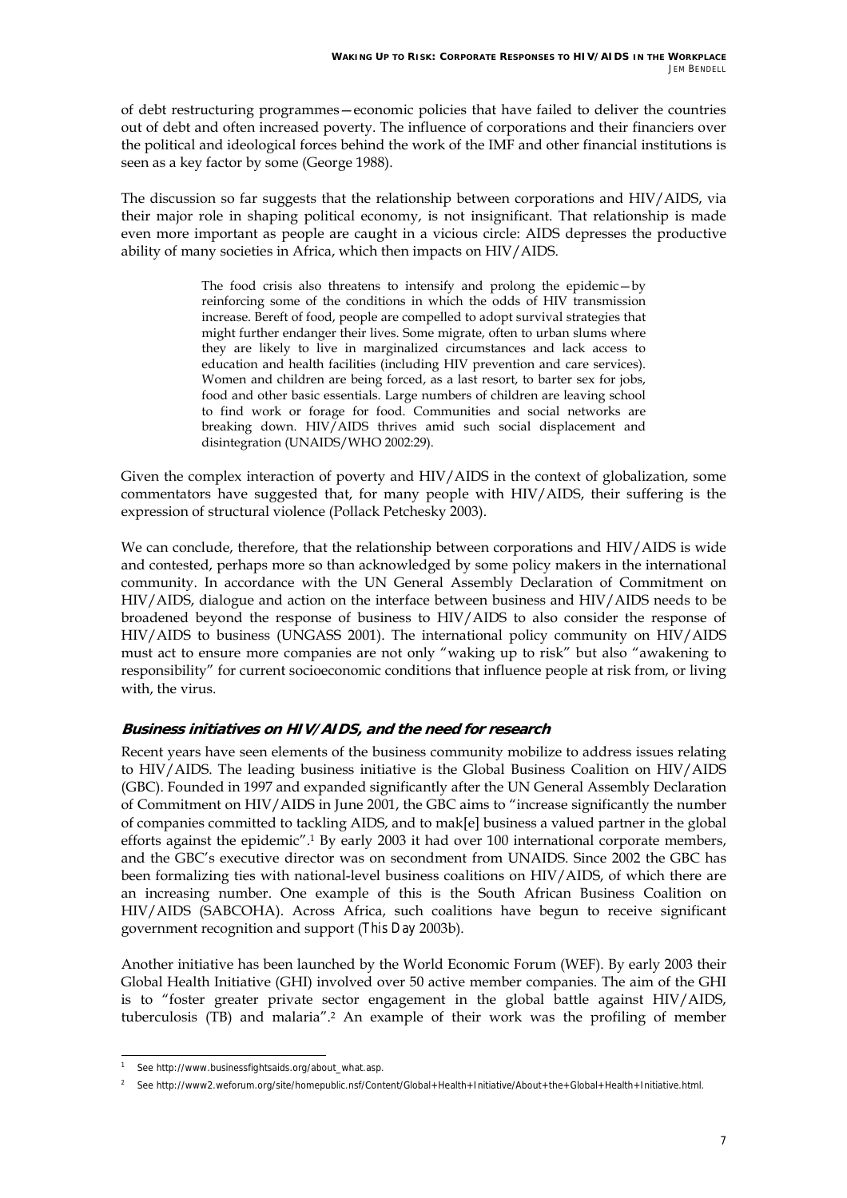of debt restructuring programmes—economic policies that have failed to deliver the countries out of debt and often increased poverty. The influence of corporations and their financiers over the political and ideological forces behind the work of the IMF and other financial institutions is seen as a key factor by some (George 1988).

The discussion so far suggests that the relationship between corporations and HIV/AIDS, via their major role in shaping political economy, is not insignificant. That relationship is made even more important as people are caught in a vicious circle: AIDS depresses the productive ability of many societies in Africa, which then impacts on HIV/AIDS.

> The food crisis also threatens to intensify and prolong the epidemic—by reinforcing some of the conditions in which the odds of HIV transmission increase. Bereft of food, people are compelled to adopt survival strategies that might further endanger their lives. Some migrate, often to urban slums where they are likely to live in marginalized circumstances and lack access to education and health facilities (including HIV prevention and care services). Women and children are being forced, as a last resort, to barter sex for jobs, food and other basic essentials. Large numbers of children are leaving school to find work or forage for food. Communities and social networks are breaking down. HIV/AIDS thrives amid such social displacement and disintegration (UNAIDS/WHO 2002:29).

Given the complex interaction of poverty and HIV/AIDS in the context of globalization, some commentators have suggested that, for many people with HIV/AIDS, their suffering is the expression of structural violence (Pollack Petchesky 2003).

We can conclude, therefore, that the relationship between corporations and HIV/AIDS is wide and contested, perhaps more so than acknowledged by some policy makers in the international community. In accordance with the UN General Assembly Declaration of Commitment on HIV/AIDS, dialogue and action on the interface between business and HIV/AIDS needs to be broadened beyond the response of business to HIV/AIDS to also consider the response of HIV/AIDS to business (UNGASS 2001). The international policy community on HIV/AIDS must act to ensure more companies are not only "waking up to risk" but also "awakening to responsibility" for current socioeconomic conditions that influence people at risk from, or living with, the virus.

### *Business initiatives on HIV/AIDS, and the need for research*

Recent years have seen elements of the business community mobilize to address issues relating to HIV/AIDS. The leading business initiative is the Global Business Coalition on HIV/AIDS (GBC). Founded in 1997 and expanded significantly after the UN General Assembly Declaration of Commitment on HIV/AIDS in June 2001, the GBC aims to "increase significantly the number of companies committed to tackling AIDS, and to mak[e] business a valued partner in the global efforts against the epidemic".[1] By early 2003 it had over 100 international corporate members, and the GBC's executive director was on secondment from UNAIDS. Since 2002 the GBC has been formalizing ties with national-level business coalitions on HIV/AIDS, of which there are an increasing number. One example of this is the South African Business Coalition on HIV/AIDS (SABCOHA). Across Africa, such coalitions have begun to receive significant government recognition and support (*This Day* 2003b).

Another initiative has been launched by the World Economic Forum (WEF). By early 2003 their Global Health Initiative (GHI) involved over 50 active member companies. The aim of the GHI is to "foster greater private sector engagement in the global battle against HIV/AIDS, tuberculosis (TB) and malaria".[2] An example of their work was the profiling of member

---

[1] See http://www.businessfightsaids.org/about_what.asp.

[2] See http://www2.weforum.org/site/homepublic.nsf/Content/Global+Health+Initiative/About+the+Global+Health+Initiative.html.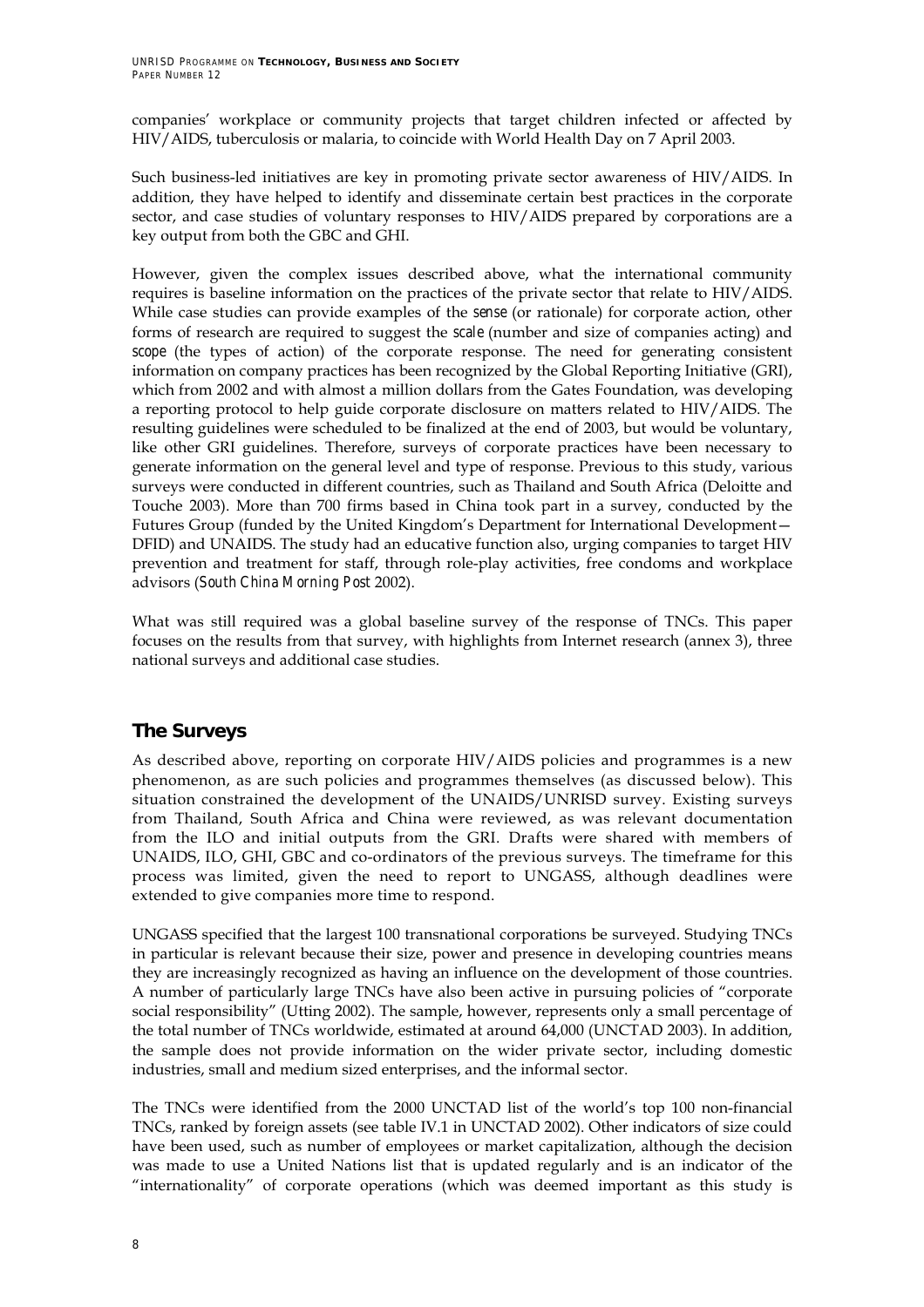companies' workplace or community projects that target children infected or affected by HIV/AIDS, tuberculosis or malaria, to coincide with World Health Day on 7 April 2003.

Such business-led initiatives are key in promoting private sector awareness of HIV/AIDS. In addition, they have helped to identify and disseminate certain best practices in the corporate sector, and case studies of voluntary responses to HIV/AIDS prepared by corporations are a key output from both the GBC and GHI.

However, given the complex issues described above, what the international community requires is baseline information on the practices of the private sector that relate to HIV/AIDS. While case studies can provide examples of the *sense* (or rationale) for corporate action, other forms of research are required to suggest the *scale* (number and size of companies acting) and *scope* (the types of action) of the corporate response. The need for generating consistent information on company practices has been recognized by the Global Reporting Initiative (GRI), which from 2002 and with almost a million dollars from the Gates Foundation, was developing a reporting protocol to help guide corporate disclosure on matters related to HIV/AIDS. The resulting guidelines were scheduled to be finalized at the end of 2003, but would be voluntary, like other GRI guidelines. Therefore, surveys of corporate practices have been necessary to generate information on the general level and type of response. Previous to this study, various surveys were conducted in different countries, such as Thailand and South Africa (Deloitte and Touche 2003). More than 700 firms based in China took part in a survey, conducted by the Futures Group (funded by the United Kingdom's Department for International Development—DFID) and UNAIDS. The study had an educative function also, urging companies to target HIV prevention and treatment for staff, through role-play activities, free condoms and workplace advisors (*South China Morning Post* 2002).

What was still required was a global baseline survey of the response of TNCs. This paper focuses on the results from that survey, with highlights from Internet research (annex 3), three national surveys and additional case studies.

## The Surveys

As described above, reporting on corporate HIV/AIDS policies and programmes is a new phenomenon, as are such policies and programmes themselves (as discussed below). This situation constrained the development of the UNAIDS/UNRISD survey. Existing surveys from Thailand, South Africa and China were reviewed, as was relevant documentation from the ILO and initial outputs from the GRI. Drafts were shared with members of UNAIDS, ILO, GHI, GBC and co-ordinators of the previous surveys. The timeframe for this process was limited, given the need to report to UNGASS, although deadlines were extended to give companies more time to respond.

UNGASS specified that the largest 100 transnational corporations be surveyed. Studying TNCs in particular is relevant because their size, power and presence in developing countries means they are increasingly recognized as having an influence on the development of those countries. A number of particularly large TNCs have also been active in pursuing policies of "corporate social responsibility" (Utting 2002). The sample, however, represents only a small percentage of the total number of TNCs worldwide, estimated at around 64,000 (UNCTAD 2003). In addition, the sample does not provide information on the wider private sector, including domestic industries, small and medium sized enterprises, and the informal sector.

The TNCs were identified from the 2000 UNCTAD list of the world's top 100 non-financial TNCs, ranked by foreign assets (see table IV.1 in UNCTAD 2002). Other indicators of size could have been used, such as number of employees or market capitalization, although the decision was made to use a United Nations list that is updated regularly and is an indicator of the "internationality" of corporate operations (which was deemed important as this study is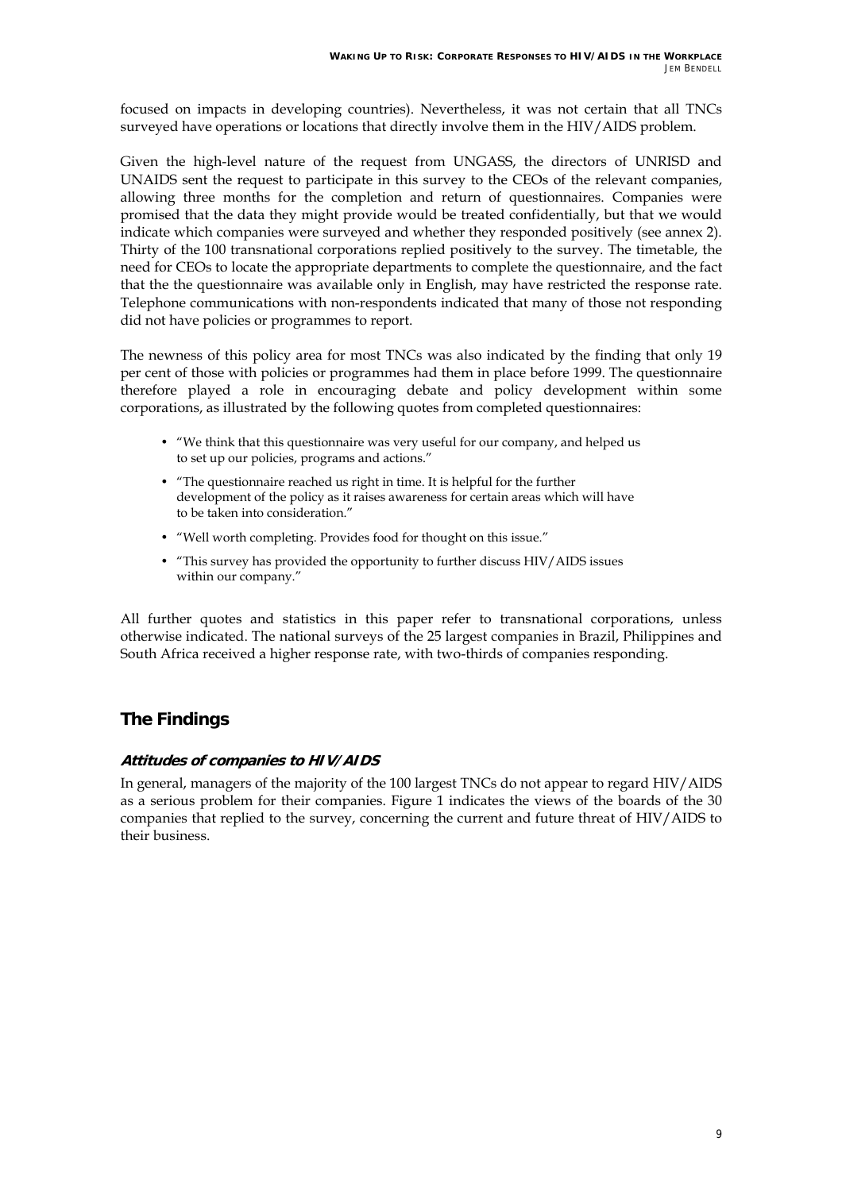focused on impacts in developing countries). Nevertheless, it was not certain that all TNCs surveyed have operations or locations that directly involve them in the HIV/AIDS problem.

Given the high-level nature of the request from UNGASS, the directors of UNRISD and UNAIDS sent the request to participate in this survey to the CEOs of the relevant companies, allowing three months for the completion and return of questionnaires. Companies were promised that the data they might provide would be treated confidentially, but that we would indicate which companies were surveyed and whether they responded positively (see annex 2). Thirty of the 100 transnational corporations replied positively to the survey. The timetable, the need for CEOs to locate the appropriate departments to complete the questionnaire, and the fact that the the questionnaire was available only in English, may have restricted the response rate. Telephone communications with non-respondents indicated that many of those not responding did not have policies or programmes to report.

The newness of this policy area for most TNCs was also indicated by the finding that only 19 per cent of those with policies or programmes had them in place before 1999. The questionnaire therefore played a role in encouraging debate and policy development within some corporations, as illustrated by the following quotes from completed questionnaires:

- "We think that this questionnaire was very useful for our company, and helped us to set up our policies, programs and actions."
- "The questionnaire reached us right in time. It is helpful for the further development of the policy as it raises awareness for certain areas which will have to be taken into consideration."
- "Well worth completing. Provides food for thought on this issue."
- "This survey has provided the opportunity to further discuss HIV/AIDS issues within our company."

All further quotes and statistics in this paper refer to transnational corporations, unless otherwise indicated. The national surveys of the 25 largest companies in Brazil, Philippines and South Africa received a higher response rate, with two-thirds of companies responding.

## The Findings

### *Attitudes of companies to HIV/AIDS*

In general, managers of the majority of the 100 largest TNCs do not appear to regard HIV/AIDS as a serious problem for their companies. Figure 1 indicates the views of the boards of the 30 companies that replied to the survey, concerning the current and future threat of HIV/AIDS to their business.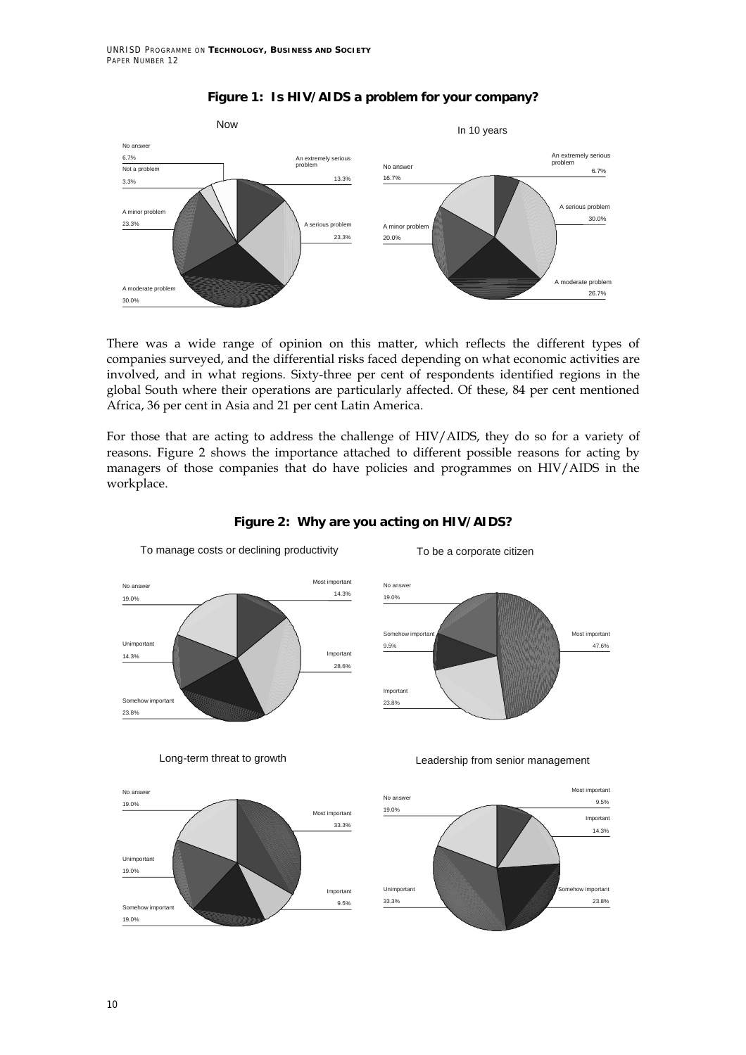**Figure 1: Is HIV/AIDS a problem for your company?**

Now

- No answer 6.7%
- Not a problem 3.3%
- A minor problem 23.3%
- A moderate problem 30.0%
- An extremely serious problem 13.3%
- A serious problem 23.3%

In 10 years

- No answer 16.7%
- A minor problem 20.0%
- An extremely serious problem 6.7%
- A serious problem 30.0%
- A moderate problem 26.7%

There was a wide range of opinion on this matter, which reflects the different types of companies surveyed, and the differential risks faced depending on what economic activities are involved, and in what regions. Sixty-three per cent of respondents identified regions in the global South where their operations are particularly affected. Of these, 84 per cent mentioned Africa, 36 per cent in Asia and 21 per cent Latin America.

For those that are acting to address the challenge of HIV/AIDS, they do so for a variety of reasons. Figure 2 shows the importance attached to different possible reasons for acting by managers of those companies that do have policies and programmes on HIV/AIDS in the workplace.

**Figure 2: Why are you acting on HIV/AIDS?**

To manage costs or declining productivity

- No answer 19.0%
- Unimportant 14.3%
- Somehow important 23.8%
- Most important 14.3%
- Important 28.6%

To be a corporate citizen

- No answer 19.0%
- Somehow important 9.5%
- Important 23.8%
- Most important 47.6%

Long-term threat to growth

- No answer 19.0%
- Unimportant 19.0%
- Somehow important 19.0%
- Most important 33.3%
- Important 9.5%

Leadership from senior management

- No answer 19.0%
- Unimportant 33.3%
- Most important 9.5%
- Important 14.3%
- Somehow important 23.8%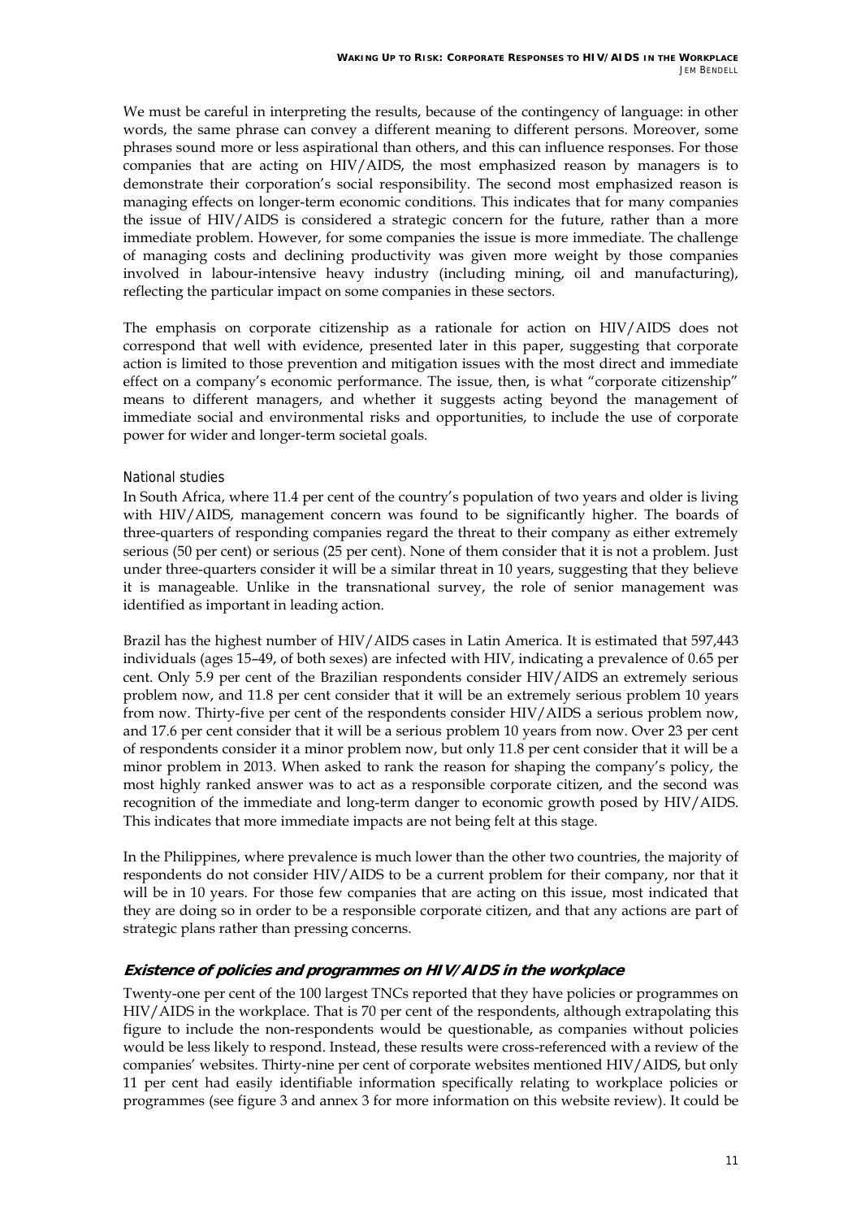We must be careful in interpreting the results, because of the contingency of language: in other words, the same phrase can convey a different meaning to different persons. Moreover, some phrases sound more or less aspirational than others, and this can influence responses. For those companies that are acting on HIV/AIDS, the most emphasized reason by managers is to demonstrate their corporation's social responsibility. The second most emphasized reason is managing effects on longer-term economic conditions. This indicates that for many companies the issue of HIV/AIDS is considered a strategic concern for the future, rather than a more immediate problem. However, for some companies the issue is more immediate. The challenge of managing costs and declining productivity was given more weight by those companies involved in labour-intensive heavy industry (including mining, oil and manufacturing), reflecting the particular impact on some companies in these sectors.

The emphasis on corporate citizenship as a rationale for action on HIV/AIDS does not correspond that well with evidence, presented later in this paper, suggesting that corporate action is limited to those prevention and mitigation issues with the most direct and immediate effect on a company's economic performance. The issue, then, is what "corporate citizenship" means to different managers, and whether it suggests acting beyond the management of immediate social and environmental risks and opportunities, to include the use of corporate power for wider and longer-term societal goals.

#### National studies

In South Africa, where 11.4 per cent of the country's population of two years and older is living with HIV/AIDS, management concern was found to be significantly higher. The boards of three-quarters of responding companies regard the threat to their company as either extremely serious (50 per cent) or serious (25 per cent). None of them consider that it is not a problem. Just under three-quarters consider it will be a similar threat in 10 years, suggesting that they believe it is manageable. Unlike in the transnational survey, the role of senior management was identified as important in leading action.

Brazil has the highest number of HIV/AIDS cases in Latin America. It is estimated that 597,443 individuals (ages 15–49, of both sexes) are infected with HIV, indicating a prevalence of 0.65 per cent. Only 5.9 per cent of the Brazilian respondents consider HIV/AIDS an extremely serious problem now, and 11.8 per cent consider that it will be an extremely serious problem 10 years from now. Thirty-five per cent of the respondents consider HIV/AIDS a serious problem now, and 17.6 per cent consider that it will be a serious problem 10 years from now. Over 23 per cent of respondents consider it a minor problem now, but only 11.8 per cent consider that it will be a minor problem in 2013. When asked to rank the reason for shaping the company's policy, the most highly ranked answer was to act as a responsible corporate citizen, and the second was recognition of the immediate and long-term danger to economic growth posed by HIV/AIDS. This indicates that more immediate impacts are not being felt at this stage.

In the Philippines, where prevalence is much lower than the other two countries, the majority of respondents do not consider HIV/AIDS to be a current problem for their company, nor that it will be in 10 years. For those few companies that are acting on this issue, most indicated that they are doing so in order to be a responsible corporate citizen, and that any actions are part of strategic plans rather than pressing concerns.

### *Existence of policies and programmes on HIV/AIDS in the workplace*

Twenty-one per cent of the 100 largest TNCs reported that they have policies or programmes on HIV/AIDS in the workplace. That is 70 per cent of the respondents, although extrapolating this figure to include the non-respondents would be questionable, as companies without policies would be less likely to respond. Instead, these results were cross-referenced with a review of the companies' websites. Thirty-nine per cent of corporate websites mentioned HIV/AIDS, but only 11 per cent had easily identifiable information specifically relating to workplace policies or programmes (see figure 3 and annex 3 for more information on this website review). It could be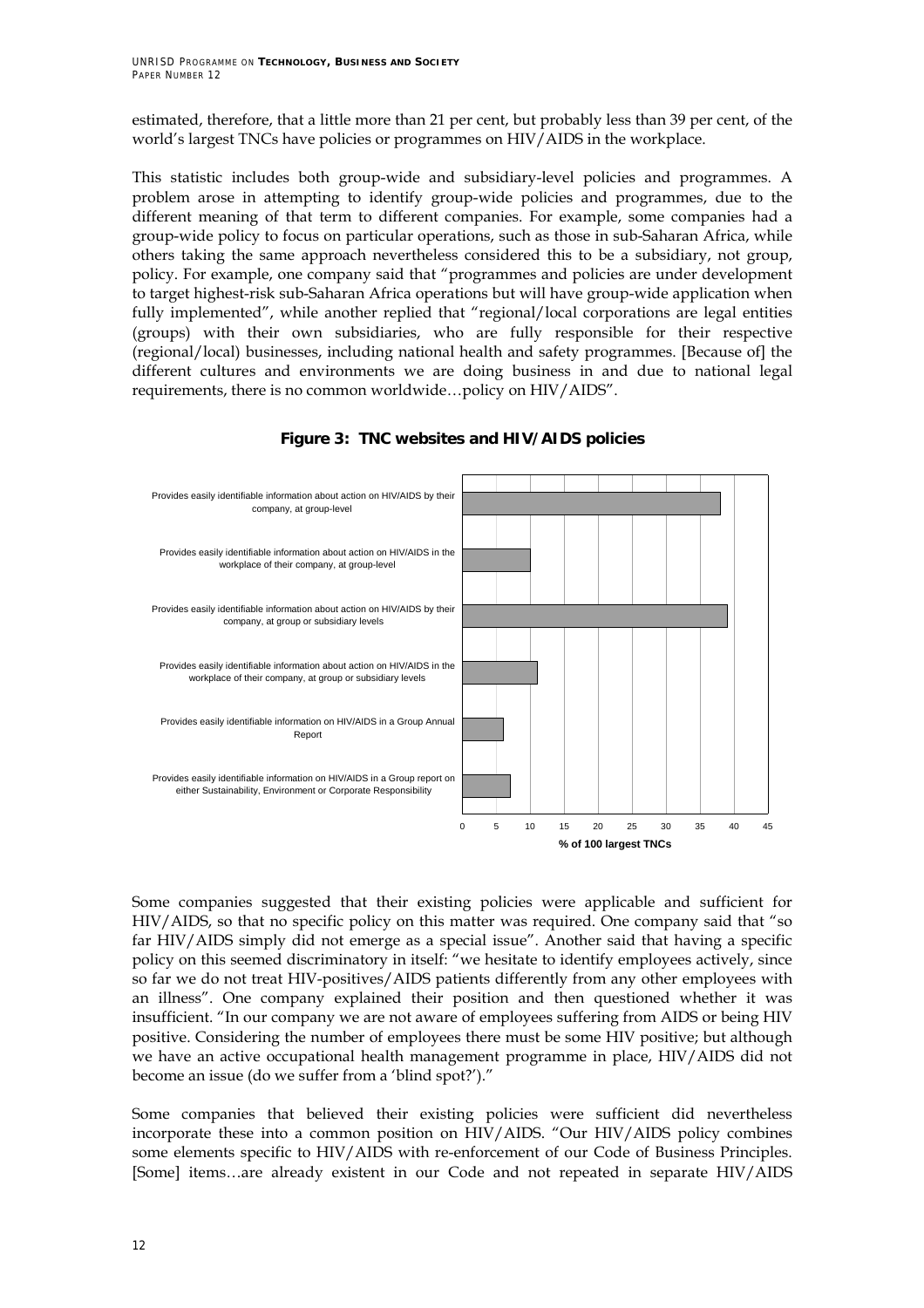estimated, therefore, that a little more than 21 per cent, but probably less than 39 per cent, of the world's largest TNCs have policies or programmes on HIV/AIDS in the workplace.

This statistic includes both group-wide and subsidiary-level policies and programmes. A problem arose in attempting to identify group-wide policies and programmes, due to the different meaning of that term to different companies. For example, some companies had a group-wide policy to focus on particular operations, such as those in sub-Saharan Africa, while others taking the same approach nevertheless considered this to be a subsidiary, not group, policy. For example, one company said that "programmes and policies are under development to target highest-risk sub-Saharan Africa operations but will have group-wide application when fully implemented", while another replied that "regional/local corporations are legal entities (groups) with their own subsidiaries, who are fully responsible for their respective (regional/local) businesses, including national health and safety programmes. [Because of] the different cultures and environments we are doing business in and due to national legal requirements, there is no common worldwide…policy on HIV/AIDS".

**Figure 3: TNC websites and HIV/AIDS policies**

| | % of 100 largest TNCs |
|---|---|
| Provides easily identifiable information about action on HIV/AIDS by their company, at group-level | 38 |
| Provides easily identifiable information about action on HIV/AIDS in the workplace of their company, at group-level | 10 |
| Provides easily identifiable information about action on HIV/AIDS by their company, at group or subsidiary levels | 39 |
| Provides easily identifiable information about action on HIV/AIDS in the workplace of their company, at group or subsidiary levels | 11 |
| Provides easily identifiable information on HIV/AIDS in a Group Annual Report | 6 |
| Provides easily identifiable information on HIV/AIDS in a Group report on either Sustainability, Environment or Corporate Responsibility | 7 |

Some companies suggested that their existing policies were applicable and sufficient for HIV/AIDS, so that no specific policy on this matter was required. One company said that "so far HIV/AIDS simply did not emerge as a special issue". Another said that having a specific policy on this seemed discriminatory in itself: "we hesitate to identify employees actively, since so far we do not treat HIV-positives/AIDS patients differently from any other employees with an illness". One company explained their position and then questioned whether it was insufficient. "In our company we are not aware of employees suffering from AIDS or being HIV positive. Considering the number of employees there must be some HIV positive; but although we have an active occupational health management programme in place, HIV/AIDS did not become an issue (do we suffer from a 'blind spot?')."

Some companies that believed their existing policies were sufficient did nevertheless incorporate these into a common position on HIV/AIDS. "Our HIV/AIDS policy combines some elements specific to HIV/AIDS with re-enforcement of our Code of Business Principles. [Some] items…are already existent in our Code and not repeated in separate HIV/AIDS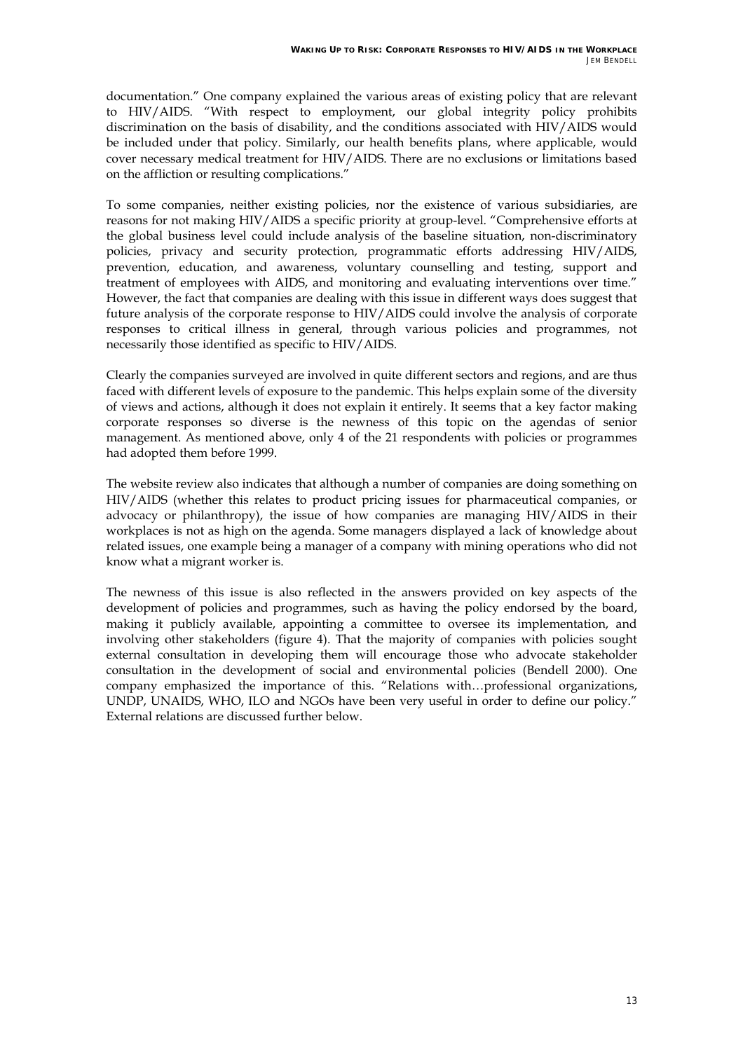documentation." One company explained the various areas of existing policy that are relevant to HIV/AIDS. "With respect to employment, our global integrity policy prohibits discrimination on the basis of disability, and the conditions associated with HIV/AIDS would be included under that policy. Similarly, our health benefits plans, where applicable, would cover necessary medical treatment for HIV/AIDS. There are no exclusions or limitations based on the affliction or resulting complications."

To some companies, neither existing policies, nor the existence of various subsidiaries, are reasons for not making HIV/AIDS a specific priority at group-level. "Comprehensive efforts at the global business level could include analysis of the baseline situation, non-discriminatory policies, privacy and security protection, programmatic efforts addressing HIV/AIDS, prevention, education, and awareness, voluntary counselling and testing, support and treatment of employees with AIDS, and monitoring and evaluating interventions over time." However, the fact that companies are dealing with this issue in different ways does suggest that future analysis of the corporate response to HIV/AIDS could involve the analysis of corporate responses to critical illness in general, through various policies and programmes, not necessarily those identified as specific to HIV/AIDS.

Clearly the companies surveyed are involved in quite different sectors and regions, and are thus faced with different levels of exposure to the pandemic. This helps explain some of the diversity of views and actions, although it does not explain it entirely. It seems that a key factor making corporate responses so diverse is the newness of this topic on the agendas of senior management. As mentioned above, only 4 of the 21 respondents with policies or programmes had adopted them before 1999.

The website review also indicates that although a number of companies are doing something on HIV/AIDS (whether this relates to product pricing issues for pharmaceutical companies, or advocacy or philanthropy), the issue of how companies are managing HIV/AIDS in their workplaces is not as high on the agenda. Some managers displayed a lack of knowledge about related issues, one example being a manager of a company with mining operations who did not know what a migrant worker is.

The newness of this issue is also reflected in the answers provided on key aspects of the development of policies and programmes, such as having the policy endorsed by the board, making it publicly available, appointing a committee to oversee its implementation, and involving other stakeholders (figure 4). That the majority of companies with policies sought external consultation in developing them will encourage those who advocate stakeholder consultation in the development of social and environmental policies (Bendell 2000). One company emphasized the importance of this. "Relations with…professional organizations, UNDP, UNAIDS, WHO, ILO and NGOs have been very useful in order to define our policy." External relations are discussed further below.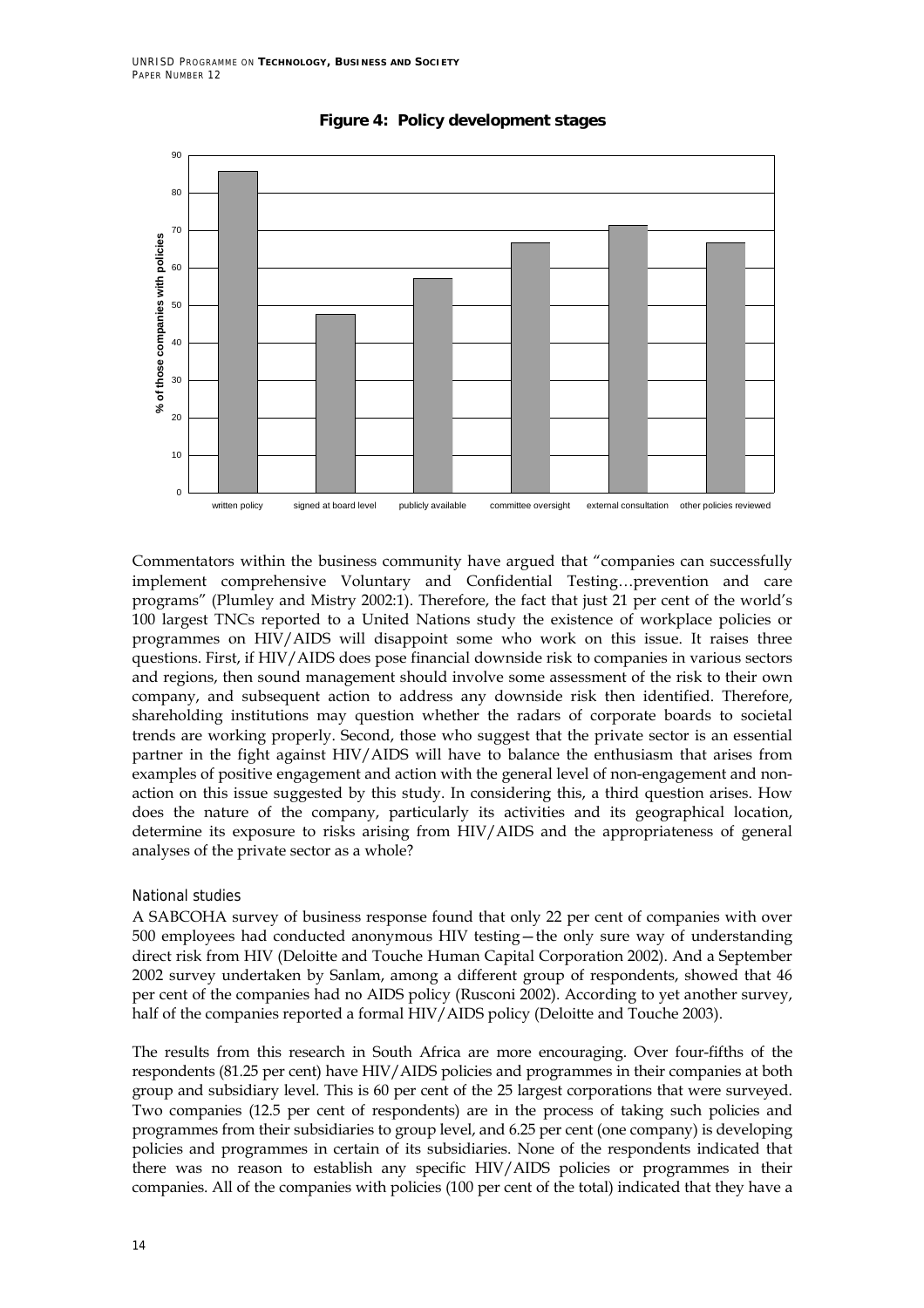**Figure 4: Policy development stages**

Commentators within the business community have argued that "companies can successfully implement comprehensive Voluntary and Confidential Testing…prevention and care programs" (Plumley and Mistry 2002:1). Therefore, the fact that just 21 per cent of the world's 100 largest TNCs reported to a United Nations study the existence of workplace policies or programmes on HIV/AIDS will disappoint some who work on this issue. It raises three questions. First, if HIV/AIDS does pose financial downside risk to companies in various sectors and regions, then sound management should involve some assessment of the risk to their own company, and subsequent action to address any downside risk then identified. Therefore, shareholding institutions may question whether the radars of corporate boards to societal trends are working properly. Second, those who suggest that the private sector is an essential partner in the fight against HIV/AIDS will have to balance the enthusiasm that arises from examples of positive engagement and action with the general level of non-engagement and non-action on this issue suggested by this study. In considering this, a third question arises. How does the nature of the company, particularly its activities and its geographical location, determine its exposure to risks arising from HIV/AIDS and the appropriateness of general analyses of the private sector as a whole?

### National studies

A SABCOHA survey of business response found that only 22 per cent of companies with over 500 employees had conducted anonymous HIV testing—the only sure way of understanding direct risk from HIV (Deloitte and Touche Human Capital Corporation 2002). And a September 2002 survey undertaken by Sanlam, among a different group of respondents, showed that 46 per cent of the companies had no AIDS policy (Rusconi 2002). According to yet another survey, half of the companies reported a formal HIV/AIDS policy (Deloitte and Touche 2003).

The results from this research in South Africa are more encouraging. Over four-fifths of the respondents (81.25 per cent) have HIV/AIDS policies and programmes in their companies at both group and subsidiary level. This is 60 per cent of the 25 largest corporations that were surveyed. Two companies (12.5 per cent of respondents) are in the process of taking such policies and programmes from their subsidiaries to group level, and 6.25 per cent (one company) is developing policies and programmes in certain of its subsidiaries. None of the respondents indicated that there was no reason to establish any specific HIV/AIDS policies or programmes in their companies. All of the companies with policies (100 per cent of the total) indicated that they have a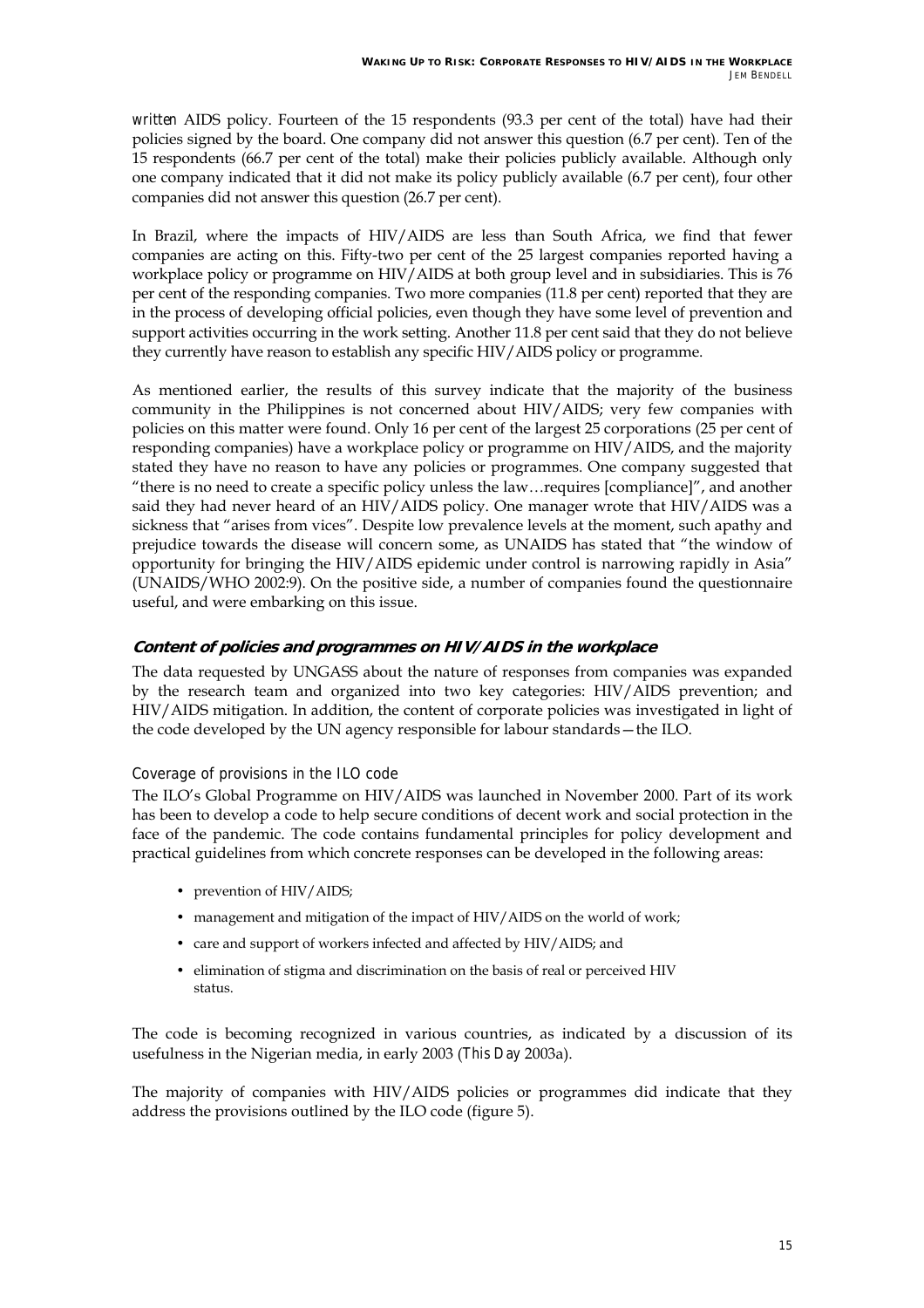*written* AIDS policy. Fourteen of the 15 respondents (93.3 per cent of the total) have had their policies signed by the board. One company did not answer this question (6.7 per cent). Ten of the 15 respondents (66.7 per cent of the total) make their policies publicly available. Although only one company indicated that it did not make its policy publicly available (6.7 per cent), four other companies did not answer this question (26.7 per cent).

In Brazil, where the impacts of HIV/AIDS are less than South Africa, we find that fewer companies are acting on this. Fifty-two per cent of the 25 largest companies reported having a workplace policy or programme on HIV/AIDS at both group level and in subsidiaries. This is 76 per cent of the responding companies. Two more companies (11.8 per cent) reported that they are in the process of developing official policies, even though they have some level of prevention and support activities occurring in the work setting. Another 11.8 per cent said that they do not believe they currently have reason to establish any specific HIV/AIDS policy or programme.

As mentioned earlier, the results of this survey indicate that the majority of the business community in the Philippines is not concerned about HIV/AIDS; very few companies with policies on this matter were found. Only 16 per cent of the largest 25 corporations (25 per cent of responding companies) have a workplace policy or programme on HIV/AIDS, and the majority stated they have no reason to have any policies or programmes. One company suggested that "there is no need to create a specific policy unless the law…requires [compliance]", and another said they had never heard of an HIV/AIDS policy. One manager wrote that HIV/AIDS was a sickness that "arises from vices". Despite low prevalence levels at the moment, such apathy and prejudice towards the disease will concern some, as UNAIDS has stated that "the window of opportunity for bringing the HIV/AIDS epidemic under control is narrowing rapidly in Asia" (UNAIDS/WHO 2002:9). On the positive side, a number of companies found the questionnaire useful, and were embarking on this issue.

### Content of policies and programmes on HIV/AIDS in the workplace

The data requested by UNGASS about the nature of responses from companies was expanded by the research team and organized into two key categories: HIV/AIDS prevention; and HIV/AIDS mitigation. In addition, the content of corporate policies was investigated in light of the code developed by the UN agency responsible for labour standards—the ILO.

#### Coverage of provisions in the ILO code

The ILO's Global Programme on HIV/AIDS was launched in November 2000. Part of its work has been to develop a code to help secure conditions of decent work and social protection in the face of the pandemic. The code contains fundamental principles for policy development and practical guidelines from which concrete responses can be developed in the following areas:

- prevention of HIV/AIDS;
- management and mitigation of the impact of HIV/AIDS on the world of work;
- care and support of workers infected and affected by HIV/AIDS; and
- elimination of stigma and discrimination on the basis of real or perceived HIV status.

The code is becoming recognized in various countries, as indicated by a discussion of its usefulness in the Nigerian media, in early 2003 (*This Day* 2003a).

The majority of companies with HIV/AIDS policies or programmes did indicate that they address the provisions outlined by the ILO code (figure 5).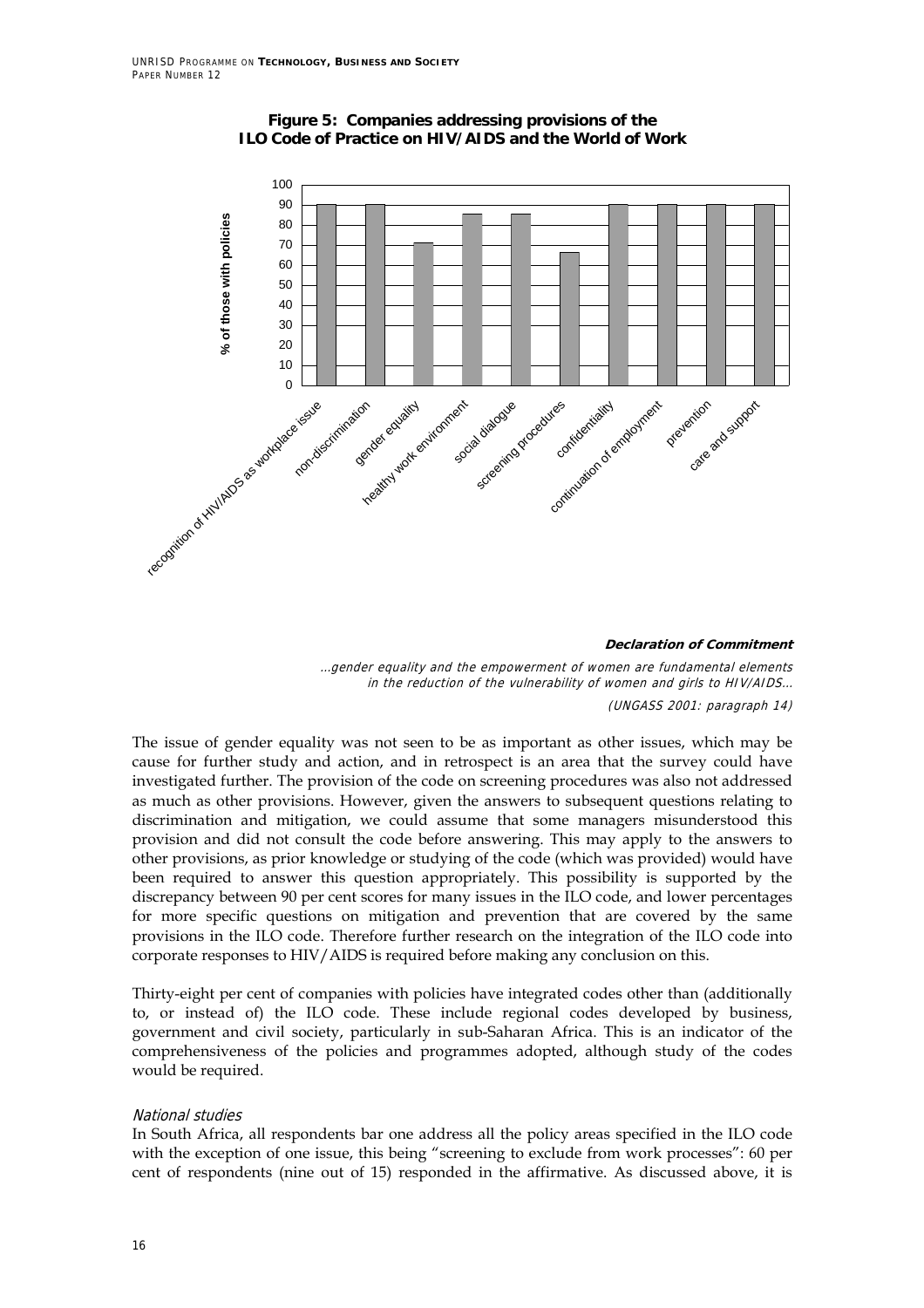**Figure 5: Companies addressing provisions of the ILO Code of Practice on HIV/AIDS and the World of Work**

**Declaration of Commitment**

*...gender equality and the empowerment of women are fundamental elements in the reduction of the vulnerability of women and girls to HIV/AIDS...*

*(UNGASS 2001: paragraph 14)*

The issue of gender equality was not seen to be as important as other issues, which may be cause for further study and action, and in retrospect is an area that the survey could have investigated further. The provision of the code on screening procedures was also not addressed as much as other provisions. However, given the answers to subsequent questions relating to discrimination and mitigation, we could assume that some managers misunderstood this provision and did not consult the code before answering. This may apply to the answers to other provisions, as prior knowledge or studying of the code (which was provided) would have been required to answer this question appropriately. This possibility is supported by the discrepancy between 90 per cent scores for many issues in the ILO code, and lower percentages for more specific questions on mitigation and prevention that are covered by the same provisions in the ILO code. Therefore further research on the integration of the ILO code into corporate responses to HIV/AIDS is required before making any conclusion on this.

Thirty-eight per cent of companies with policies have integrated codes other than (additionally to, or instead of) the ILO code. These include regional codes developed by business, government and civil society, particularly in sub-Saharan Africa. This is an indicator of the comprehensiveness of the policies and programmes adopted, although study of the codes would be required.

*National studies*

In South Africa, all respondents bar one address all the policy areas specified in the ILO code with the exception of one issue, this being "screening to exclude from work processes": 60 per cent of respondents (nine out of 15) responded in the affirmative. As discussed above, it is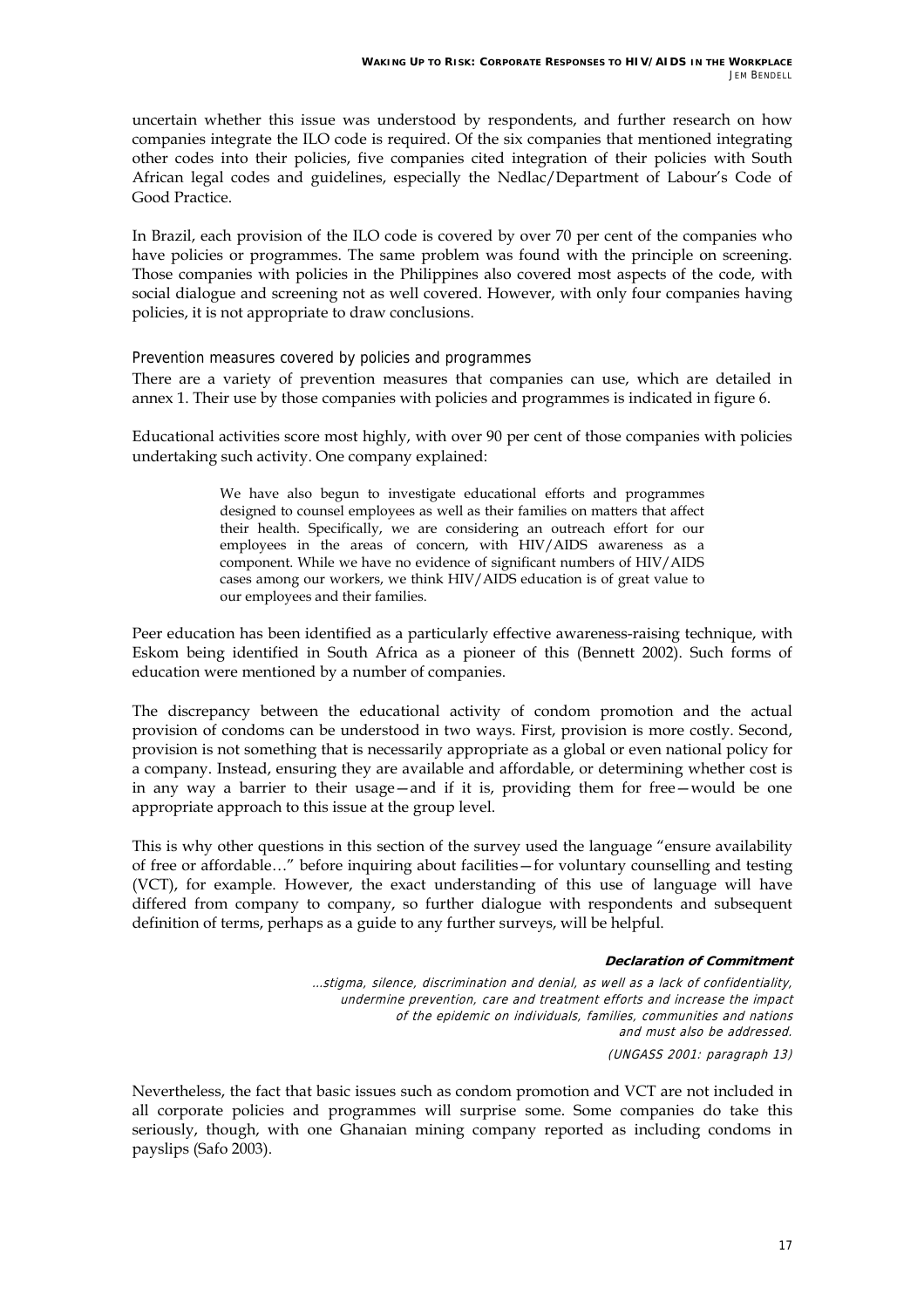uncertain whether this issue was understood by respondents, and further research on how companies integrate the ILO code is required. Of the six companies that mentioned integrating other codes into their policies, five companies cited integration of their policies with South African legal codes and guidelines, especially the Nedlac/Department of Labour's Code of Good Practice.

In Brazil, each provision of the ILO code is covered by over 70 per cent of the companies who have policies or programmes. The same problem was found with the principle on screening. Those companies with policies in the Philippines also covered most aspects of the code, with social dialogue and screening not as well covered. However, with only four companies having policies, it is not appropriate to draw conclusions.

### Prevention measures covered by policies and programmes

There are a variety of prevention measures that companies can use, which are detailed in annex 1. Their use by those companies with policies and programmes is indicated in figure 6.

Educational activities score most highly, with over 90 per cent of those companies with policies undertaking such activity. One company explained:

> We have also begun to investigate educational efforts and programmes designed to counsel employees as well as their families on matters that affect their health. Specifically, we are considering an outreach effort for our employees in the areas of concern, with HIV/AIDS awareness as a component. While we have no evidence of significant numbers of HIV/AIDS cases among our workers, we think HIV/AIDS education is of great value to our employees and their families.

Peer education has been identified as a particularly effective awareness-raising technique, with Eskom being identified in South Africa as a pioneer of this (Bennett 2002). Such forms of education were mentioned by a number of companies.

The discrepancy between the educational activity of condom promotion and the actual provision of condoms can be understood in two ways. First, provision is more costly. Second, provision is not something that is necessarily appropriate as a global or even national policy for a company. Instead, ensuring they are available and affordable, or determining whether cost is in any way a barrier to their usage—and if it is, providing them for free—would be one appropriate approach to this issue at the group level.

This is why other questions in this section of the survey used the language "ensure availability of free or affordable…" before inquiring about facilities—for voluntary counselling and testing (VCT), for example. However, the exact understanding of this use of language will have differed from company to company, so further dialogue with respondents and subsequent definition of terms, perhaps as a guide to any further surveys, will be helpful.

> **Declaration of Commitment**
>
> *…stigma, silence, discrimination and denial, as well as a lack of confidentiality, undermine prevention, care and treatment efforts and increase the impact of the epidemic on individuals, families, communities and nations and must also be addressed.*
>
> *(UNGASS 2001: paragraph 13)*

Nevertheless, the fact that basic issues such as condom promotion and VCT are not included in all corporate policies and programmes will surprise some. Some companies do take this seriously, though, with one Ghanaian mining company reported as including condoms in payslips (Safo 2003).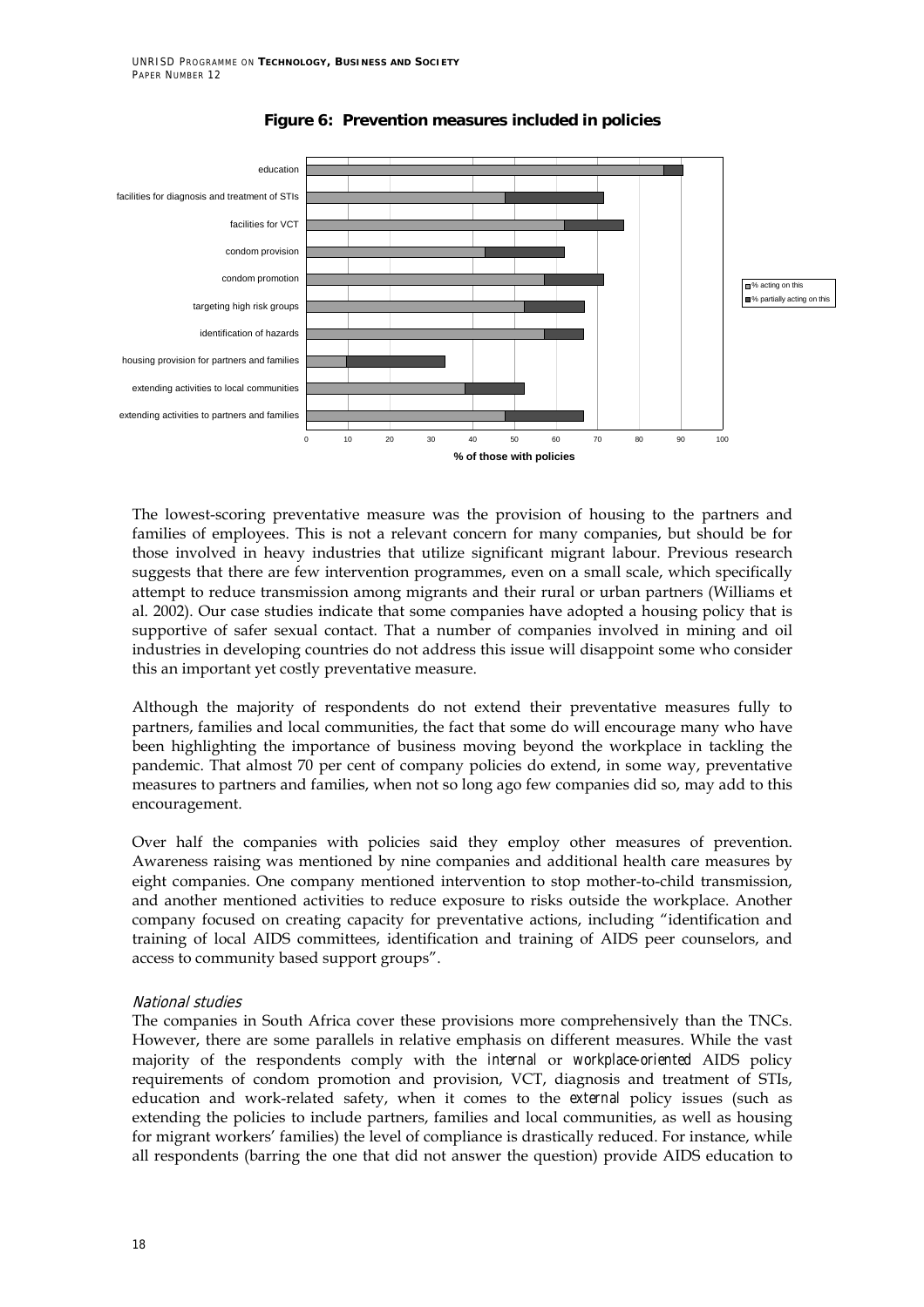**Figure 6: Prevention measures included in policies**

The lowest-scoring preventative measure was the provision of housing to the partners and families of employees. This is not a relevant concern for many companies, but should be for those involved in heavy industries that utilize significant migrant labour. Previous research suggests that there are few intervention programmes, even on a small scale, which specifically attempt to reduce transmission among migrants and their rural or urban partners (Williams et al. 2002). Our case studies indicate that some companies have adopted a housing policy that is supportive of safer sexual contact. That a number of companies involved in mining and oil industries in developing countries do not address this issue will disappoint some who consider this an important yet costly preventative measure.

Although the majority of respondents do not extend their preventative measures fully to partners, families and local communities, the fact that some do will encourage many who have been highlighting the importance of business moving beyond the workplace in tackling the pandemic. That almost 70 per cent of company policies do extend, in some way, preventative measures to partners and families, when not so long ago few companies did so, may add to this encouragement.

Over half the companies with policies said they employ other measures of prevention. Awareness raising was mentioned by nine companies and additional health care measures by eight companies. One company mentioned intervention to stop mother-to-child transmission, and another mentioned activities to reduce exposure to risks outside the workplace. Another company focused on creating capacity for preventative actions, including "identification and training of local AIDS committees, identification and training of AIDS peer counselors, and access to community based support groups".

*National studies*

The companies in South Africa cover these provisions more comprehensively than the TNCs. However, there are some parallels in relative emphasis on different measures. While the vast majority of the respondents comply with the *internal* or *workplace-oriented* AIDS policy requirements of condom promotion and provision, VCT, diagnosis and treatment of STIs, education and work-related safety, when it comes to the *external* policy issues (such as extending the policies to include partners, families and local communities, as well as housing for migrant workers' families) the level of compliance is drastically reduced. For instance, while all respondents (barring the one that did not answer the question) provide AIDS education to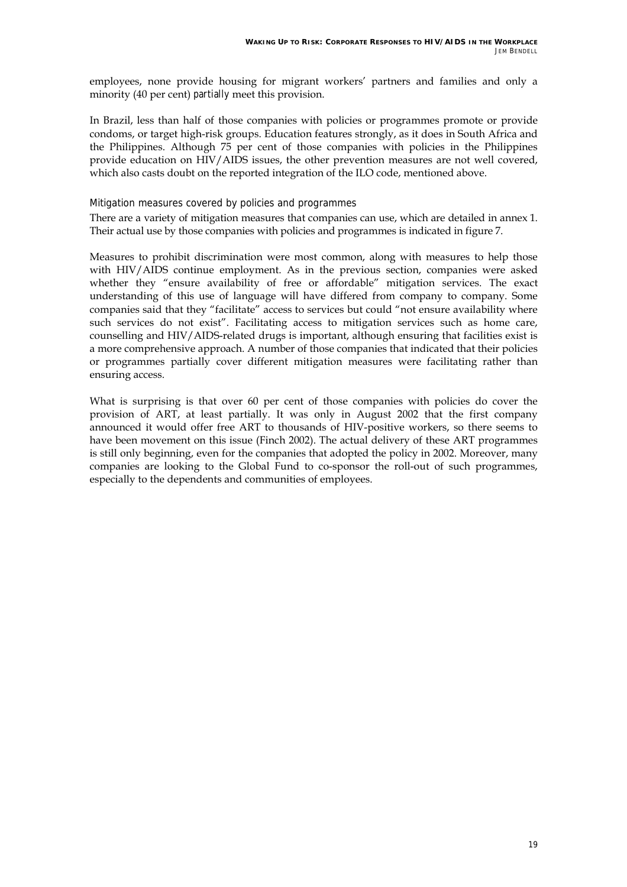employees, none provide housing for migrant workers' partners and families and only a minority (40 per cent) *partially* meet this provision.

In Brazil, less than half of those companies with policies or programmes promote or provide condoms, or target high-risk groups. Education features strongly, as it does in South Africa and the Philippines. Although 75 per cent of those companies with policies in the Philippines provide education on HIV/AIDS issues, the other prevention measures are not well covered, which also casts doubt on the reported integration of the ILO code, mentioned above.

### Mitigation measures covered by policies and programmes

There are a variety of mitigation measures that companies can use, which are detailed in annex 1. Their actual use by those companies with policies and programmes is indicated in figure 7.

Measures to prohibit discrimination were most common, along with measures to help those with HIV/AIDS continue employment. As in the previous section, companies were asked whether they "ensure availability of free or affordable" mitigation services. The exact understanding of this use of language will have differed from company to company. Some companies said that they "facilitate" access to services but could "not ensure availability where such services do not exist". Facilitating access to mitigation services such as home care, counselling and HIV/AIDS-related drugs is important, although ensuring that facilities exist is a more comprehensive approach. A number of those companies that indicated that their policies or programmes partially cover different mitigation measures were facilitating rather than ensuring access.

What is surprising is that over 60 per cent of those companies with policies do cover the provision of ART, at least partially. It was only in August 2002 that the first company announced it would offer free ART to thousands of HIV-positive workers, so there seems to have been movement on this issue (Finch 2002). The actual delivery of these ART programmes is still only beginning, even for the companies that adopted the policy in 2002. Moreover, many companies are looking to the Global Fund to co-sponsor the roll-out of such programmes, especially to the dependents and communities of employees.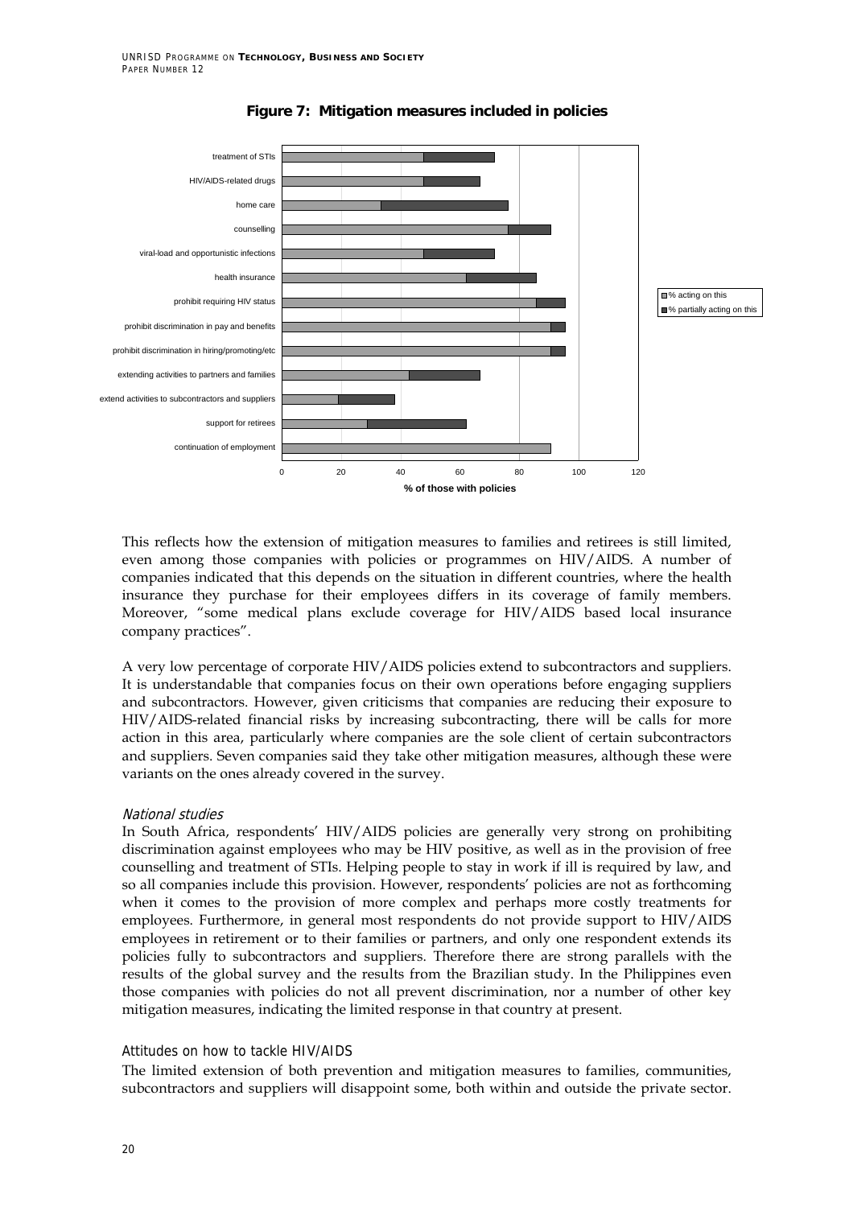**Figure 7: Mitigation measures included in policies**

This reflects how the extension of mitigation measures to families and retirees is still limited, even among those companies with policies or programmes on HIV/AIDS. A number of companies indicated that this depends on the situation in different countries, where the health insurance they purchase for their employees differs in its coverage of family members. Moreover, "some medical plans exclude coverage for HIV/AIDS based local insurance company practices".

A very low percentage of corporate HIV/AIDS policies extend to subcontractors and suppliers. It is understandable that companies focus on their own operations before engaging suppliers and subcontractors. However, given criticisms that companies are reducing their exposure to HIV/AIDS-related financial risks by increasing subcontracting, there will be calls for more action in this area, particularly where companies are the sole client of certain subcontractors and suppliers. Seven companies said they take other mitigation measures, although these were variants on the ones already covered in the survey.

*National studies*

In South Africa, respondents' HIV/AIDS policies are generally very strong on prohibiting discrimination against employees who may be HIV positive, as well as in the provision of free counselling and treatment of STIs. Helping people to stay in work if ill is required by law, and so all companies include this provision. However, respondents' policies are not as forthcoming when it comes to the provision of more complex and perhaps more costly treatments for employees. Furthermore, in general most respondents do not provide support to HIV/AIDS employees in retirement or to their families or partners, and only one respondent extends its policies fully to subcontractors and suppliers. Therefore there are strong parallels with the results of the global survey and the results from the Brazilian study. In the Philippines even those companies with policies do not all prevent discrimination, nor a number of other key mitigation measures, indicating the limited response in that country at present.

### Attitudes on how to tackle HIV/AIDS

The limited extension of both prevention and mitigation measures to families, communities, subcontractors and suppliers will disappoint some, both within and outside the private sector.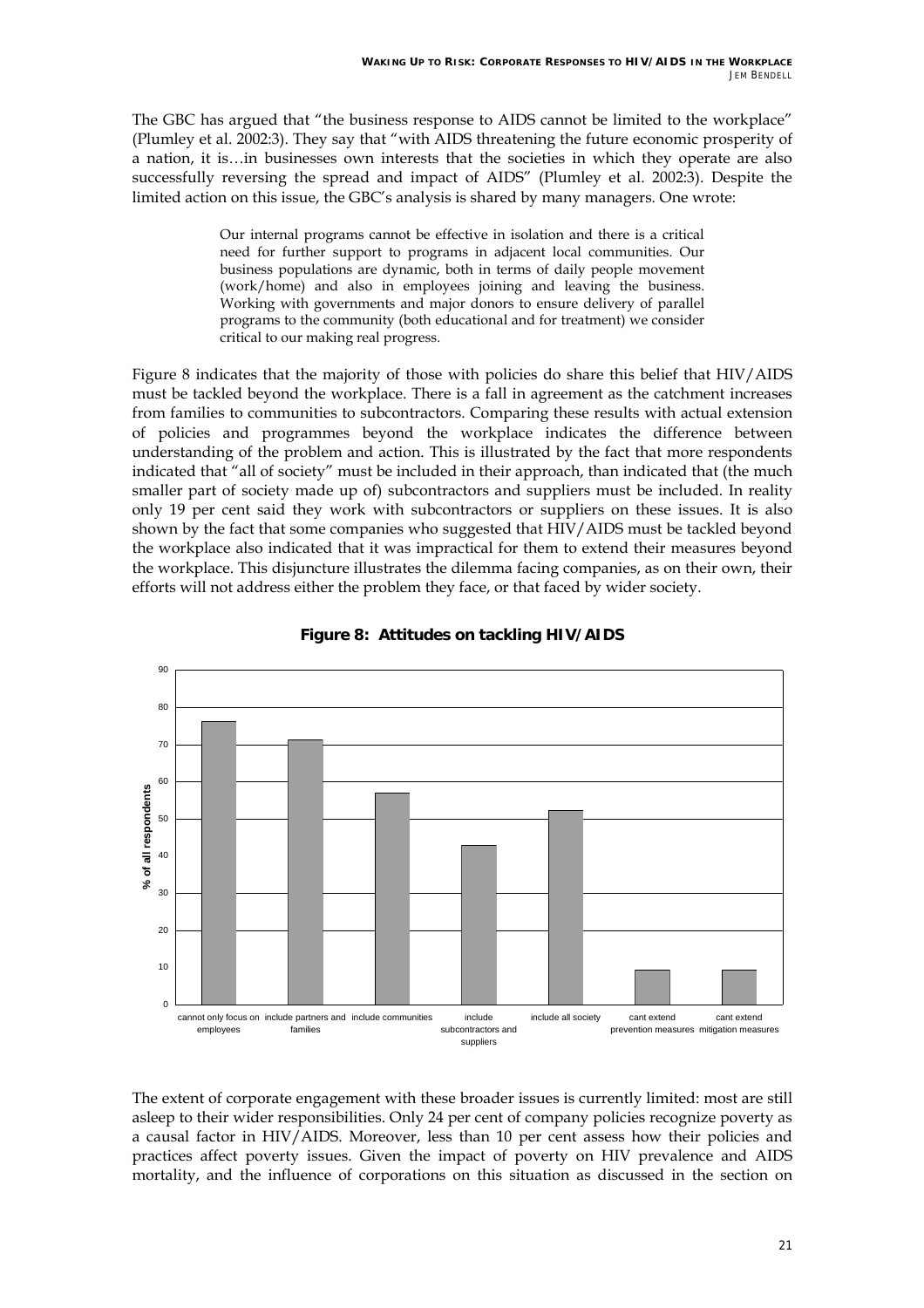The GBC has argued that "the business response to AIDS cannot be limited to the workplace" (Plumley et al. 2002:3). They say that "with AIDS threatening the future economic prosperity of a nation, it is…in businesses own interests that the societies in which they operate are also successfully reversing the spread and impact of AIDS" (Plumley et al. 2002:3). Despite the limited action on this issue, the GBC's analysis is shared by many managers. One wrote:

> Our internal programs cannot be effective in isolation and there is a critical need for further support to programs in adjacent local communities. Our business populations are dynamic, both in terms of daily people movement (work/home) and also in employees joining and leaving the business. Working with governments and major donors to ensure delivery of parallel programs to the community (both educational and for treatment) we consider critical to our making real progress.

Figure 8 indicates that the majority of those with policies do share this belief that HIV/AIDS must be tackled beyond the workplace. There is a fall in agreement as the catchment increases from families to communities to subcontractors. Comparing these results with actual extension of policies and programmes beyond the workplace indicates the difference between understanding of the problem and action. This is illustrated by the fact that more respondents indicated that "all of society" must be included in their approach, than indicated that (the much smaller part of society made up of) subcontractors and suppliers must be included. In reality only 19 per cent said they work with subcontractors or suppliers on these issues. It is also shown by the fact that some companies who suggested that HIV/AIDS must be tackled beyond the workplace also indicated that it was impractical for them to extend their measures beyond the workplace. This disjuncture illustrates the dilemma facing companies, as on their own, their efforts will not address either the problem they face, or that faced by wider society.

**Figure 8: Attitudes on tackling HIV/AIDS**

| Attitude | % of all respondents (approx.) |
|---|---|
| cannot only focus on employees | 76 |
| include partners and families | 71 |
| include communities | 57 |
| include subcontractors and suppliers | 43 |
| include all society | 52 |
| cant extend prevention measures | 9 |
| cant extend mitigation measures | 9 |

The extent of corporate engagement with these broader issues is currently limited: most are still asleep to their wider responsibilities. Only 24 per cent of company policies recognize poverty as a causal factor in HIV/AIDS. Moreover, less than 10 per cent assess how their policies and practices affect poverty issues. Given the impact of poverty on HIV prevalence and AIDS mortality, and the influence of corporations on this situation as discussed in the section on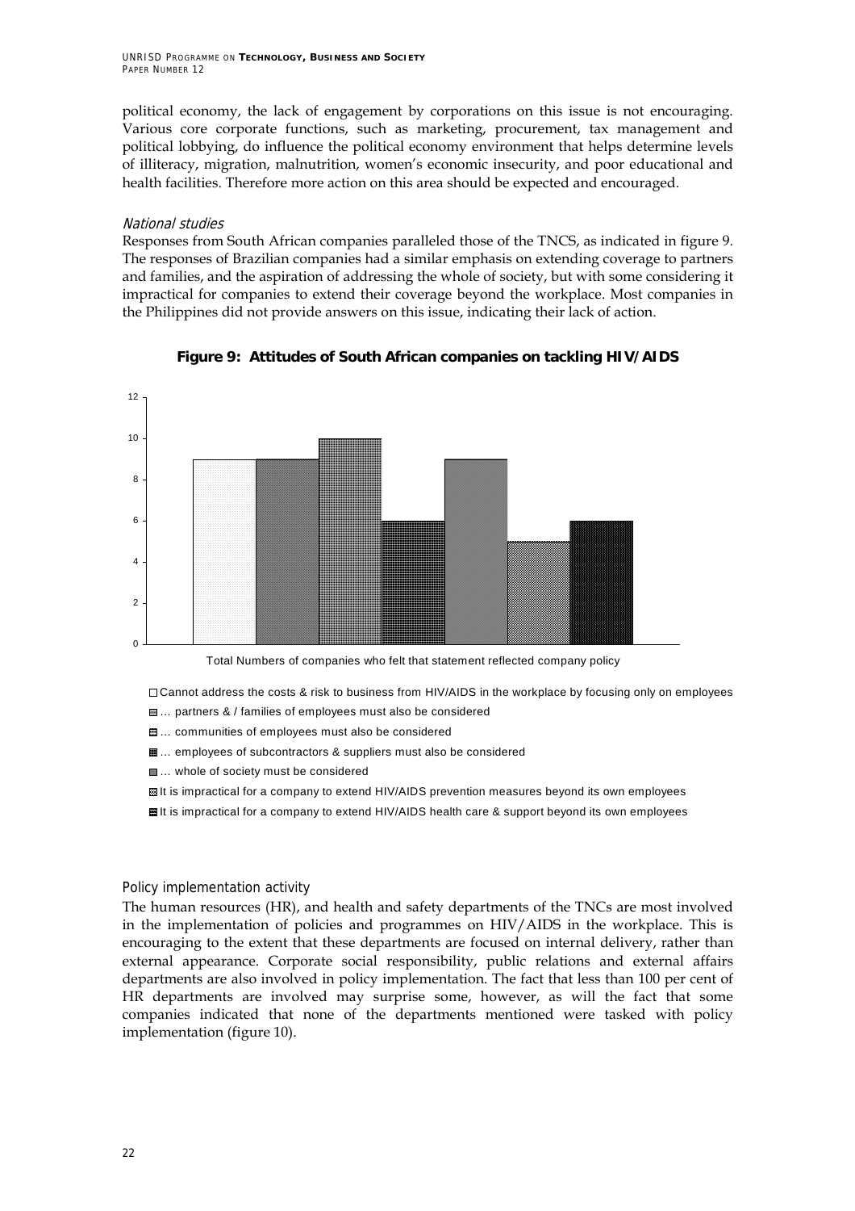political economy, the lack of engagement by corporations on this issue is not encouraging. Various core corporate functions, such as marketing, procurement, tax management and political lobbying, do influence the political economy environment that helps determine levels of illiteracy, migration, malnutrition, women's economic insecurity, and poor educational and health facilities. Therefore more action on this area should be expected and encouraged.

*National studies*

Responses from South African companies paralleled those of the TNCS, as indicated in figure 9. The responses of Brazilian companies had a similar emphasis on extending coverage to partners and families, and the aspiration of addressing the whole of society, but with some considering it impractical for companies to extend their coverage beyond the workplace. Most companies in the Philippines did not provide answers on this issue, indicating their lack of action.

**Figure 9: Attitudes of South African companies on tackling HIV/AIDS**

| Statement | Total Numbers of companies who felt that statement reflected company policy |
|---|---|
| Cannot address the costs & risk to business from HIV/AIDS in the workplace by focusing only on employees | 9 |
| … partners & / families of employees must also be considered | 9 |
| … communities of employees must also be considered | 10 |
| … employees of subcontractors & suppliers must also be considered | 6 |
| … whole of society must be considered | 9 |
| It is impractical for a company to extend HIV/AIDS prevention measures beyond its own employees | 5 |
| It is impractical for a company to extend HIV/AIDS health care & support beyond its own employees | 6 |

Policy implementation activity

The human resources (HR), and health and safety departments of the TNCs are most involved in the implementation of policies and programmes on HIV/AIDS in the workplace. This is encouraging to the extent that these departments are focused on internal delivery, rather than external appearance. Corporate social responsibility, public relations and external affairs departments are also involved in policy implementation. The fact that less than 100 per cent of HR departments are involved may surprise some, however, as will the fact that some companies indicated that none of the departments mentioned were tasked with policy implementation (figure 10).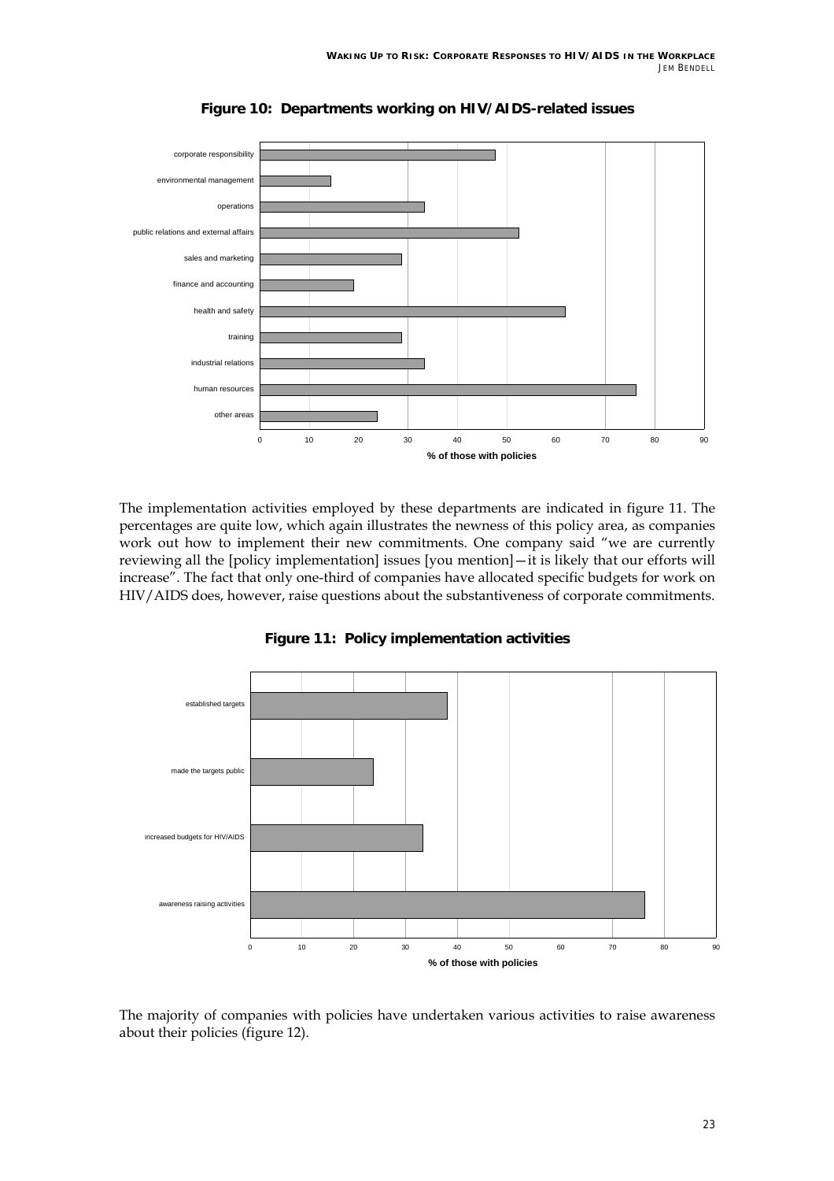**Figure 10: Departments working on HIV/AIDS-related issues**

The implementation activities employed by these departments are indicated in figure 11. The percentages are quite low, which again illustrates the newness of this policy area, as companies work out how to implement their new commitments. One company said "we are currently reviewing all the [policy implementation] issues [you mention]—it is likely that our efforts will increase". The fact that only one-third of companies have allocated specific budgets for work on HIV/AIDS does, however, raise questions about the substantiveness of corporate commitments.

**Figure 11: Policy implementation activities**

The majority of companies with policies have undertaken various activities to raise awareness about their policies (figure 12).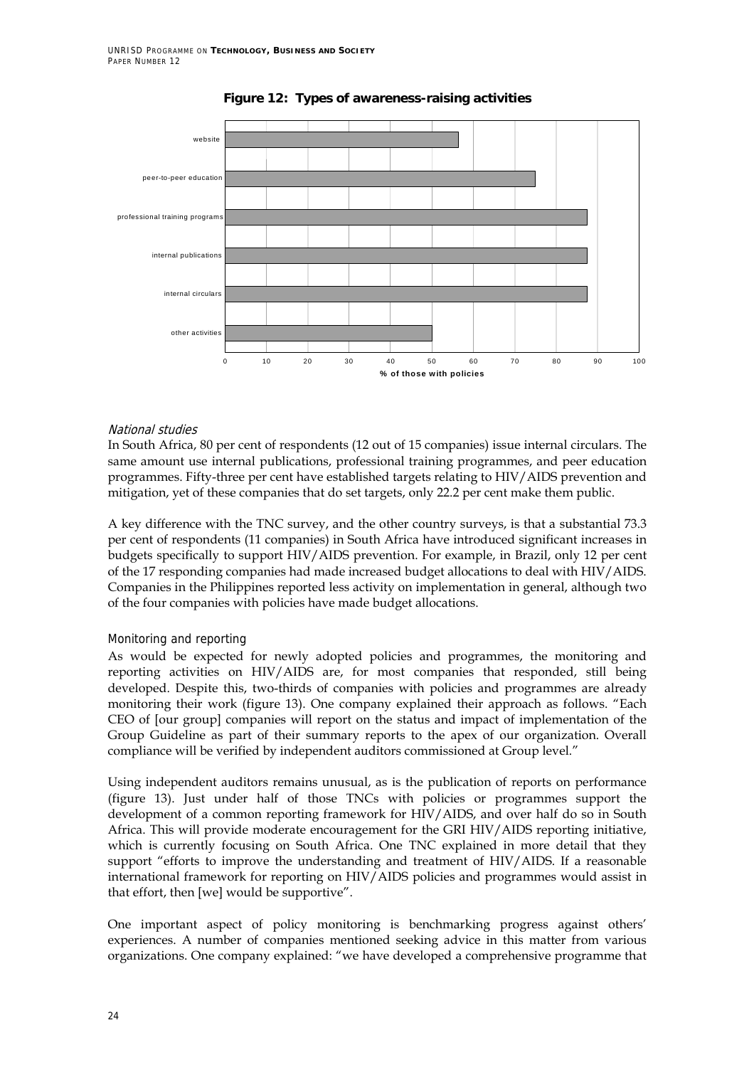**Figure 12: Types of awareness-raising activities**

*National studies*

In South Africa, 80 per cent of respondents (12 out of 15 companies) issue internal circulars. The same amount use internal publications, professional training programmes, and peer education programmes. Fifty-three per cent have established targets relating to HIV/AIDS prevention and mitigation, yet of these companies that do set targets, only 22.2 per cent make them public.

A key difference with the TNC survey, and the other country surveys, is that a substantial 73.3 per cent of respondents (11 companies) in South Africa have introduced significant increases in budgets specifically to support HIV/AIDS prevention. For example, in Brazil, only 12 per cent of the 17 responding companies had made increased budget allocations to deal with HIV/AIDS. Companies in the Philippines reported less activity on implementation in general, although two of the four companies with policies have made budget allocations.

### Monitoring and reporting

As would be expected for newly adopted policies and programmes, the monitoring and reporting activities on HIV/AIDS are, for most companies that responded, still being developed. Despite this, two-thirds of companies with policies and programmes are already monitoring their work (figure 13). One company explained their approach as follows. "Each CEO of [our group] companies will report on the status and impact of implementation of the Group Guideline as part of their summary reports to the apex of our organization. Overall compliance will be verified by independent auditors commissioned at Group level."

Using independent auditors remains unusual, as is the publication of reports on performance (figure 13). Just under half of those TNCs with policies or programmes support the development of a common reporting framework for HIV/AIDS, and over half do so in South Africa. This will provide moderate encouragement for the GRI HIV/AIDS reporting initiative, which is currently focusing on South Africa. One TNC explained in more detail that they support "efforts to improve the understanding and treatment of HIV/AIDS. If a reasonable international framework for reporting on HIV/AIDS policies and programmes would assist in that effort, then [we] would be supportive".

One important aspect of policy monitoring is benchmarking progress against others' experiences. A number of companies mentioned seeking advice in this matter from various organizations. One company explained: "we have developed a comprehensive programme that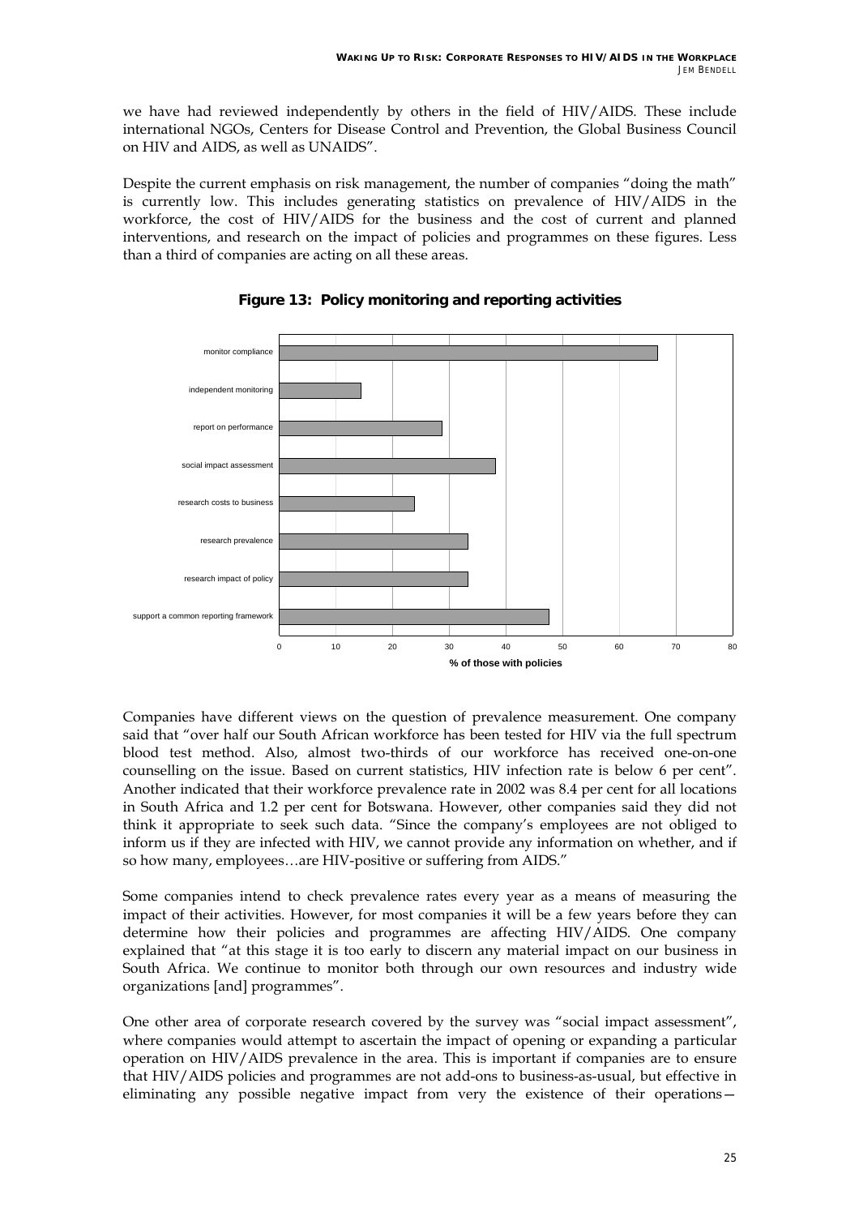we have had reviewed independently by others in the field of HIV/AIDS. These include international NGOs, Centers for Disease Control and Prevention, the Global Business Council on HIV and AIDS, as well as UNAIDS".

Despite the current emphasis on risk management, the number of companies "doing the math" is currently low. This includes generating statistics on prevalence of HIV/AIDS in the workforce, the cost of HIV/AIDS for the business and the cost of current and planned interventions, and research on the impact of policies and programmes on these figures. Less than a third of companies are acting on all these areas.

**Figure 13: Policy monitoring and reporting activities**

| Activity | % of those with policies (approx.) |
|---|---|
| monitor compliance | 67 |
| independent monitoring | 14 |
| report on performance | 29 |
| social impact assessment | 38 |
| research costs to business | 24 |
| research prevalence | 33 |
| research impact of policy | 33 |
| support a common reporting framework | 48 |

Companies have different views on the question of prevalence measurement. One company said that "over half our South African workforce has been tested for HIV via the full spectrum blood test method. Also, almost two-thirds of our workforce has received one-on-one counselling on the issue. Based on current statistics, HIV infection rate is below 6 per cent". Another indicated that their workforce prevalence rate in 2002 was 8.4 per cent for all locations in South Africa and 1.2 per cent for Botswana. However, other companies said they did not think it appropriate to seek such data. "Since the company's employees are not obliged to inform us if they are infected with HIV, we cannot provide any information on whether, and if so how many, employees…are HIV-positive or suffering from AIDS."

Some companies intend to check prevalence rates every year as a means of measuring the impact of their activities. However, for most companies it will be a few years before they can determine how their policies and programmes are affecting HIV/AIDS. One company explained that "at this stage it is too early to discern any material impact on our business in South Africa. We continue to monitor both through our own resources and industry wide organizations [and] programmes".

One other area of corporate research covered by the survey was "social impact assessment", where companies would attempt to ascertain the impact of opening or expanding a particular operation on HIV/AIDS prevalence in the area. This is important if companies are to ensure that HIV/AIDS policies and programmes are not add-ons to business-as-usual, but effective in eliminating any possible negative impact from very the existence of their operations—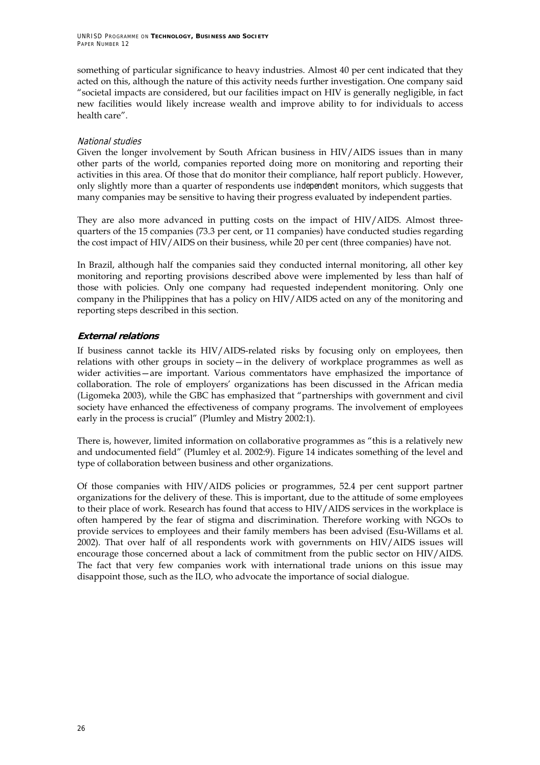something of particular significance to heavy industries. Almost 40 per cent indicated that they acted on this, although the nature of this activity needs further investigation. One company said "societal impacts are considered, but our facilities impact on HIV is generally negligible, in fact new facilities would likely increase wealth and improve ability to for individuals to access health care".

*National studies*

Given the longer involvement by South African business in HIV/AIDS issues than in many other parts of the world, companies reported doing more on monitoring and reporting their activities in this area. Of those that do monitor their compliance, half report publicly. However, only slightly more than a quarter of respondents use *independent* monitors, which suggests that many companies may be sensitive to having their progress evaluated by independent parties.

They are also more advanced in putting costs on the impact of HIV/AIDS. Almost three-quarters of the 15 companies (73.3 per cent, or 11 companies) have conducted studies regarding the cost impact of HIV/AIDS on their business, while 20 per cent (three companies) have not.

In Brazil, although half the companies said they conducted internal monitoring, all other key monitoring and reporting provisions described above were implemented by less than half of those with policies. Only one company had requested independent monitoring. Only one company in the Philippines that has a policy on HIV/AIDS acted on any of the monitoring and reporting steps described in this section.

## External relations

If business cannot tackle its HIV/AIDS-related risks by focusing only on employees, then relations with other groups in society—in the delivery of workplace programmes as well as wider activities—are important. Various commentators have emphasized the importance of collaboration. The role of employers' organizations has been discussed in the African media (Ligomeka 2003), while the GBC has emphasized that "partnerships with government and civil society have enhanced the effectiveness of company programs. The involvement of employees early in the process is crucial" (Plumley and Mistry 2002:1).

There is, however, limited information on collaborative programmes as "this is a relatively new and undocumented field" (Plumley et al. 2002:9). Figure 14 indicates something of the level and type of collaboration between business and other organizations.

Of those companies with HIV/AIDS policies or programmes, 52.4 per cent support partner organizations for the delivery of these. This is important, due to the attitude of some employees to their place of work. Research has found that access to HIV/AIDS services in the workplace is often hampered by the fear of stigma and discrimination. Therefore working with NGOs to provide services to employees and their family members has been advised (Esu-Willams et al. 2002). That over half of all respondents work with governments on HIV/AIDS issues will encourage those concerned about a lack of commitment from the public sector on HIV/AIDS. The fact that very few companies work with international trade unions on this issue may disappoint those, such as the ILO, who advocate the importance of social dialogue.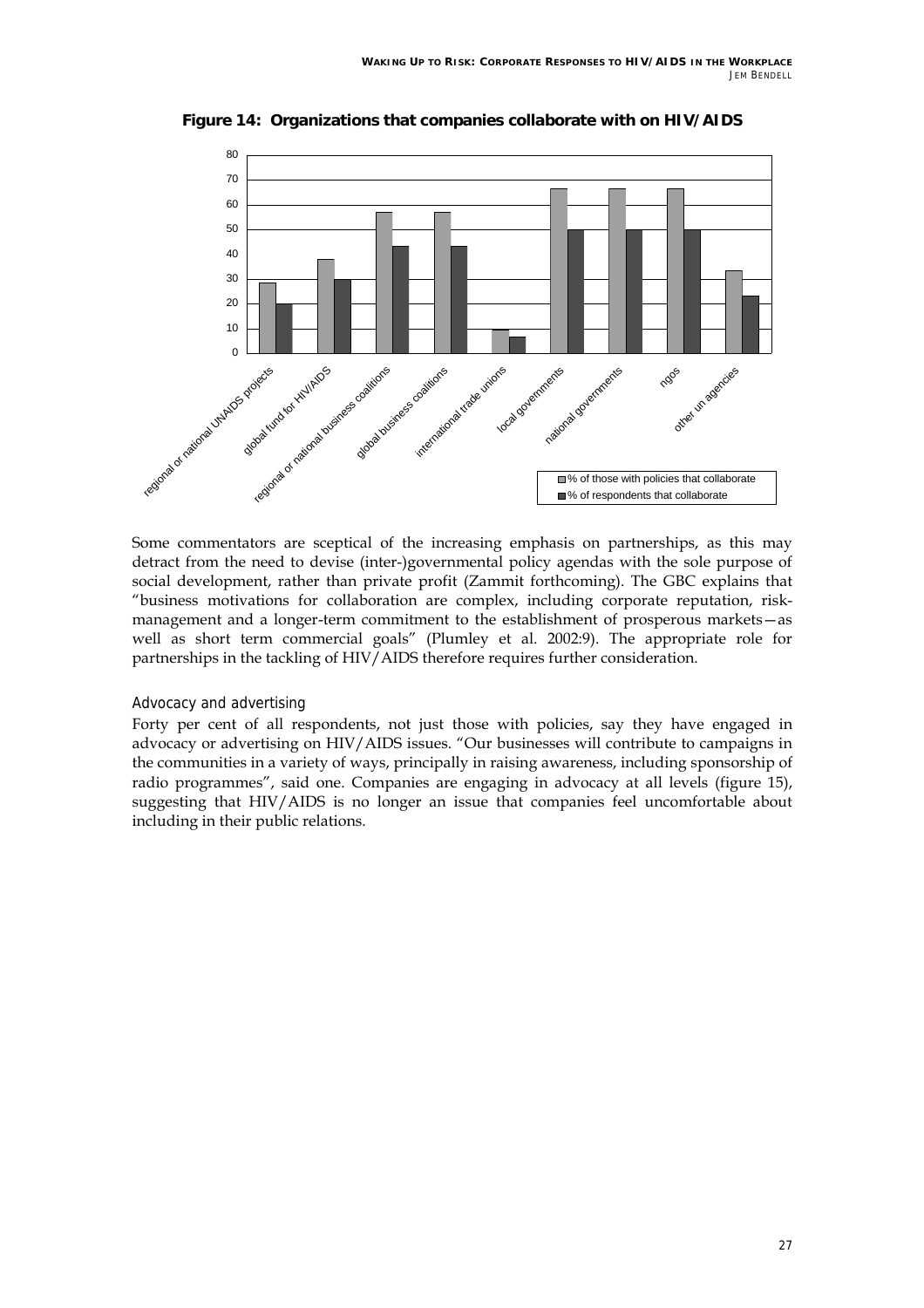**Figure 14: Organizations that companies collaborate with on HIV/AIDS**

Some commentators are sceptical of the increasing emphasis on partnerships, as this may detract from the need to devise (inter-)governmental policy agendas with the sole purpose of social development, rather than private profit (Zammit forthcoming). The GBC explains that "business motivations for collaboration are complex, including corporate reputation, risk-management and a longer-term commitment to the establishment of prosperous markets—as well as short term commercial goals" (Plumley et al. 2002:9). The appropriate role for partnerships in the tackling of HIV/AIDS therefore requires further consideration.

### Advocacy and advertising

Forty per cent of all respondents, not just those with policies, say they have engaged in advocacy or advertising on HIV/AIDS issues. "Our businesses will contribute to campaigns in the communities in a variety of ways, principally in raising awareness, including sponsorship of radio programmes", said one. Companies are engaging in advocacy at all levels (figure 15), suggesting that HIV/AIDS is no longer an issue that companies feel uncomfortable about including in their public relations.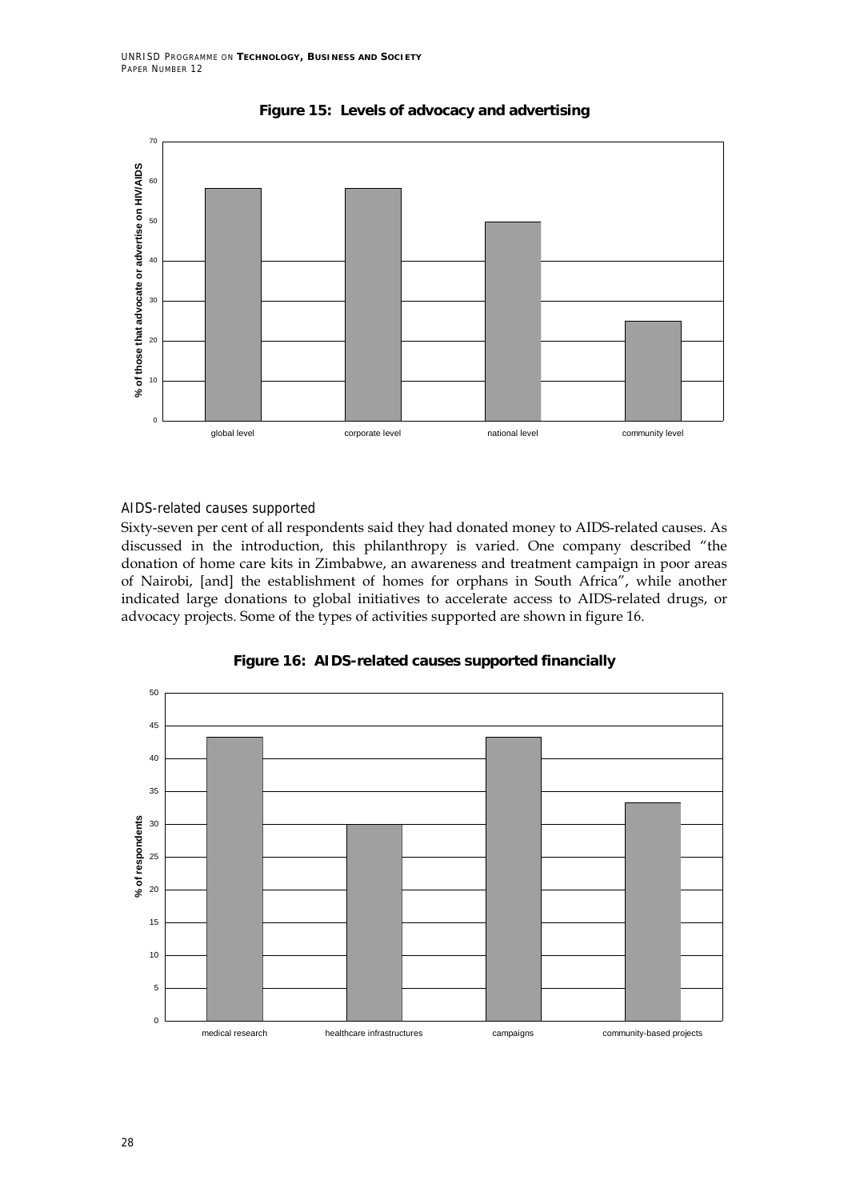**Figure 15: Levels of advocacy and advertising**

| | global level | corporate level | national level | community level |
|---|---|---|---|---|
| % of those that advocate or advertise on HIV/AIDS | ~58 | ~58 | ~50 | ~25 |

### AIDS-related causes supported

Sixty-seven per cent of all respondents said they had donated money to AIDS-related causes. As discussed in the introduction, this philanthropy is varied. One company described "the donation of home care kits in Zimbabwe, an awareness and treatment campaign in poor areas of Nairobi, [and] the establishment of homes for orphans in South Africa", while another indicated large donations to global initiatives to accelerate access to AIDS-related drugs, or advocacy projects. Some of the types of activities supported are shown in figure 16.

**Figure 16: AIDS-related causes supported financially**

| | medical research | healthcare infrastructures | campaigns | community-based projects |
|---|---|---|---|---|
| % of respondents | ~43 | ~30 | ~43 | ~33 |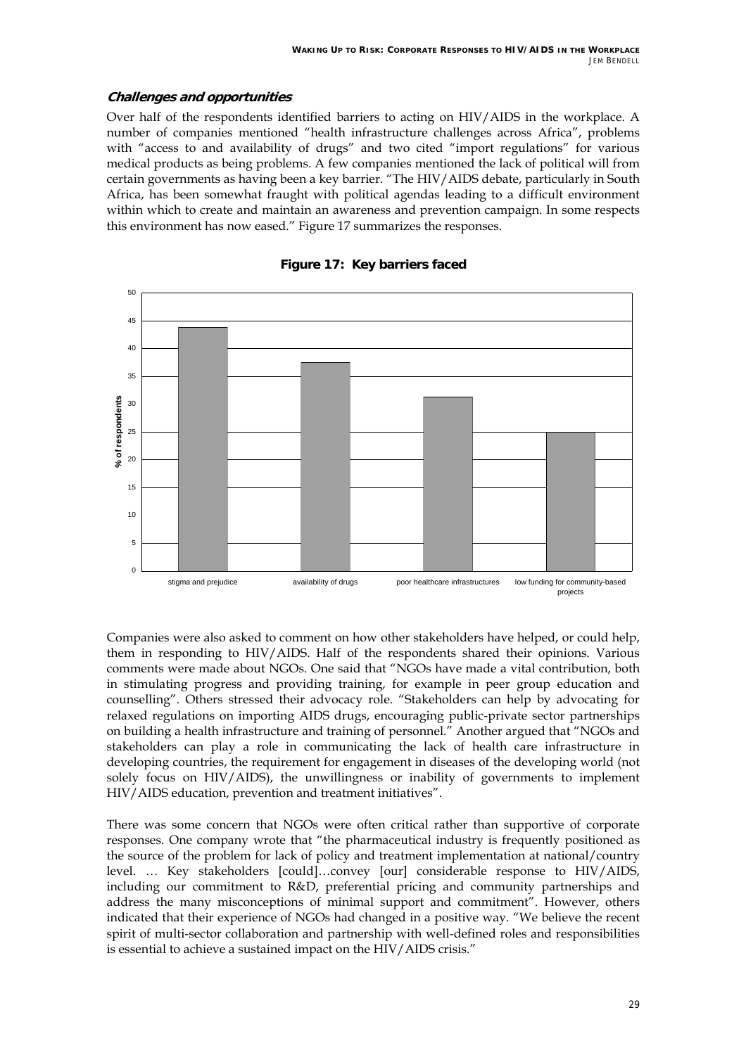### *Challenges and opportunities*

Over half of the respondents identified barriers to acting on HIV/AIDS in the workplace. A number of companies mentioned "health infrastructure challenges across Africa", problems with "access to and availability of drugs" and two cited "import regulations" for various medical products as being problems. A few companies mentioned the lack of political will from certain governments as having been a key barrier. "The HIV/AIDS debate, particularly in South Africa, has been somewhat fraught with political agendas leading to a difficult environment within which to create and maintain an awareness and prevention campaign. In some respects this environment has now eased." Figure 17 summarizes the responses.

**Figure 17: Key barriers faced**

| Barrier | % of respondents |
|---|---|
| stigma and prejudice | 44 |
| availability of drugs | 37.5 |
| poor healthcare infrastructures | 31 |
| low funding for community-based projects | 25 |

Companies were also asked to comment on how other stakeholders have helped, or could help, them in responding to HIV/AIDS. Half of the respondents shared their opinions. Various comments were made about NGOs. One said that "NGOs have made a vital contribution, both in stimulating progress and providing training, for example in peer group education and counselling". Others stressed their advocacy role. "Stakeholders can help by advocating for relaxed regulations on importing AIDS drugs, encouraging public-private sector partnerships on building a health infrastructure and training of personnel." Another argued that "NGOs and stakeholders can play a role in communicating the lack of health care infrastructure in developing countries, the requirement for engagement in diseases of the developing world (not solely focus on HIV/AIDS), the unwillingness or inability of governments to implement HIV/AIDS education, prevention and treatment initiatives".

There was some concern that NGOs were often critical rather than supportive of corporate responses. One company wrote that "the pharmaceutical industry is frequently positioned as the source of the problem for lack of policy and treatment implementation at national/country level. … Key stakeholders [could]…convey [our] considerable response to HIV/AIDS, including our commitment to R&D, preferential pricing and community partnerships and address the many misconceptions of minimal support and commitment". However, others indicated that their experience of NGOs had changed in a positive way. "We believe the recent spirit of multi-sector collaboration and partnership with well-defined roles and responsibilities is essential to achieve a sustained impact on the HIV/AIDS crisis."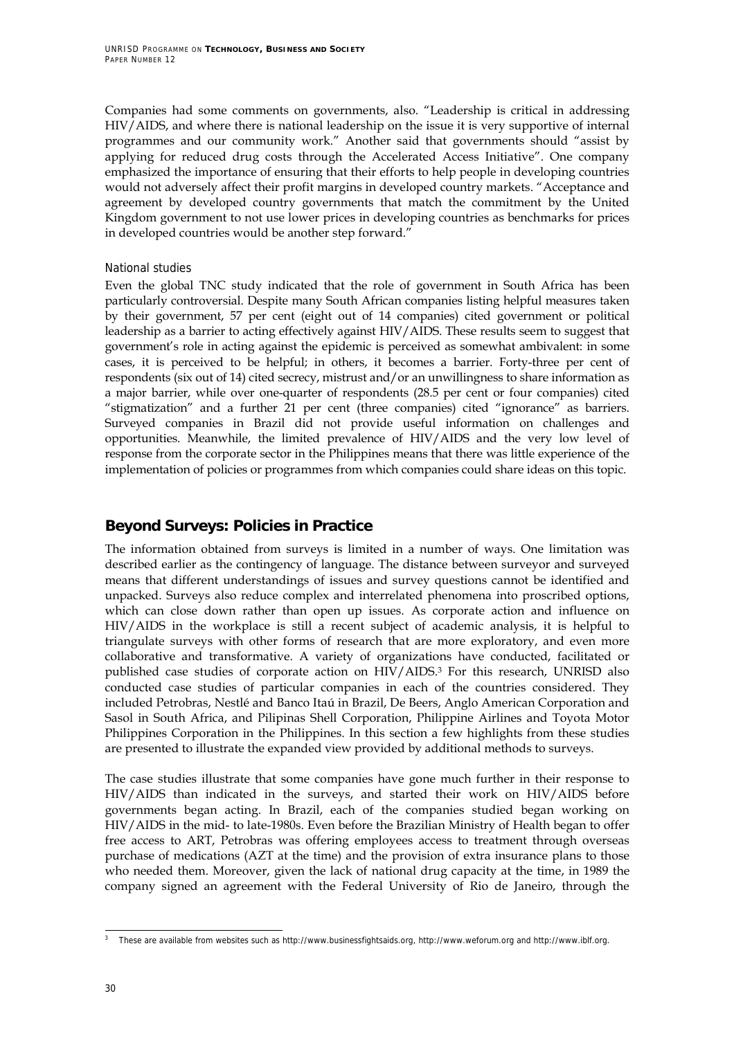Companies had some comments on governments, also. "Leadership is critical in addressing HIV/AIDS, and where there is national leadership on the issue it is very supportive of internal programmes and our community work." Another said that governments should "assist by applying for reduced drug costs through the Accelerated Access Initiative". One company emphasized the importance of ensuring that their efforts to help people in developing countries would not adversely affect their profit margins in developed country markets. "Acceptance and agreement by developed country governments that match the commitment by the United Kingdom government to not use lower prices in developing countries as benchmarks for prices in developed countries would be another step forward."

### National studies

Even the global TNC study indicated that the role of government in South Africa has been particularly controversial. Despite many South African companies listing helpful measures taken by their government, 57 per cent (eight out of 14 companies) cited government or political leadership as a barrier to acting effectively against HIV/AIDS. These results seem to suggest that government's role in acting against the epidemic is perceived as somewhat ambivalent: in some cases, it is perceived to be helpful; in others, it becomes a barrier. Forty-three per cent of respondents (six out of 14) cited secrecy, mistrust and/or an unwillingness to share information as a major barrier, while over one-quarter of respondents (28.5 per cent or four companies) cited "stigmatization" and a further 21 per cent (three companies) cited "ignorance" as barriers. Surveyed companies in Brazil did not provide useful information on challenges and opportunities. Meanwhile, the limited prevalence of HIV/AIDS and the very low level of response from the corporate sector in the Philippines means that there was little experience of the implementation of policies or programmes from which companies could share ideas on this topic.

## Beyond Surveys: Policies in Practice

The information obtained from surveys is limited in a number of ways. One limitation was described earlier as the contingency of language. The distance between surveyor and surveyed means that different understandings of issues and survey questions cannot be identified and unpacked. Surveys also reduce complex and interrelated phenomena into proscribed options, which can close down rather than open up issues. As corporate action and influence on HIV/AIDS in the workplace is still a recent subject of academic analysis, it is helpful to triangulate surveys with other forms of research that are more exploratory, and even more collaborative and transformative. A variety of organizations have conducted, facilitated or published case studies of corporate action on HIV/AIDS.[3] For this research, UNRISD also conducted case studies of particular companies in each of the countries considered. They included Petrobras, Nestlé and Banco Itaú in Brazil, De Beers, Anglo American Corporation and Sasol in South Africa, and Pilipinas Shell Corporation, Philippine Airlines and Toyota Motor Philippines Corporation in the Philippines. In this section a few highlights from these studies are presented to illustrate the expanded view provided by additional methods to surveys.

The case studies illustrate that some companies have gone much further in their response to HIV/AIDS than indicated in the surveys, and started their work on HIV/AIDS before governments began acting. In Brazil, each of the companies studied began working on HIV/AIDS in the mid- to late-1980s. Even before the Brazilian Ministry of Health began to offer free access to ART, Petrobras was offering employees access to treatment through overseas purchase of medications (AZT at the time) and the provision of extra insurance plans to those who needed them. Moreover, given the lack of national drug capacity at the time, in 1989 the company signed an agreement with the Federal University of Rio de Janeiro, through the

[3] These are available from websites such as http://www.businessfightsaids.org, http://www.weforum.org and http://www.iblf.org.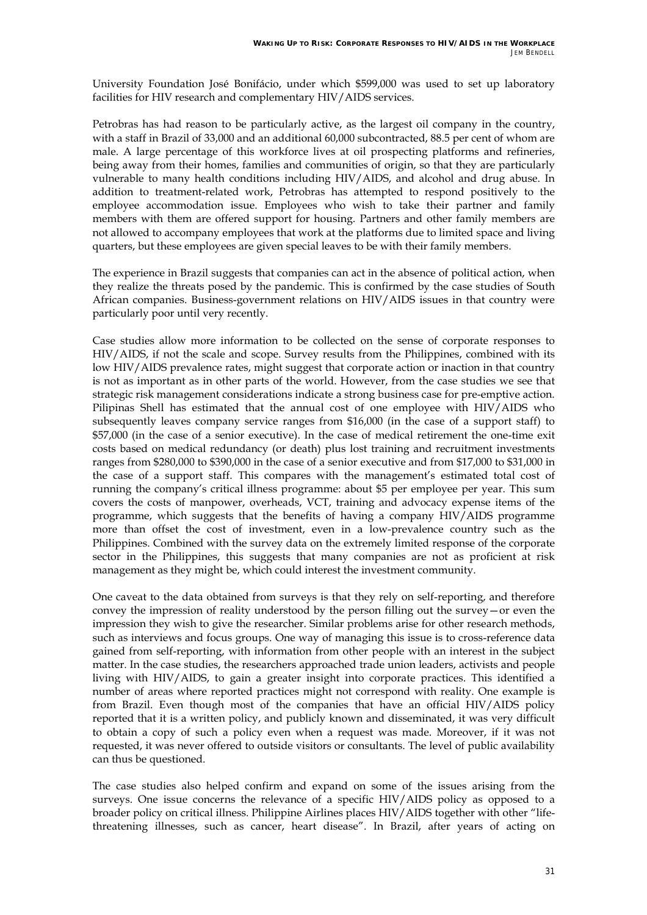University Foundation José Bonifácio, under which $599,000 was used to set up laboratory facilities for HIV research and complementary HIV/AIDS services.

Petrobras has had reason to be particularly active, as the largest oil company in the country, with a staff in Brazil of 33,000 and an additional 60,000 subcontracted, 88.5 per cent of whom are male. A large percentage of this workforce lives at oil prospecting platforms and refineries, being away from their homes, families and communities of origin, so that they are particularly vulnerable to many health conditions including HIV/AIDS, and alcohol and drug abuse. In addition to treatment-related work, Petrobras has attempted to respond positively to the employee accommodation issue. Employees who wish to take their partner and family members with them are offered support for housing. Partners and other family members are not allowed to accompany employees that work at the platforms due to limited space and living quarters, but these employees are given special leaves to be with their family members.

The experience in Brazil suggests that companies can act in the absence of political action, when they realize the threats posed by the pandemic. This is confirmed by the case studies of South African companies. Business-government relations on HIV/AIDS issues in that country were particularly poor until very recently.

Case studies allow more information to be collected on the sense of corporate responses to HIV/AIDS, if not the scale and scope. Survey results from the Philippines, combined with its low HIV/AIDS prevalence rates, might suggest that corporate action or inaction in that country is not as important as in other parts of the world. However, from the case studies we see that strategic risk management considerations indicate a strong business case for pre-emptive action. Pilipinas Shell has estimated that the annual cost of one employee with HIV/AIDS who subsequently leaves company service ranges from $16,000 (in the case of a support staff) to $57,000 (in the case of a senior executive). In the case of medical retirement the one-time exit costs based on medical redundancy (or death) plus lost training and recruitment investments ranges from $280,000 to $390,000 in the case of a senior executive and from $17,000 to $31,000 in the case of a support staff. This compares with the management's estimated total cost of running the company's critical illness programme: about $5 per employee per year. This sum covers the costs of manpower, overheads, VCT, training and advocacy expense items of the programme, which suggests that the benefits of having a company HIV/AIDS programme more than offset the cost of investment, even in a low-prevalence country such as the Philippines. Combined with the survey data on the extremely limited response of the corporate sector in the Philippines, this suggests that many companies are not as proficient at risk management as they might be, which could interest the investment community.

One caveat to the data obtained from surveys is that they rely on self-reporting, and therefore convey the impression of reality understood by the person filling out the survey—or even the impression they wish to give the researcher. Similar problems arise for other research methods, such as interviews and focus groups. One way of managing this issue is to cross-reference data gained from self-reporting, with information from other people with an interest in the subject matter. In the case studies, the researchers approached trade union leaders, activists and people living with HIV/AIDS, to gain a greater insight into corporate practices. This identified a number of areas where reported practices might not correspond with reality. One example is from Brazil. Even though most of the companies that have an official HIV/AIDS policy reported that it is a written policy, and publicly known and disseminated, it was very difficult to obtain a copy of such a policy even when a request was made. Moreover, if it was not requested, it was never offered to outside visitors or consultants. The level of public availability can thus be questioned.

The case studies also helped confirm and expand on some of the issues arising from the surveys. One issue concerns the relevance of a specific HIV/AIDS policy as opposed to a broader policy on critical illness. Philippine Airlines places HIV/AIDS together with other "life-threatening illnesses, such as cancer, heart disease". In Brazil, after years of acting on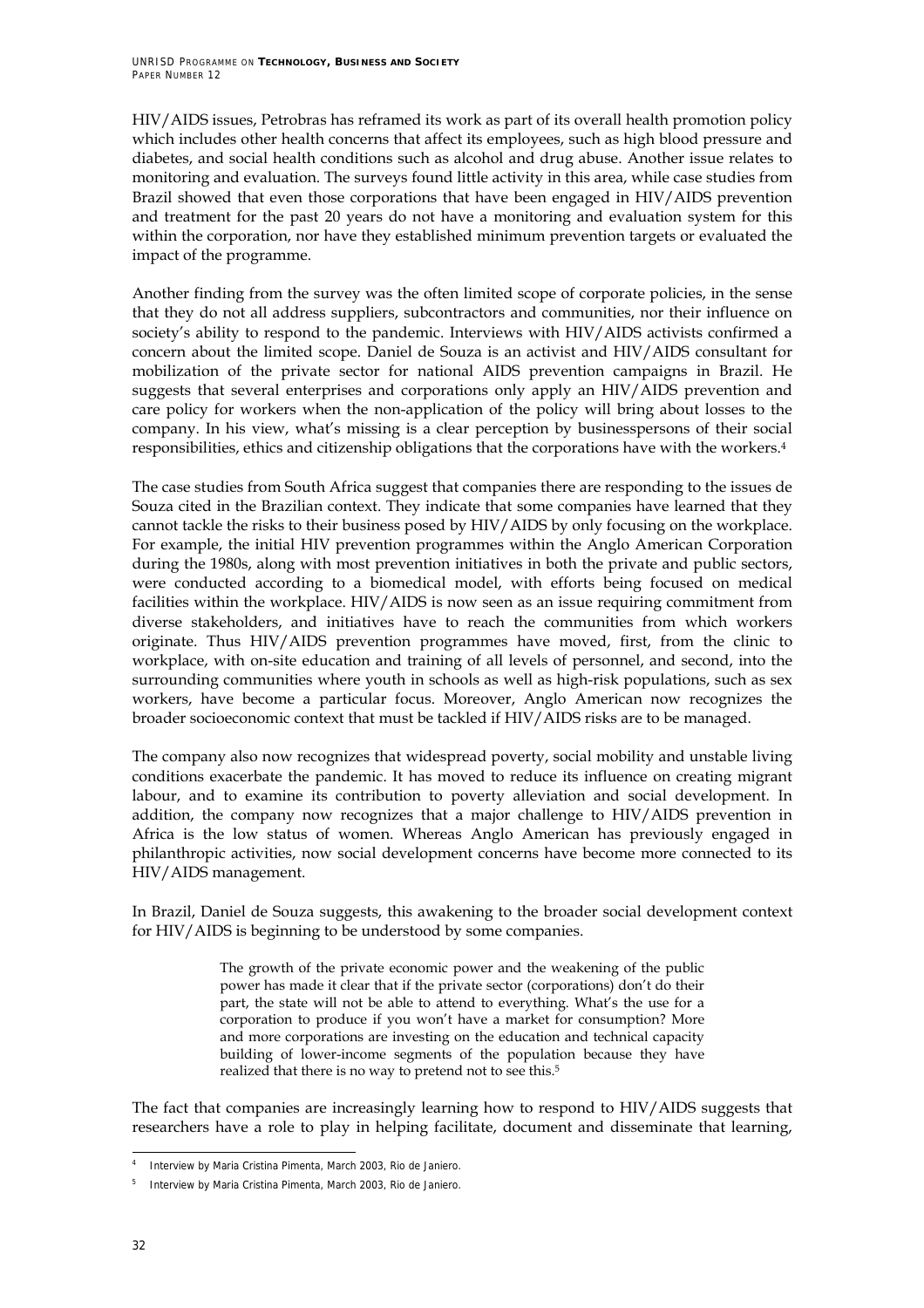HIV/AIDS issues, Petrobras has reframed its work as part of its overall health promotion policy which includes other health concerns that affect its employees, such as high blood pressure and diabetes, and social health conditions such as alcohol and drug abuse. Another issue relates to monitoring and evaluation. The surveys found little activity in this area, while case studies from Brazil showed that even those corporations that have been engaged in HIV/AIDS prevention and treatment for the past 20 years do not have a monitoring and evaluation system for this within the corporation, nor have they established minimum prevention targets or evaluated the impact of the programme.

Another finding from the survey was the often limited scope of corporate policies, in the sense that they do not all address suppliers, subcontractors and communities, nor their influence on society's ability to respond to the pandemic. Interviews with HIV/AIDS activists confirmed a concern about the limited scope. Daniel de Souza is an activist and HIV/AIDS consultant for mobilization of the private sector for national AIDS prevention campaigns in Brazil. He suggests that several enterprises and corporations only apply an HIV/AIDS prevention and care policy for workers when the non-application of the policy will bring about losses to the company. In his view, what's missing is a clear perception by businesspersons of their social responsibilities, ethics and citizenship obligations that the corporations have with the workers.[4]

The case studies from South Africa suggest that companies there are responding to the issues de Souza cited in the Brazilian context. They indicate that some companies have learned that they cannot tackle the risks to their business posed by HIV/AIDS by only focusing on the workplace. For example, the initial HIV prevention programmes within the Anglo American Corporation during the 1980s, along with most prevention initiatives in both the private and public sectors, were conducted according to a biomedical model, with efforts being focused on medical facilities within the workplace. HIV/AIDS is now seen as an issue requiring commitment from diverse stakeholders, and initiatives have to reach the communities from which workers originate. Thus HIV/AIDS prevention programmes have moved, first, from the clinic to workplace, with on-site education and training of all levels of personnel, and second, into the surrounding communities where youth in schools as well as high-risk populations, such as sex workers, have become a particular focus. Moreover, Anglo American now recognizes the broader socioeconomic context that must be tackled if HIV/AIDS risks are to be managed.

The company also now recognizes that widespread poverty, social mobility and unstable living conditions exacerbate the pandemic. It has moved to reduce its influence on creating migrant labour, and to examine its contribution to poverty alleviation and social development. In addition, the company now recognizes that a major challenge to HIV/AIDS prevention in Africa is the low status of women. Whereas Anglo American has previously engaged in philanthropic activities, now social development concerns have become more connected to its HIV/AIDS management.

In Brazil, Daniel de Souza suggests, this awakening to the broader social development context for HIV/AIDS is beginning to be understood by some companies.

> The growth of the private economic power and the weakening of the public power has made it clear that if the private sector (corporations) don't do their part, the state will not be able to attend to everything. What's the use for a corporation to produce if you won't have a market for consumption? More and more corporations are investing on the education and technical capacity building of lower-income segments of the population because they have realized that there is no way to pretend not to see this.[5]

The fact that companies are increasingly learning how to respond to HIV/AIDS suggests that researchers have a role to play in helping facilitate, document and disseminate that learning,

---

[4] Interview by Maria Cristina Pimenta, March 2003, Rio de Janiero.

[5] Interview by Maria Cristina Pimenta, March 2003, Rio de Janiero.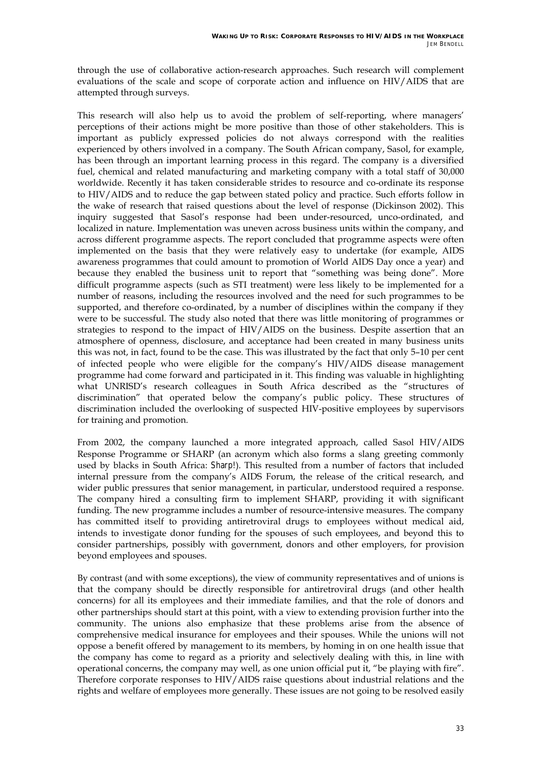through the use of collaborative action-research approaches. Such research will complement evaluations of the scale and scope of corporate action and influence on HIV/AIDS that are attempted through surveys.

This research will also help us to avoid the problem of self-reporting, where managers' perceptions of their actions might be more positive than those of other stakeholders. This is important as publicly expressed policies do not always correspond with the realities experienced by others involved in a company. The South African company, Sasol, for example, has been through an important learning process in this regard. The company is a diversified fuel, chemical and related manufacturing and marketing company with a total staff of 30,000 worldwide. Recently it has taken considerable strides to resource and co-ordinate its response to HIV/AIDS and to reduce the gap between stated policy and practice. Such efforts follow in the wake of research that raised questions about the level of response (Dickinson 2002). This inquiry suggested that Sasol's response had been under-resourced, unco-ordinated, and localized in nature. Implementation was uneven across business units within the company, and across different programme aspects. The report concluded that programme aspects were often implemented on the basis that they were relatively easy to undertake (for example, AIDS awareness programmes that could amount to promotion of World AIDS Day once a year) and because they enabled the business unit to report that "something was being done". More difficult programme aspects (such as STI treatment) were less likely to be implemented for a number of reasons, including the resources involved and the need for such programmes to be supported, and therefore co-ordinated, by a number of disciplines within the company if they were to be successful. The study also noted that there was little monitoring of programmes or strategies to respond to the impact of HIV/AIDS on the business. Despite assertion that an atmosphere of openness, disclosure, and acceptance had been created in many business units this was not, in fact, found to be the case. This was illustrated by the fact that only 5–10 per cent of infected people who were eligible for the company's HIV/AIDS disease management programme had come forward and participated in it. This finding was valuable in highlighting what UNRISD's research colleagues in South Africa described as the "structures of discrimination" that operated below the company's public policy. These structures of discrimination included the overlooking of suspected HIV-positive employees by supervisors for training and promotion.

From 2002, the company launched a more integrated approach, called Sasol HIV/AIDS Response Programme or SHARP (an acronym which also forms a slang greeting commonly used by blacks in South Africa: *Sharp!*). This resulted from a number of factors that included internal pressure from the company's AIDS Forum, the release of the critical research, and wider public pressures that senior management, in particular, understood required a response. The company hired a consulting firm to implement SHARP, providing it with significant funding. The new programme includes a number of resource-intensive measures. The company has committed itself to providing antiretroviral drugs to employees without medical aid, intends to investigate donor funding for the spouses of such employees, and beyond this to consider partnerships, possibly with government, donors and other employers, for provision beyond employees and spouses.

By contrast (and with some exceptions), the view of community representatives and of unions is that the company should be directly responsible for antiretroviral drugs (and other health concerns) for all its employees and their immediate families, and that the role of donors and other partnerships should start at this point, with a view to extending provision further into the community. The unions also emphasize that these problems arise from the absence of comprehensive medical insurance for employees and their spouses. While the unions will not oppose a benefit offered by management to its members, by homing in on one health issue that the company has come to regard as a priority and selectively dealing with this, in line with operational concerns, the company may well, as one union official put it, "be playing with fire". Therefore corporate responses to HIV/AIDS raise questions about industrial relations and the rights and welfare of employees more generally. These issues are not going to be resolved easily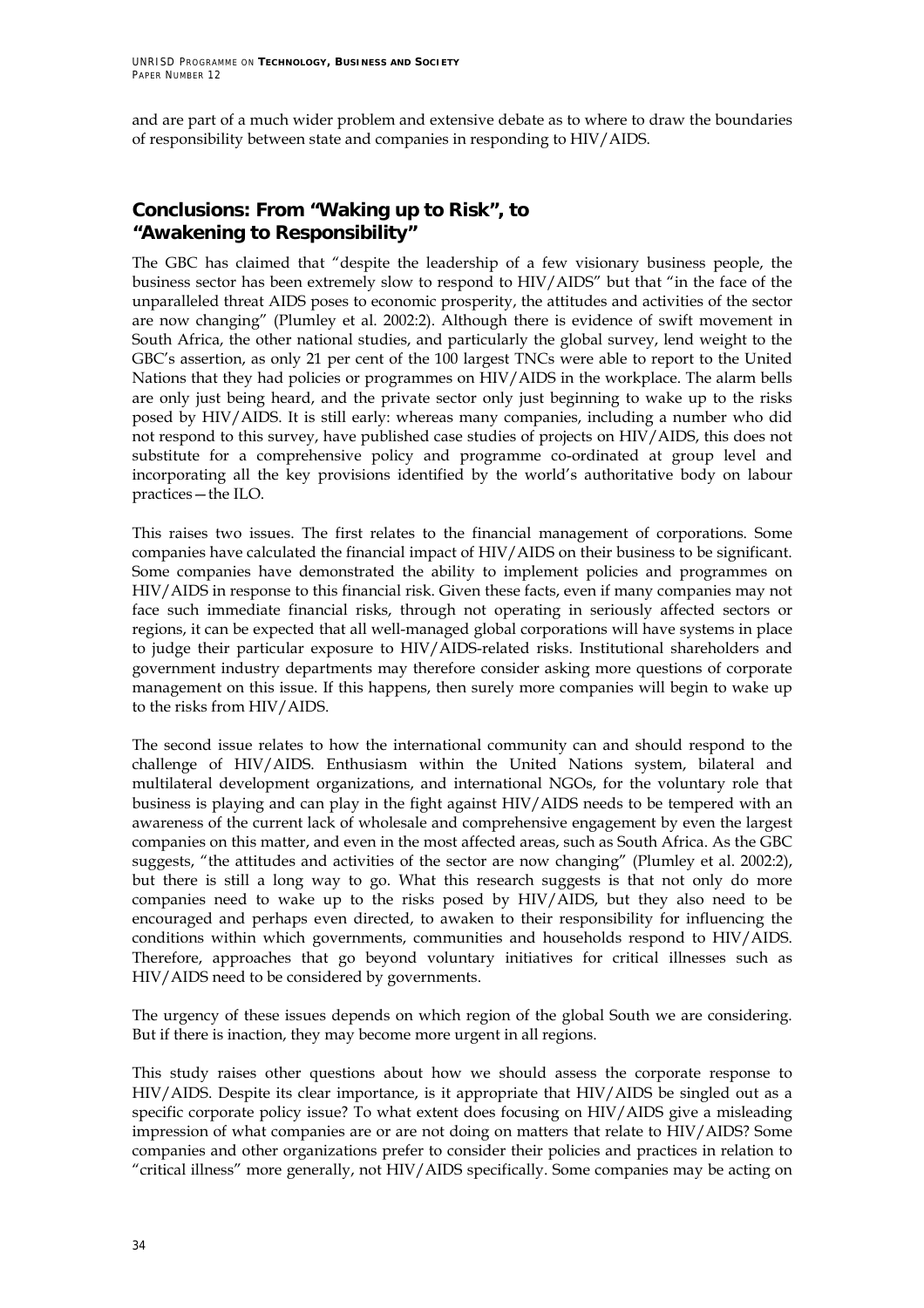and are part of a much wider problem and extensive debate as to where to draw the boundaries of responsibility between state and companies in responding to HIV/AIDS.

## Conclusions: From "Waking up to Risk", to "Awakening to Responsibility"

The GBC has claimed that "despite the leadership of a few visionary business people, the business sector has been extremely slow to respond to HIV/AIDS" but that "in the face of the unparalleled threat AIDS poses to economic prosperity, the attitudes and activities of the sector are now changing" (Plumley et al. 2002:2). Although there is evidence of swift movement in South Africa, the other national studies, and particularly the global survey, lend weight to the GBC's assertion, as only 21 per cent of the 100 largest TNCs were able to report to the United Nations that they had policies or programmes on HIV/AIDS in the workplace. The alarm bells are only just being heard, and the private sector only just beginning to wake up to the risks posed by HIV/AIDS. It is still early: whereas many companies, including a number who did not respond to this survey, have published case studies of projects on HIV/AIDS, this does not substitute for a comprehensive policy and programme co-ordinated at group level and incorporating all the key provisions identified by the world's authoritative body on labour practices—the ILO.

This raises two issues. The first relates to the financial management of corporations. Some companies have calculated the financial impact of HIV/AIDS on their business to be significant. Some companies have demonstrated the ability to implement policies and programmes on HIV/AIDS in response to this financial risk. Given these facts, even if many companies may not face such immediate financial risks, through not operating in seriously affected sectors or regions, it can be expected that all well-managed global corporations will have systems in place to judge their particular exposure to HIV/AIDS-related risks. Institutional shareholders and government industry departments may therefore consider asking more questions of corporate management on this issue. If this happens, then surely more companies will begin to wake up to the risks from HIV/AIDS.

The second issue relates to how the international community can and should respond to the challenge of HIV/AIDS. Enthusiasm within the United Nations system, bilateral and multilateral development organizations, and international NGOs, for the voluntary role that business is playing and can play in the fight against HIV/AIDS needs to be tempered with an awareness of the current lack of wholesale and comprehensive engagement by even the largest companies on this matter, and even in the most affected areas, such as South Africa. As the GBC suggests, "the attitudes and activities of the sector are now changing" (Plumley et al. 2002:2), but there is still a long way to go. What this research suggests is that not only do more companies need to wake up to the risks posed by HIV/AIDS, but they also need to be encouraged and perhaps even directed, to awaken to their responsibility for influencing the conditions within which governments, communities and households respond to HIV/AIDS. Therefore, approaches that go beyond voluntary initiatives for critical illnesses such as HIV/AIDS need to be considered by governments.

The urgency of these issues depends on which region of the global South we are considering. But if there is inaction, they may become more urgent in all regions.

This study raises other questions about how we should assess the corporate response to HIV/AIDS. Despite its clear importance, is it appropriate that HIV/AIDS be singled out as a specific corporate policy issue? To what extent does focusing on HIV/AIDS give a misleading impression of what companies are or are not doing on matters that relate to HIV/AIDS? Some companies and other organizations prefer to consider their policies and practices in relation to "critical illness" more generally, not HIV/AIDS specifically. Some companies may be acting on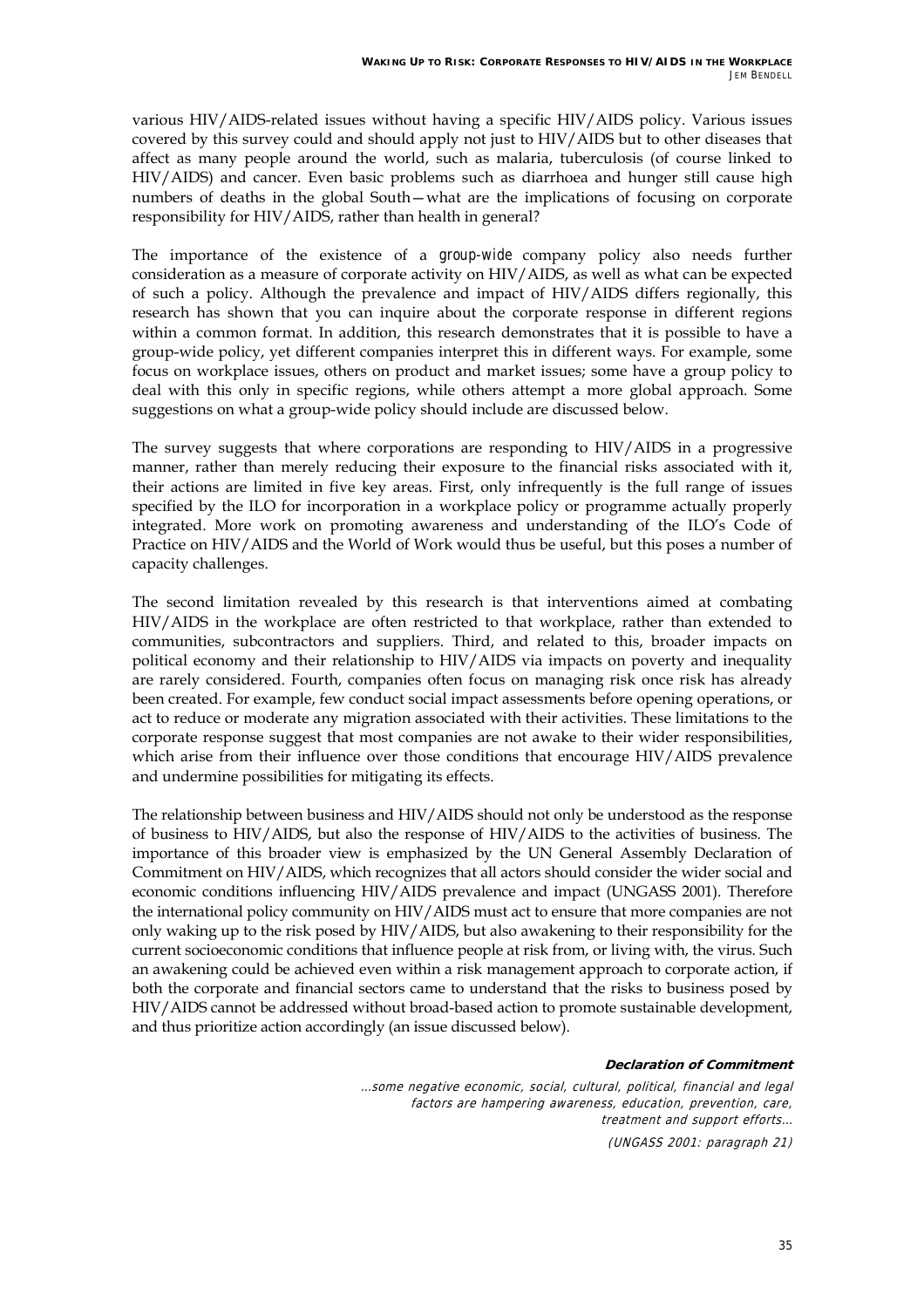various HIV/AIDS-related issues without having a specific HIV/AIDS policy. Various issues covered by this survey could and should apply not just to HIV/AIDS but to other diseases that affect as many people around the world, such as malaria, tuberculosis (of course linked to HIV/AIDS) and cancer. Even basic problems such as diarrhoea and hunger still cause high numbers of deaths in the global South—what are the implications of focusing on corporate responsibility for HIV/AIDS, rather than health in general?

The importance of the existence of a *group-wide* company policy also needs further consideration as a measure of corporate activity on HIV/AIDS, as well as what can be expected of such a policy. Although the prevalence and impact of HIV/AIDS differs regionally, this research has shown that you can inquire about the corporate response in different regions within a common format. In addition, this research demonstrates that it is possible to have a group-wide policy, yet different companies interpret this in different ways. For example, some focus on workplace issues, others on product and market issues; some have a group policy to deal with this only in specific regions, while others attempt a more global approach. Some suggestions on what a group-wide policy should include are discussed below.

The survey suggests that where corporations are responding to HIV/AIDS in a progressive manner, rather than merely reducing their exposure to the financial risks associated with it, their actions are limited in five key areas. First, only infrequently is the full range of issues specified by the ILO for incorporation in a workplace policy or programme actually properly integrated. More work on promoting awareness and understanding of the ILO's Code of Practice on HIV/AIDS and the World of Work would thus be useful, but this poses a number of capacity challenges.

The second limitation revealed by this research is that interventions aimed at combating HIV/AIDS in the workplace are often restricted to that workplace, rather than extended to communities, subcontractors and suppliers. Third, and related to this, broader impacts on political economy and their relationship to HIV/AIDS via impacts on poverty and inequality are rarely considered. Fourth, companies often focus on managing risk once risk has already been created. For example, few conduct social impact assessments before opening operations, or act to reduce or moderate any migration associated with their activities. These limitations to the corporate response suggest that most companies are not awake to their wider responsibilities, which arise from their influence over those conditions that encourage HIV/AIDS prevalence and undermine possibilities for mitigating its effects.

The relationship between business and HIV/AIDS should not only be understood as the response of business to HIV/AIDS, but also the response of HIV/AIDS to the activities of business. The importance of this broader view is emphasized by the UN General Assembly Declaration of Commitment on HIV/AIDS, which recognizes that all actors should consider the wider social and economic conditions influencing HIV/AIDS prevalence and impact (UNGASS 2001). Therefore the international policy community on HIV/AIDS must act to ensure that more companies are not only waking up to the risk posed by HIV/AIDS, but also awakening to their responsibility for the current socioeconomic conditions that influence people at risk from, or living with, the virus. Such an awakening could be achieved even within a risk management approach to corporate action, if both the corporate and financial sectors came to understand that the risks to business posed by HIV/AIDS cannot be addressed without broad-based action to promote sustainable development, and thus prioritize action accordingly (an issue discussed below).

**Declaration of Commitment**

*...some negative economic, social, cultural, political, financial and legal factors are hampering awareness, education, prevention, care, treatment and support efforts...*

*(UNGASS 2001: paragraph 21)*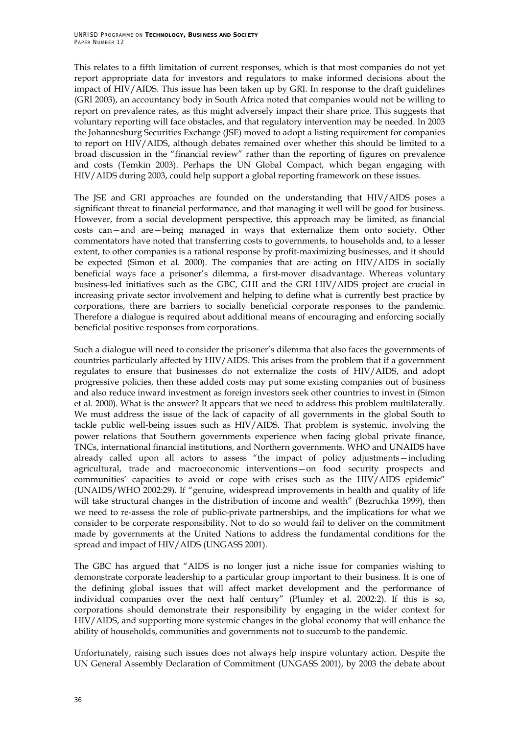This relates to a fifth limitation of current responses, which is that most companies do not yet report appropriate data for investors and regulators to make informed decisions about the impact of HIV/AIDS. This issue has been taken up by GRI. In response to the draft guidelines (GRI 2003), an accountancy body in South Africa noted that companies would not be willing to report on prevalence rates, as this might adversely impact their share price. This suggests that voluntary reporting will face obstacles, and that regulatory intervention may be needed. In 2003 the Johannesburg Securities Exchange (JSE) moved to adopt a listing requirement for companies to report on HIV/AIDS, although debates remained over whether this should be limited to a broad discussion in the "financial review" rather than the reporting of figures on prevalence and costs (Temkin 2003). Perhaps the UN Global Compact, which began engaging with HIV/AIDS during 2003, could help support a global reporting framework on these issues.

The JSE and GRI approaches are founded on the understanding that HIV/AIDS poses a significant threat to financial performance, and that managing it well will be good for business. However, from a social development perspective, this approach may be limited, as financial costs can—and are—being managed in ways that externalize them onto society. Other commentators have noted that transferring costs to governments, to households and, to a lesser extent, to other companies is a rational response by profit-maximizing businesses, and it should be expected (Simon et al. 2000). The companies that are acting on HIV/AIDS in socially beneficial ways face a prisoner's dilemma, a first-mover disadvantage. Whereas voluntary business-led initiatives such as the GBC, GHI and the GRI HIV/AIDS project are crucial in increasing private sector involvement and helping to define what is currently best practice by corporations, there are barriers to socially beneficial corporate responses to the pandemic. Therefore a dialogue is required about additional means of encouraging and enforcing socially beneficial positive responses from corporations.

Such a dialogue will need to consider the prisoner's dilemma that also faces the governments of countries particularly affected by HIV/AIDS. This arises from the problem that if a government regulates to ensure that businesses do not externalize the costs of HIV/AIDS, and adopt progressive policies, then these added costs may put some existing companies out of business and also reduce inward investment as foreign investors seek other countries to invest in (Simon et al. 2000). What is the answer? It appears that we need to address this problem multilaterally. We must address the issue of the lack of capacity of all governments in the global South to tackle public well-being issues such as HIV/AIDS. That problem is systemic, involving the power relations that Southern governments experience when facing global private finance, TNCs, international financial institutions, and Northern governments. WHO and UNAIDS have already called upon all actors to assess "the impact of policy adjustments—including agricultural, trade and macroeconomic interventions—on food security prospects and communities' capacities to avoid or cope with crises such as the HIV/AIDS epidemic" (UNAIDS/WHO 2002:29). If "genuine, widespread improvements in health and quality of life will take structural changes in the distribution of income and wealth" (Bezruchka 1999), then we need to re-assess the role of public-private partnerships, and the implications for what we consider to be corporate responsibility. Not to do so would fail to deliver on the commitment made by governments at the United Nations to address the fundamental conditions for the spread and impact of HIV/AIDS (UNGASS 2001).

The GBC has argued that "AIDS is no longer just a niche issue for companies wishing to demonstrate corporate leadership to a particular group important to their business. It is one of the defining global issues that will affect market development and the performance of individual companies over the next half century" (Plumley et al. 2002:2). If this is so, corporations should demonstrate their responsibility by engaging in the wider context for HIV/AIDS, and supporting more systemic changes in the global economy that will enhance the ability of households, communities and governments not to succumb to the pandemic.

Unfortunately, raising such issues does not always help inspire voluntary action. Despite the UN General Assembly Declaration of Commitment (UNGASS 2001), by 2003 the debate about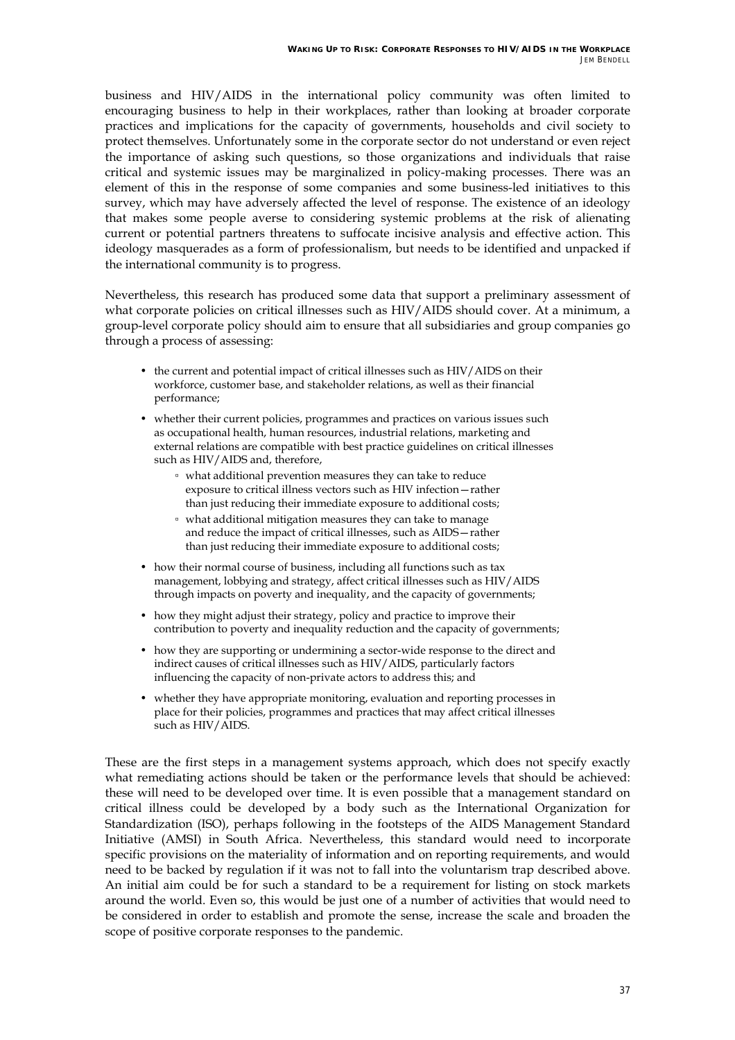business and HIV/AIDS in the international policy community was often limited to encouraging business to help in their workplaces, rather than looking at broader corporate practices and implications for the capacity of governments, households and civil society to protect themselves. Unfortunately some in the corporate sector do not understand or even reject the importance of asking such questions, so those organizations and individuals that raise critical and systemic issues may be marginalized in policy-making processes. There was an element of this in the response of some companies and some business-led initiatives to this survey, which may have adversely affected the level of response. The existence of an ideology that makes some people averse to considering systemic problems at the risk of alienating current or potential partners threatens to suffocate incisive analysis and effective action. This ideology masquerades as a form of professionalism, but needs to be identified and unpacked if the international community is to progress.

Nevertheless, this research has produced some data that support a preliminary assessment of what corporate policies on critical illnesses such as HIV/AIDS should cover. At a minimum, a group-level corporate policy should aim to ensure that all subsidiaries and group companies go through a process of assessing:

- the current and potential impact of critical illnesses such as HIV/AIDS on their workforce, customer base, and stakeholder relations, as well as their financial performance;
- whether their current policies, programmes and practices on various issues such as occupational health, human resources, industrial relations, marketing and external relations are compatible with best practice guidelines on critical illnesses such as HIV/AIDS and, therefore,
  - what additional prevention measures they can take to reduce exposure to critical illness vectors such as HIV infection—rather than just reducing their immediate exposure to additional costs;
  - what additional mitigation measures they can take to manage and reduce the impact of critical illnesses, such as AIDS—rather than just reducing their immediate exposure to additional costs;
- how their normal course of business, including all functions such as tax management, lobbying and strategy, affect critical illnesses such as HIV/AIDS through impacts on poverty and inequality, and the capacity of governments;
- how they might adjust their strategy, policy and practice to improve their contribution to poverty and inequality reduction and the capacity of governments;
- how they are supporting or undermining a sector-wide response to the direct and indirect causes of critical illnesses such as HIV/AIDS, particularly factors influencing the capacity of non-private actors to address this; and
- whether they have appropriate monitoring, evaluation and reporting processes in place for their policies, programmes and practices that may affect critical illnesses such as HIV/AIDS.

These are the first steps in a management systems approach, which does not specify exactly what remediating actions should be taken or the performance levels that should be achieved: these will need to be developed over time. It is even possible that a management standard on critical illness could be developed by a body such as the International Organization for Standardization (ISO), perhaps following in the footsteps of the AIDS Management Standard Initiative (AMSI) in South Africa. Nevertheless, this standard would need to incorporate specific provisions on the materiality of information and on reporting requirements, and would need to be backed by regulation if it was not to fall into the voluntarism trap described above. An initial aim could be for such a standard to be a requirement for listing on stock markets around the world. Even so, this would be just one of a number of activities that would need to be considered in order to establish and promote the sense, increase the scale and broaden the scope of positive corporate responses to the pandemic.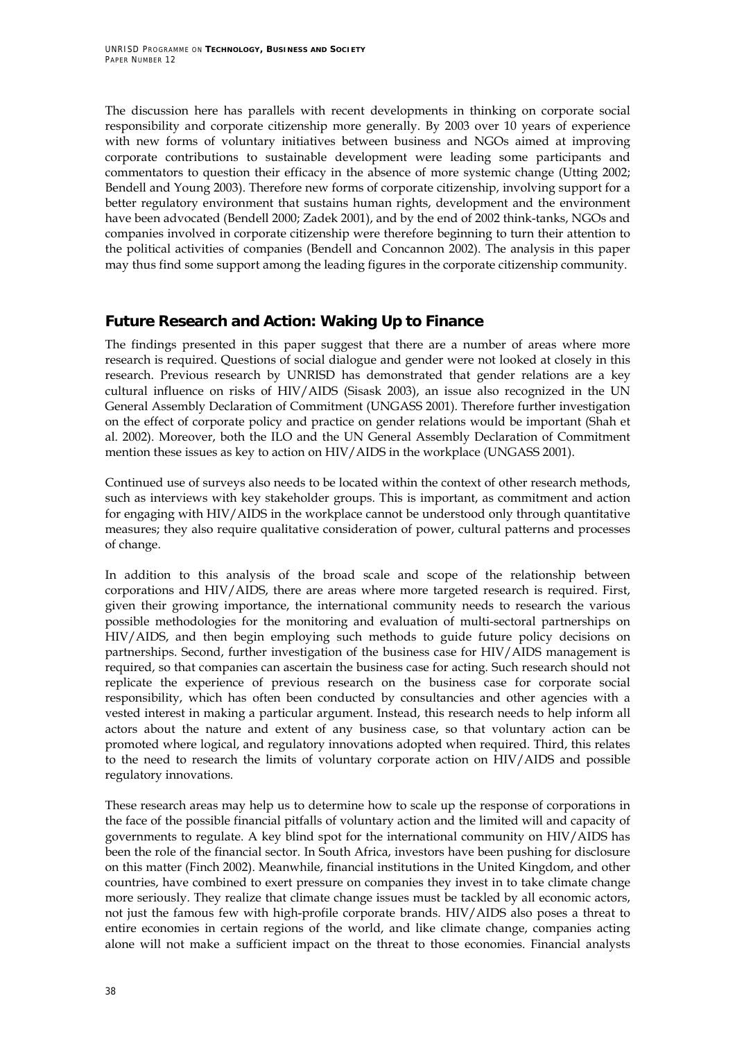The discussion here has parallels with recent developments in thinking on corporate social responsibility and corporate citizenship more generally. By 2003 over 10 years of experience with new forms of voluntary initiatives between business and NGOs aimed at improving corporate contributions to sustainable development were leading some participants and commentators to question their efficacy in the absence of more systemic change (Utting 2002; Bendell and Young 2003). Therefore new forms of corporate citizenship, involving support for a better regulatory environment that sustains human rights, development and the environment have been advocated (Bendell 2000; Zadek 2001), and by the end of 2002 think-tanks, NGOs and companies involved in corporate citizenship were therefore beginning to turn their attention to the political activities of companies (Bendell and Concannon 2002). The analysis in this paper may thus find some support among the leading figures in the corporate citizenship community.

## Future Research and Action: Waking Up to Finance

The findings presented in this paper suggest that there are a number of areas where more research is required. Questions of social dialogue and gender were not looked at closely in this research. Previous research by UNRISD has demonstrated that gender relations are a key cultural influence on risks of HIV/AIDS (Sisask 2003), an issue also recognized in the UN General Assembly Declaration of Commitment (UNGASS 2001). Therefore further investigation on the effect of corporate policy and practice on gender relations would be important (Shah et al. 2002). Moreover, both the ILO and the UN General Assembly Declaration of Commitment mention these issues as key to action on HIV/AIDS in the workplace (UNGASS 2001).

Continued use of surveys also needs to be located within the context of other research methods, such as interviews with key stakeholder groups. This is important, as commitment and action for engaging with HIV/AIDS in the workplace cannot be understood only through quantitative measures; they also require qualitative consideration of power, cultural patterns and processes of change.

In addition to this analysis of the broad scale and scope of the relationship between corporations and HIV/AIDS, there are areas where more targeted research is required. First, given their growing importance, the international community needs to research the various possible methodologies for the monitoring and evaluation of multi-sectoral partnerships on HIV/AIDS, and then begin employing such methods to guide future policy decisions on partnerships. Second, further investigation of the business case for HIV/AIDS management is required, so that companies can ascertain the business case for acting. Such research should not replicate the experience of previous research on the business case for corporate social responsibility, which has often been conducted by consultancies and other agencies with a vested interest in making a particular argument. Instead, this research needs to help inform all actors about the nature and extent of any business case, so that voluntary action can be promoted where logical, and regulatory innovations adopted when required. Third, this relates to the need to research the limits of voluntary corporate action on HIV/AIDS and possible regulatory innovations.

These research areas may help us to determine how to scale up the response of corporations in the face of the possible financial pitfalls of voluntary action and the limited will and capacity of governments to regulate. A key blind spot for the international community on HIV/AIDS has been the role of the financial sector. In South Africa, investors have been pushing for disclosure on this matter (Finch 2002). Meanwhile, financial institutions in the United Kingdom, and other countries, have combined to exert pressure on companies they invest in to take climate change more seriously. They realize that climate change issues must be tackled by all economic actors, not just the famous few with high-profile corporate brands. HIV/AIDS also poses a threat to entire economies in certain regions of the world, and like climate change, companies acting alone will not make a sufficient impact on the threat to those economies. Financial analysts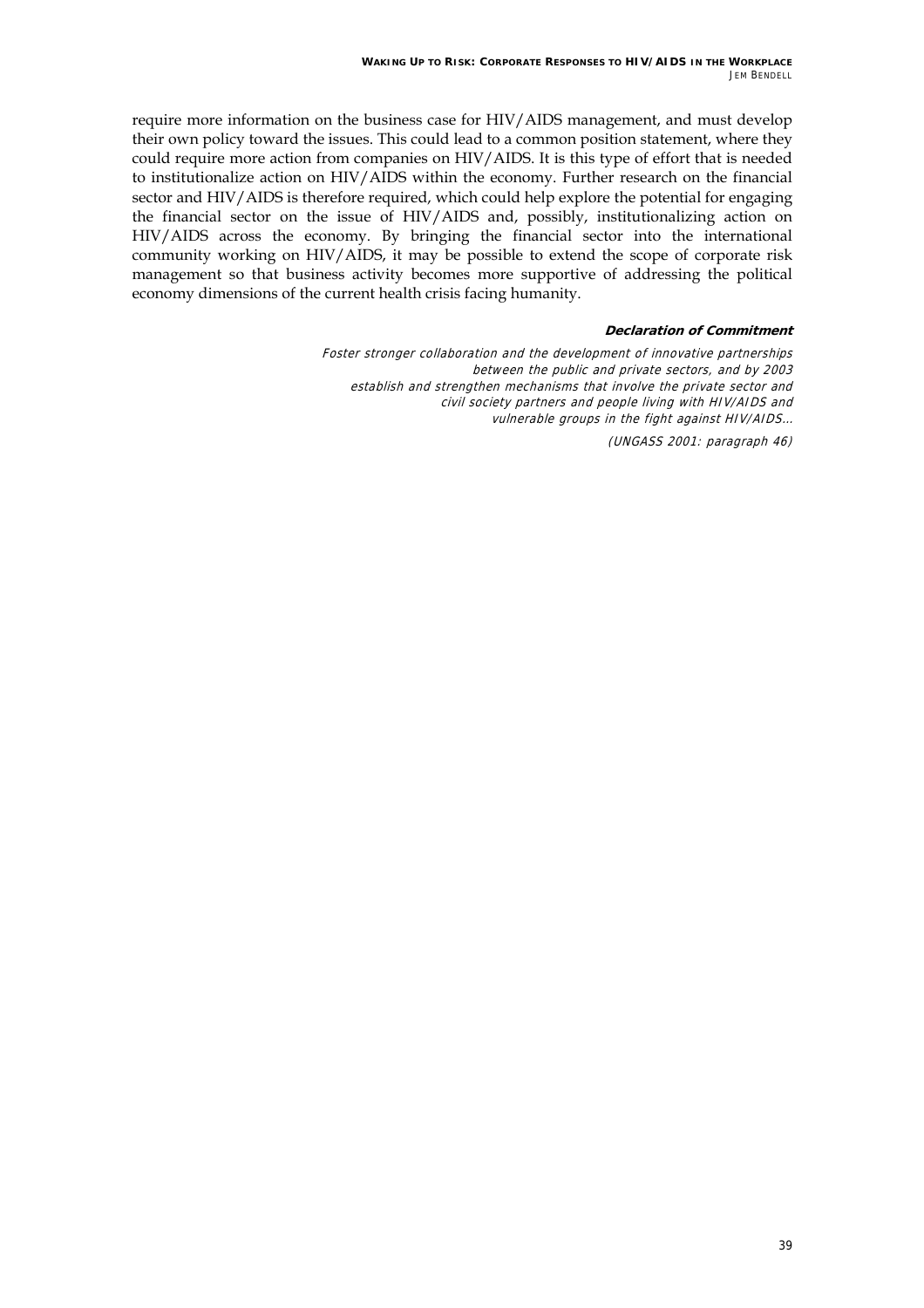require more information on the business case for HIV/AIDS management, and must develop their own policy toward the issues. This could lead to a common position statement, where they could require more action from companies on HIV/AIDS. It is this type of effort that is needed to institutionalize action on HIV/AIDS within the economy. Further research on the financial sector and HIV/AIDS is therefore required, which could help explore the potential for engaging the financial sector on the issue of HIV/AIDS and, possibly, institutionalizing action on HIV/AIDS across the economy. By bringing the financial sector into the international community working on HIV/AIDS, it may be possible to extend the scope of corporate risk management so that business activity becomes more supportive of addressing the political economy dimensions of the current health crisis facing humanity.

***Declaration of Commitment***

*Foster stronger collaboration and the development of innovative partnerships between the public and private sectors, and by 2003 establish and strengthen mechanisms that involve the private sector and civil society partners and people living with HIV/AIDS and vulnerable groups in the fight against HIV/AIDS…*

*(UNGASS 2001: paragraph 46)*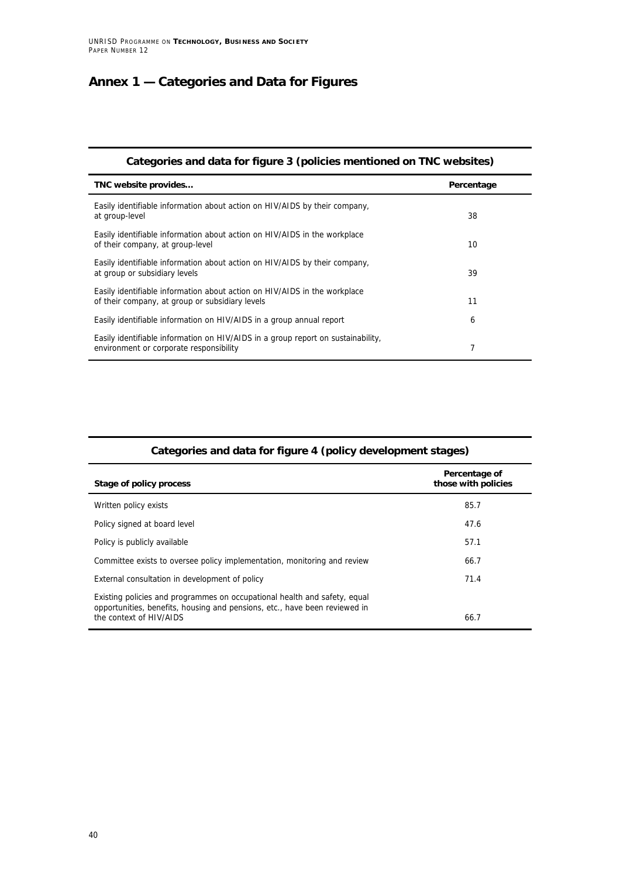# Annex 1 — Categories and Data for Figures

**Categories and data for figure 3 (policies mentioned on TNC websites)**

| TNC website provides... | Percentage |
|---|---|
| Easily identifiable information about action on HIV/AIDS by their company, at group-level | 38 |
| Easily identifiable information about action on HIV/AIDS in the workplace of their company, at group-level | 10 |
| Easily identifiable information about action on HIV/AIDS by their company, at group or subsidiary levels | 39 |
| Easily identifiable information about action on HIV/AIDS in the workplace of their company, at group or subsidiary levels | 11 |
| Easily identifiable information on HIV/AIDS in a group annual report | 6 |
| Easily identifiable information on HIV/AIDS in a group report on sustainability, environment or corporate responsibility | 7 |

**Categories and data for figure 4 (policy development stages)**

| Stage of policy process | Percentage of those with policies |
|---|---|
| Written policy exists | 85.7 |
| Policy signed at board level | 47.6 |
| Policy is publicly available | 57.1 |
| Committee exists to oversee policy implementation, monitoring and review | 66.7 |
| External consultation in development of policy | 71.4 |
| Existing policies and programmes on occupational health and safety, equal opportunities, benefits, housing and pensions, etc., have been reviewed in the context of HIV/AIDS | 66.7 |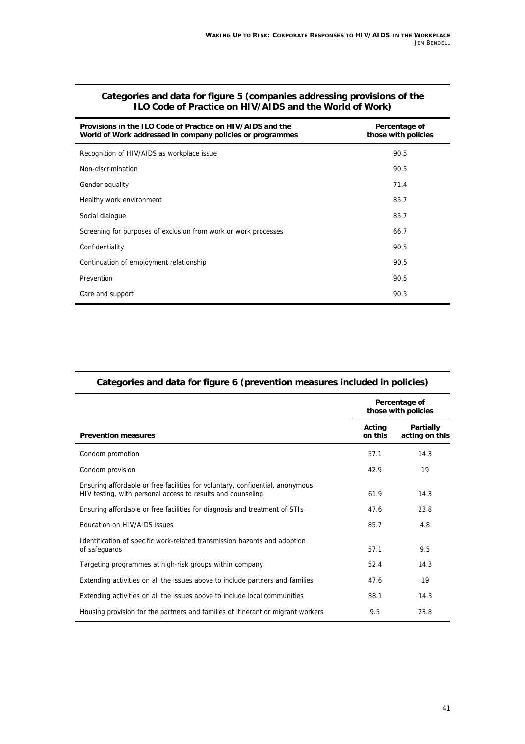## Categories and data for figure 5 (companies addressing provisions of the ILO Code of Practice on HIV/AIDS and the World of Work)

| Provisions in the ILO Code of Practice on HIV/AIDS and the World of Work addressed in company policies or programmes | Percentage of those with policies |
|---|---|
| Recognition of HIV/AIDS as workplace issue | 90.5 |
| Non-discrimination | 90.5 |
| Gender equality | 71.4 |
| Healthy work environment | 85.7 |
| Social dialogue | 85.7 |
| Screening for purposes of exclusion from work or work processes | 66.7 |
| Confidentiality | 90.5 |
| Continuation of employment relationship | 90.5 |
| Prevention | 90.5 |
| Care and support | 90.5 |

## Categories and data for figure 6 (prevention measures included in policies)

| | Percentage of those with policies | |
|---|---|---|
| **Prevention measures** | **Acting on this** | **Partially acting on this** |
| Condom promotion | 57.1 | 14.3 |
| Condom provision | 42.9 | 19 |
| Ensuring affordable or free facilities for voluntary, confidential, anonymous HIV testing, with personal access to results and counseling | 61.9 | 14.3 |
| Ensuring affordable or free facilities for diagnosis and treatment of STIs | 47.6 | 23.8 |
| Education on HIV/AIDS issues | 85.7 | 4.8 |
| Identification of specific work-related transmission hazards and adoption of safeguards | 57.1 | 9.5 |
| Targeting programmes at high-risk groups within company | 52.4 | 14.3 |
| Extending activities on all the issues above to include partners and families | 47.6 | 19 |
| Extending activities on all the issues above to include local communities | 38.1 | 14.3 |
| Housing provision for the partners and families of itinerant or migrant workers | 9.5 | 23.8 |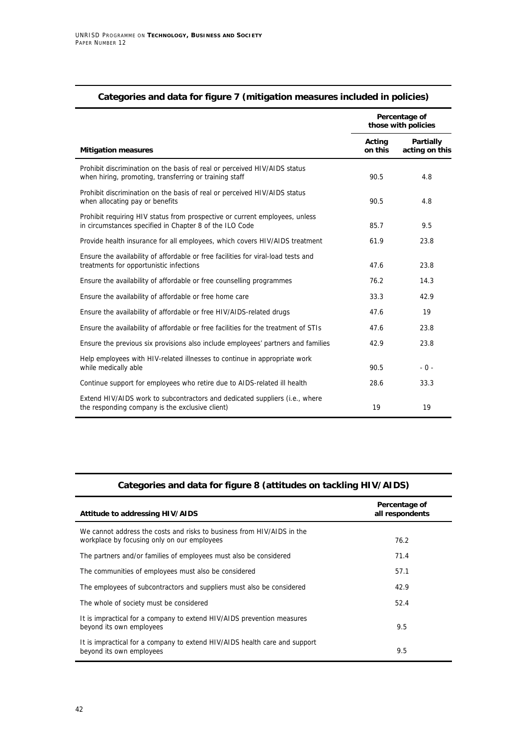## Categories and data for figure 7 (mitigation measures included in policies)

| Mitigation measures | Percentage of those with policies | |
|---|---|---|
| | Acting on this | Partially acting on this |
| Prohibit discrimination on the basis of real or perceived HIV/AIDS status when hiring, promoting, transferring or training staff | 90.5 | 4.8 |
| Prohibit discrimination on the basis of real or perceived HIV/AIDS status when allocating pay or benefits | 90.5 | 4.8 |
| Prohibit requiring HIV status from prospective or current employees, unless in circumstances specified in Chapter 8 of the ILO Code | 85.7 | 9.5 |
| Provide health insurance for all employees, which covers HIV/AIDS treatment | 61.9 | 23.8 |
| Ensure the availability of affordable or free facilities for viral-load tests and treatments for opportunistic infections | 47.6 | 23.8 |
| Ensure the availability of affordable or free counselling programmes | 76.2 | 14.3 |
| Ensure the availability of affordable or free home care | 33.3 | 42.9 |
| Ensure the availability of affordable or free HIV/AIDS-related drugs | 47.6 | 19 |
| Ensure the availability of affordable or free facilities for the treatment of STIs | 47.6 | 23.8 |
| Ensure the previous six provisions also include employees' partners and families | 42.9 | 23.8 |
| Help employees with HIV-related illnesses to continue in appropriate work while medically able | 90.5 | - 0 - |
| Continue support for employees who retire due to AIDS-related ill health | 28.6 | 33.3 |
| Extend HIV/AIDS work to subcontractors and dedicated suppliers (i.e., where the responding company is the exclusive client) | 19 | 19 |

## Categories and data for figure 8 (attitudes on tackling HIV/AIDS)

| Attitude to addressing HIV/AIDS | Percentage of all respondents |
|---|---|
| We cannot address the costs and risks to business from HIV/AIDS in the workplace by focusing only on our employees | 76.2 |
| The partners and/or families of employees must also be considered | 71.4 |
| The communities of employees must also be considered | 57.1 |
| The employees of subcontractors and suppliers must also be considered | 42.9 |
| The whole of society must be considered | 52.4 |
| It is impractical for a company to extend HIV/AIDS prevention measures beyond its own employees | 9.5 |
| It is impractical for a company to extend HIV/AIDS health care and support beyond its own employees | 9.5 |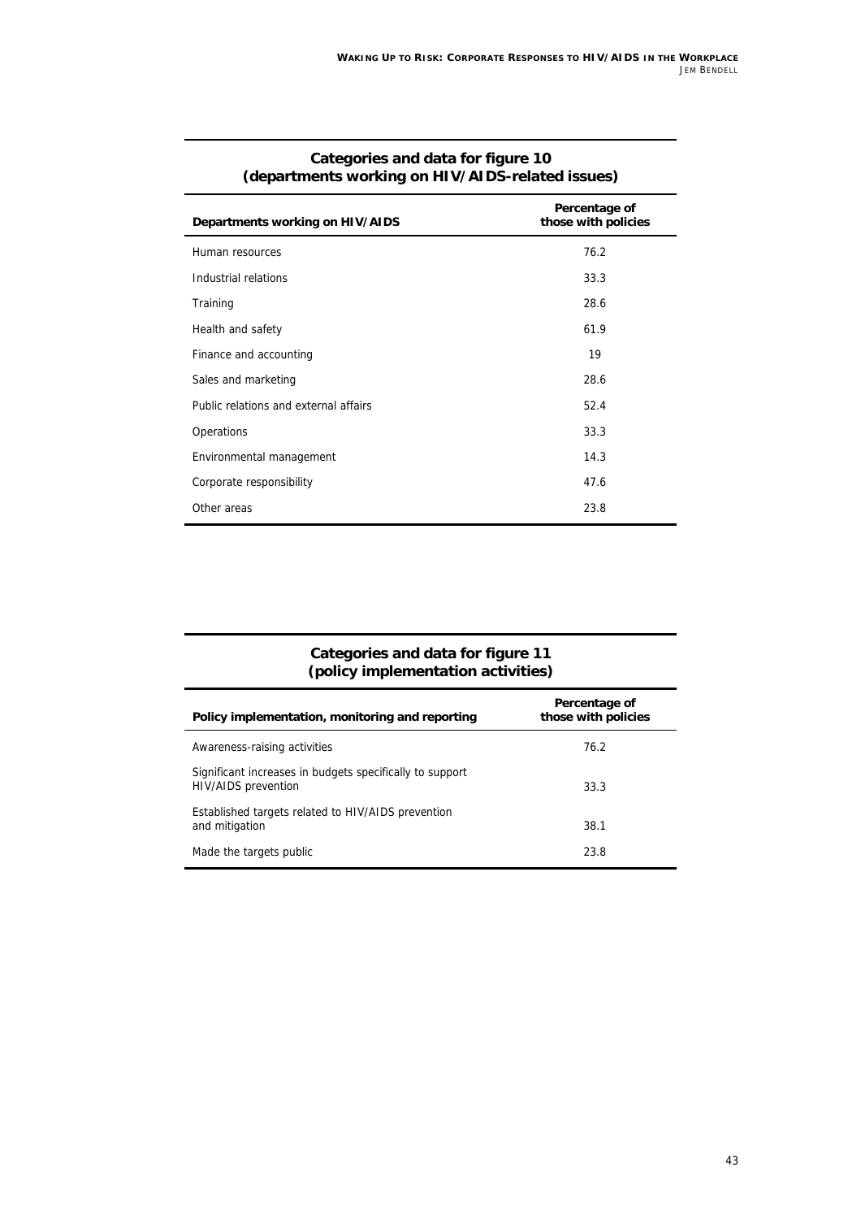## Categories and data for figure 10 (departments working on HIV/AIDS-related issues)

| Departments working on HIV/AIDS | Percentage of those with policies |
|---|---|
| Human resources | 76.2 |
| Industrial relations | 33.3 |
| Training | 28.6 |
| Health and safety | 61.9 |
| Finance and accounting | 19 |
| Sales and marketing | 28.6 |
| Public relations and external affairs | 52.4 |
| Operations | 33.3 |
| Environmental management | 14.3 |
| Corporate responsibility | 47.6 |
| Other areas | 23.8 |

## Categories and data for figure 11 (policy implementation activities)

| Policy implementation, monitoring and reporting | Percentage of those with policies |
|---|---|
| Awareness-raising activities | 76.2 |
| Significant increases in budgets specifically to support HIV/AIDS prevention | 33.3 |
| Established targets related to HIV/AIDS prevention and mitigation | 38.1 |
| Made the targets public | 23.8 |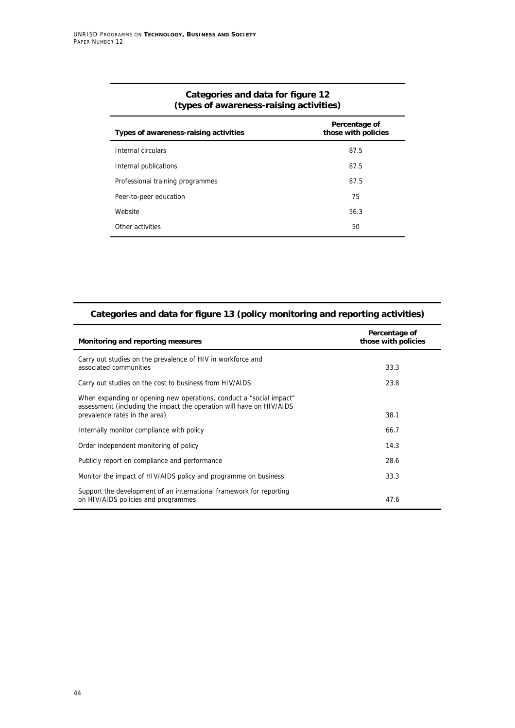## Categories and data for figure 12 (types of awareness-raising activities)

| Types of awareness-raising activities | Percentage of those with policies |
|---|---|
| Internal circulars | 87.5 |
| Internal publications | 87.5 |
| Professional training programmes | 87.5 |
| Peer-to-peer education | 75 |
| Website | 56.3 |
| Other activities | 50 |

## Categories and data for figure 13 (policy monitoring and reporting activities)

| Monitoring and reporting measures | Percentage of those with policies |
|---|---|
| Carry out studies on the prevalence of HIV in workforce and associated communities | 33.3 |
| Carry out studies on the cost to business from HIV/AIDS | 23.8 |
| When expanding or opening new operations, conduct a "social impact" assessment (including the impact the operation will have on HIV/AIDS prevalence rates in the area) | 38.1 |
| Internally monitor compliance with policy | 66.7 |
| Order independent monitoring of policy | 14.3 |
| Publicly report on compliance and performance | 28.6 |
| Monitor the impact of HIV/AIDS policy and programme on business | 33.3 |
| Support the development of an international framework for reporting on HIV/AIDS policies and programmes | 47.6 |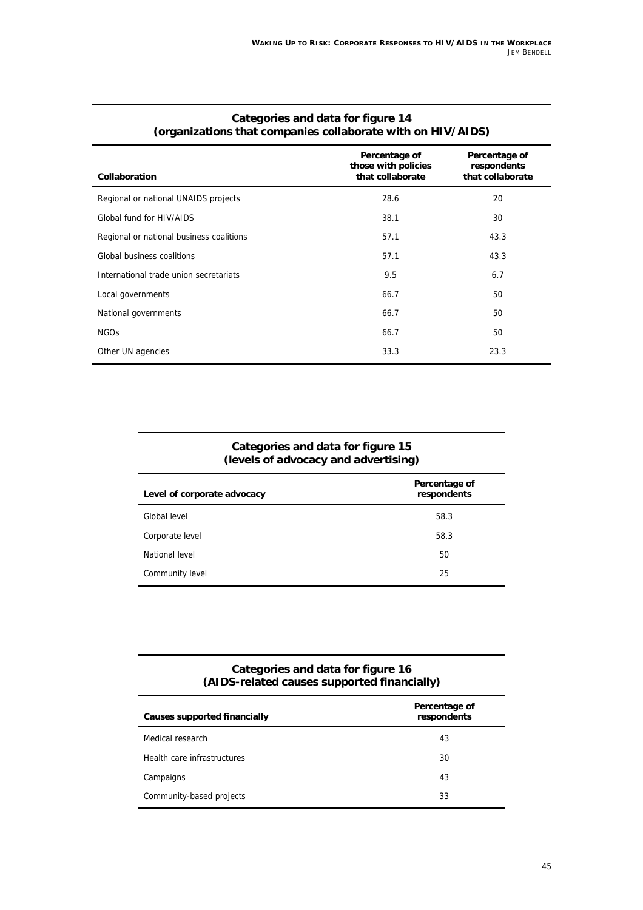## Categories and data for figure 14 (organizations that companies collaborate with on HIV/AIDS)

| Collaboration | Percentage of those with policies that collaborate | Percentage of respondents that collaborate |
|---|---|---|
| Regional or national UNAIDS projects | 28.6 | 20 |
| Global fund for HIV/AIDS | 38.1 | 30 |
| Regional or national business coalitions | 57.1 | 43.3 |
| Global business coalitions | 57.1 | 43.3 |
| International trade union secretariats | 9.5 | 6.7 |
| Local governments | 66.7 | 50 |
| National governments | 66.7 | 50 |
| NGOs | 66.7 | 50 |
| Other UN agencies | 33.3 | 23.3 |

## Categories and data for figure 15 (levels of advocacy and advertising)

| Level of corporate advocacy | Percentage of respondents |
|---|---|
| Global level | 58.3 |
| Corporate level | 58.3 |
| National level | 50 |
| Community level | 25 |

## Categories and data for figure 16 (AIDS-related causes supported financially)

| Causes supported financially | Percentage of respondents |
|---|---|
| Medical research | 43 |
| Health care infrastructures | 30 |
| Campaigns | 43 |
| Community-based projects | 33 |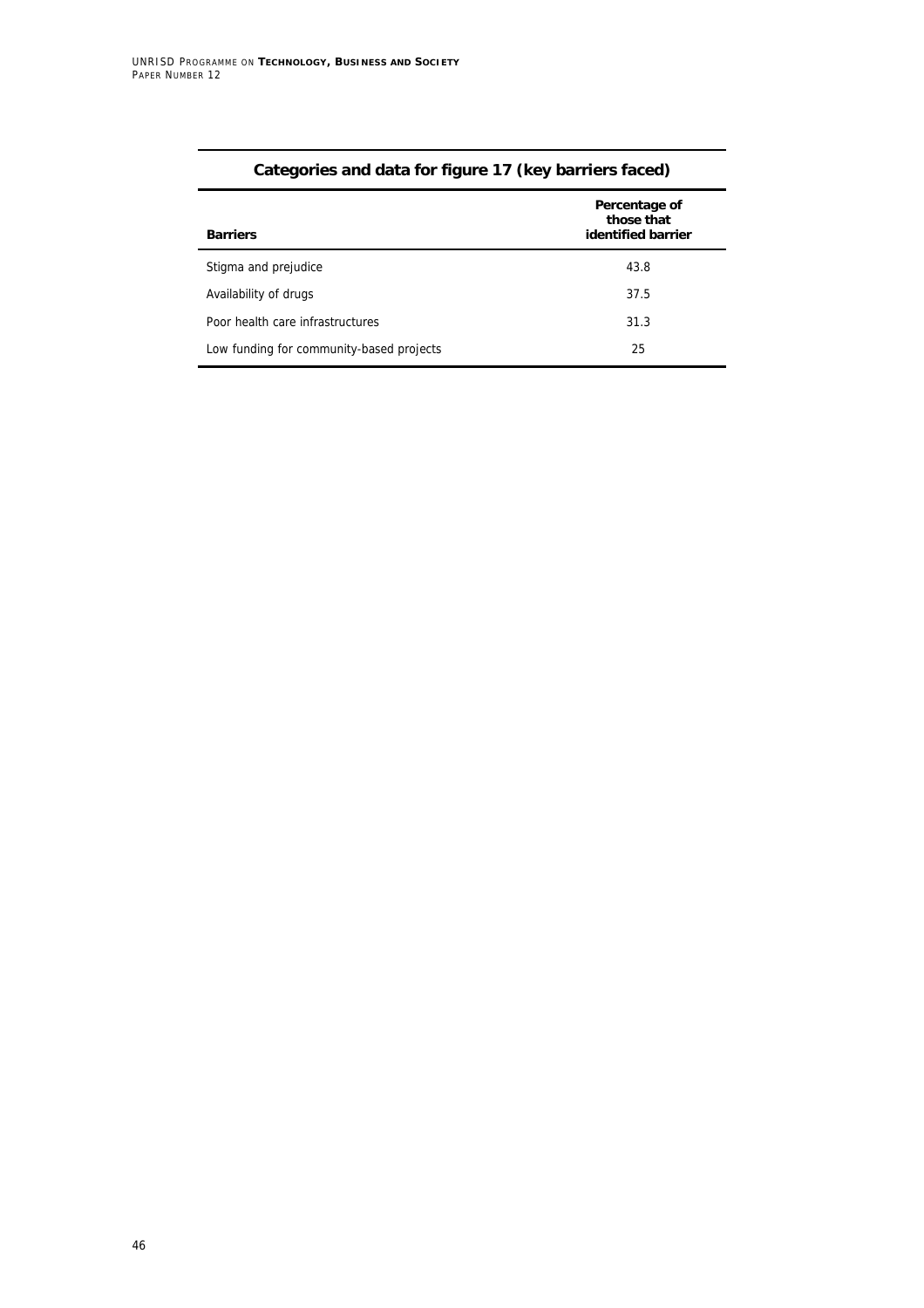**Categories and data for figure 17 (key barriers faced)**

| Barriers | Percentage of those that identified barrier |
|---|---|
| Stigma and prejudice | 43.8 |
| Availability of drugs | 37.5 |
| Poor health care infrastructures | 31.3 |
| Low funding for community-based projects | 25 |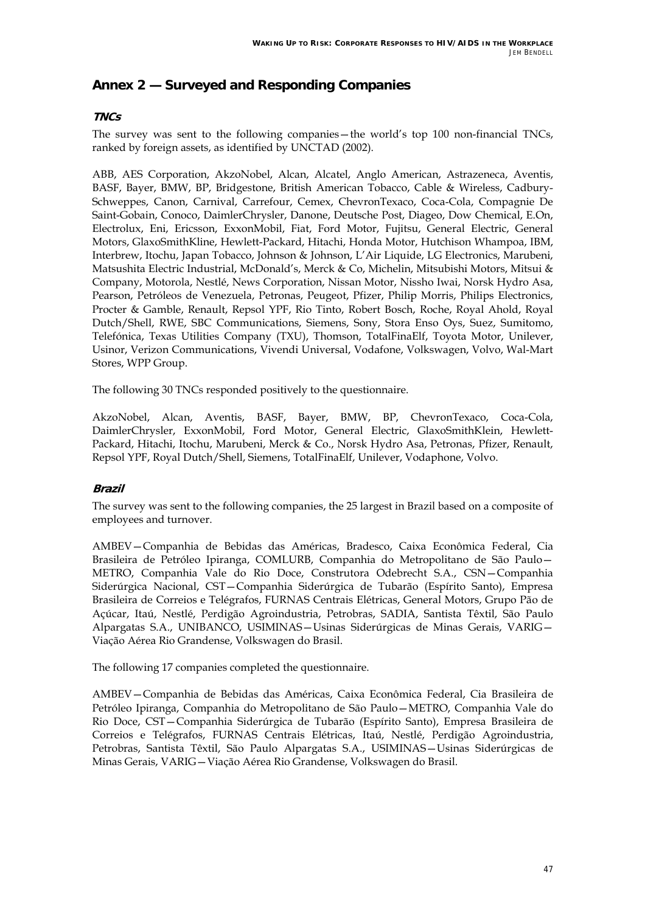## Annex 2 — Surveyed and Responding Companies

### *TNCs*

The survey was sent to the following companies—the world's top 100 non-financial TNCs, ranked by foreign assets, as identified by UNCTAD (2002).

ABB, AES Corporation, AkzoNobel, Alcan, Alcatel, Anglo American, Astrazeneca, Aventis, BASF, Bayer, BMW, BP, Bridgestone, British American Tobacco, Cable & Wireless, Cadbury-Schweppes, Canon, Carnival, Carrefour, Cemex, ChevronTexaco, Coca-Cola, Compagnie De Saint-Gobain, Conoco, DaimlerChrysler, Danone, Deutsche Post, Diageo, Dow Chemical, E.On, Electrolux, Eni, Ericsson, ExxonMobil, Fiat, Ford Motor, Fujitsu, General Electric, General Motors, GlaxoSmithKline, Hewlett-Packard, Hitachi, Honda Motor, Hutchison Whampoa, IBM, Interbrew, Itochu, Japan Tobacco, Johnson & Johnson, L'Air Liquide, LG Electronics, Marubeni, Matsushita Electric Industrial, McDonald's, Merck & Co, Michelin, Mitsubishi Motors, Mitsui & Company, Motorola, Nestlé, News Corporation, Nissan Motor, Nissho Iwai, Norsk Hydro Asa, Pearson, Petróleos de Venezuela, Petronas, Peugeot, Pfizer, Philip Morris, Philips Electronics, Procter & Gamble, Renault, Repsol YPF, Rio Tinto, Robert Bosch, Roche, Royal Ahold, Royal Dutch/Shell, RWE, SBC Communications, Siemens, Sony, Stora Enso Oys, Suez, Sumitomo, Telefónica, Texas Utilities Company (TXU), Thomson, TotalFinaElf, Toyota Motor, Unilever, Usinor, Verizon Communications, Vivendi Universal, Vodafone, Volkswagen, Volvo, Wal-Mart Stores, WPP Group.

The following 30 TNCs responded positively to the questionnaire.

AkzoNobel, Alcan, Aventis, BASF, Bayer, BMW, BP, ChevronTexaco, Coca-Cola, DaimlerChrysler, ExxonMobil, Ford Motor, General Electric, GlaxoSmithKlein, Hewlett-Packard, Hitachi, Itochu, Marubeni, Merck & Co., Norsk Hydro Asa, Petronas, Pfizer, Renault, Repsol YPF, Royal Dutch/Shell, Siemens, TotalFinaElf, Unilever, Vodaphone, Volvo.

### *Brazil*

The survey was sent to the following companies, the 25 largest in Brazil based on a composite of employees and turnover.

AMBEV—Companhia de Bebidas das Américas, Bradesco, Caixa Econômica Federal, Cia Brasileira de Petróleo Ipiranga, COMLURB, Companhia do Metropolitano de São Paulo—METRO, Companhia Vale do Rio Doce, Construtora Odebrecht S.A., CSN—Companhia Siderúrgica Nacional, CST—Companhia Siderúrgica de Tubarão (Espírito Santo), Empresa Brasileira de Correios e Telégrafos, FURNAS Centrais Elétricas, General Motors, Grupo Pão de Açúcar, Itaú, Nestlé, Perdigão Agroindustria, Petrobras, SADIA, Santista Têxtil, São Paulo Alpargatas S.A., UNIBANCO, USIMINAS—Usinas Siderúrgicas de Minas Gerais, VARIG—Viação Aérea Rio Grandense, Volkswagen do Brasil.

The following 17 companies completed the questionnaire.

AMBEV—Companhia de Bebidas das Américas, Caixa Econômica Federal, Cia Brasileira de Petróleo Ipiranga, Companhia do Metropolitano de São Paulo—METRO, Companhia Vale do Rio Doce, CST—Companhia Siderúrgica de Tubarão (Espírito Santo), Empresa Brasileira de Correios e Telégrafos, FURNAS Centrais Elétricas, Itaú, Nestlé, Perdigão Agroindustria, Petrobras, Santista Têxtil, São Paulo Alpargatas S.A., USIMINAS—Usinas Siderúrgicas de Minas Gerais, VARIG—Viação Aérea Rio Grandense, Volkswagen do Brasil.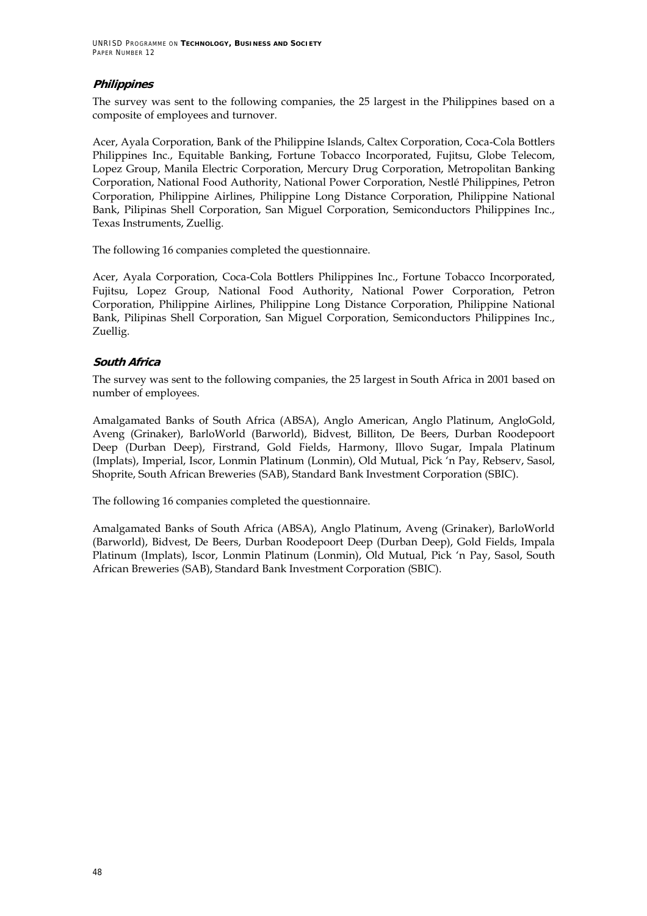### *Philippines*

The survey was sent to the following companies, the 25 largest in the Philippines based on a composite of employees and turnover.

Acer, Ayala Corporation, Bank of the Philippine Islands, Caltex Corporation, Coca-Cola Bottlers Philippines Inc., Equitable Banking, Fortune Tobacco Incorporated, Fujitsu, Globe Telecom, Lopez Group, Manila Electric Corporation, Mercury Drug Corporation, Metropolitan Banking Corporation, National Food Authority, National Power Corporation, Nestlé Philippines, Petron Corporation, Philippine Airlines, Philippine Long Distance Corporation, Philippine National Bank, Pilipinas Shell Corporation, San Miguel Corporation, Semiconductors Philippines Inc., Texas Instruments, Zuellig.

The following 16 companies completed the questionnaire.

Acer, Ayala Corporation, Coca-Cola Bottlers Philippines Inc., Fortune Tobacco Incorporated, Fujitsu, Lopez Group, National Food Authority, National Power Corporation, Petron Corporation, Philippine Airlines, Philippine Long Distance Corporation, Philippine National Bank, Pilipinas Shell Corporation, San Miguel Corporation, Semiconductors Philippines Inc., Zuellig.

### *South Africa*

The survey was sent to the following companies, the 25 largest in South Africa in 2001 based on number of employees.

Amalgamated Banks of South Africa (ABSA), Anglo American, Anglo Platinum, AngloGold, Aveng (Grinaker), BarloWorld (Barworld), Bidvest, Billiton, De Beers, Durban Roodepoort Deep (Durban Deep), Firstrand, Gold Fields, Harmony, Illovo Sugar, Impala Platinum (Implats), Imperial, Iscor, Lonmin Platinum (Lonmin), Old Mutual, Pick 'n Pay, Rebserv, Sasol, Shoprite, South African Breweries (SAB), Standard Bank Investment Corporation (SBIC).

The following 16 companies completed the questionnaire.

Amalgamated Banks of South Africa (ABSA), Anglo Platinum, Aveng (Grinaker), BarloWorld (Barworld), Bidvest, De Beers, Durban Roodepoort Deep (Durban Deep), Gold Fields, Impala Platinum (Implats), Iscor, Lonmin Platinum (Lonmin), Old Mutual, Pick 'n Pay, Sasol, South African Breweries (SAB), Standard Bank Investment Corporation (SBIC).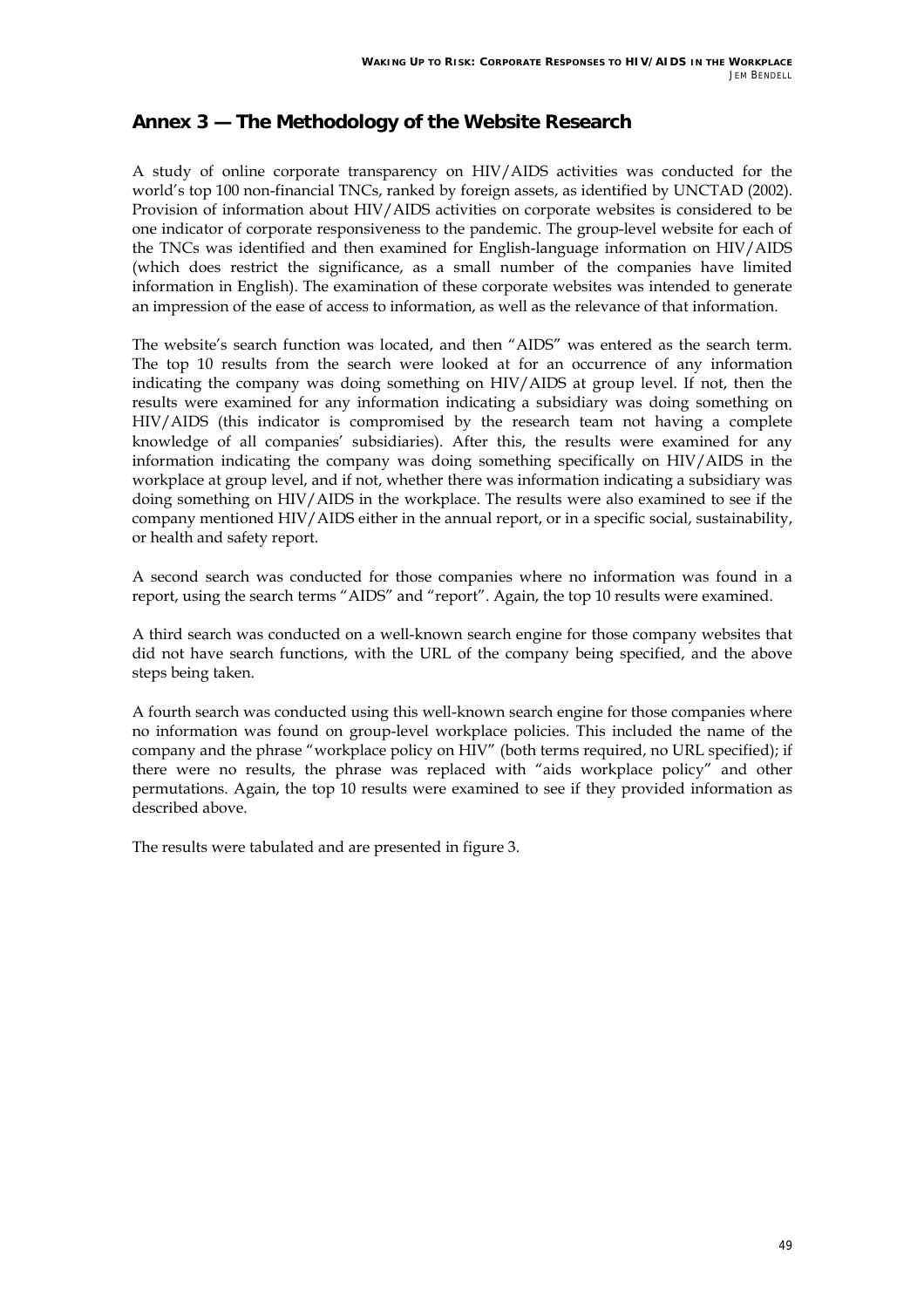## Annex 3 — The Methodology of the Website Research

A study of online corporate transparency on HIV/AIDS activities was conducted for the world's top 100 non-financial TNCs, ranked by foreign assets, as identified by UNCTAD (2002). Provision of information about HIV/AIDS activities on corporate websites is considered to be one indicator of corporate responsiveness to the pandemic. The group-level website for each of the TNCs was identified and then examined for English-language information on HIV/AIDS (which does restrict the significance, as a small number of the companies have limited information in English). The examination of these corporate websites was intended to generate an impression of the ease of access to information, as well as the relevance of that information.

The website's search function was located, and then "AIDS" was entered as the search term. The top 10 results from the search were looked at for an occurrence of any information indicating the company was doing something on HIV/AIDS at group level. If not, then the results were examined for any information indicating a subsidiary was doing something on HIV/AIDS (this indicator is compromised by the research team not having a complete knowledge of all companies' subsidiaries). After this, the results were examined for any information indicating the company was doing something specifically on HIV/AIDS in the workplace at group level, and if not, whether there was information indicating a subsidiary was doing something on HIV/AIDS in the workplace. The results were also examined to see if the company mentioned HIV/AIDS either in the annual report, or in a specific social, sustainability, or health and safety report.

A second search was conducted for those companies where no information was found in a report, using the search terms "AIDS" and "report". Again, the top 10 results were examined.

A third search was conducted on a well-known search engine for those company websites that did not have search functions, with the URL of the company being specified, and the above steps being taken.

A fourth search was conducted using this well-known search engine for those companies where no information was found on group-level workplace policies. This included the name of the company and the phrase "workplace policy on HIV" (both terms required, no URL specified); if there were no results, the phrase was replaced with "aids workplace policy" and other permutations. Again, the top 10 results were examined to see if they provided information as described above.

The results were tabulated and are presented in figure 3.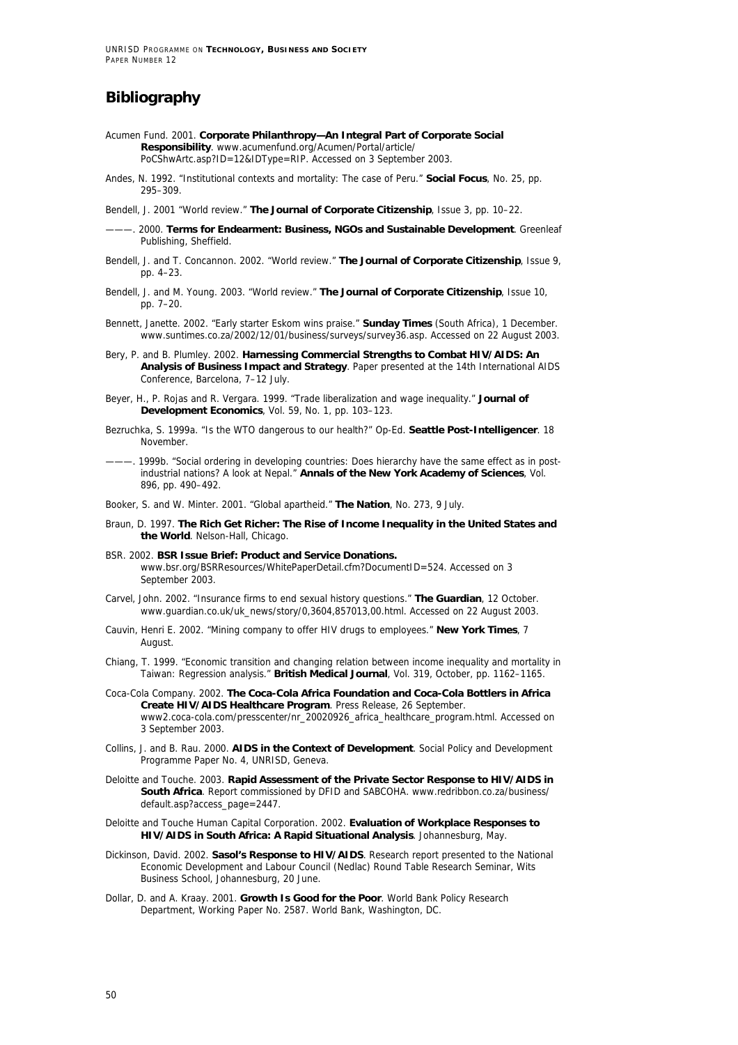# Bibliography

Acumen Fund. 2001. **Corporate Philanthropy—An Integral Part of Corporate Social Responsibility**. www.acumenfund.org/Acumen/Portal/article/PoCShwArtc.asp?ID=12&IDType=RIP. Accessed on 3 September 2003.

Andes, N. 1992. "Institutional contexts and mortality: The case of Peru." **Social Focus**, No. 25, pp. 295–309.

Bendell, J. 2001 "World review." **The Journal of Corporate Citizenship**, Issue 3, pp. 10–22.

———. 2000. **Terms for Endearment: Business, NGOs and Sustainable Development**. Greenleaf Publishing, Sheffield.

Bendell, J. and T. Concannon. 2002. "World review." **The Journal of Corporate Citizenship**, Issue 9, pp. 4–23.

Bendell, J. and M. Young. 2003. "World review." **The Journal of Corporate Citizenship**, Issue 10, pp. 7–20.

Bennett, Janette. 2002. "Early starter Eskom wins praise." **Sunday Times** (South Africa), 1 December. www.suntimes.co.za/2002/12/01/business/surveys/survey36.asp. Accessed on 22 August 2003.

Bery, P. and B. Plumley. 2002. **Harnessing Commercial Strengths to Combat HIV/AIDS: An Analysis of Business Impact and Strategy**. Paper presented at the 14th International AIDS Conference, Barcelona, 7–12 July.

Beyer, H., P. Rojas and R. Vergara. 1999. "Trade liberalization and wage inequality." **Journal of Development Economics**, Vol. 59, No. 1, pp. 103–123.

Bezruchka, S. 1999a. "Is the WTO dangerous to our health?" Op-Ed. **Seattle Post-Intelligencer**. 18 November.

———. 1999b. "Social ordering in developing countries: Does hierarchy have the same effect as in post-industrial nations? A look at Nepal." **Annals of the New York Academy of Sciences**, Vol. 896, pp. 490–492.

Booker, S. and W. Minter. 2001. "Global apartheid." **The Nation**, No. 273, 9 July.

Braun, D. 1997. **The Rich Get Richer: The Rise of Income Inequality in the United States and the World**. Nelson-Hall, Chicago.

BSR. 2002. **BSR Issue Brief: Product and Service Donations.** www.bsr.org/BSRResources/WhitePaperDetail.cfm?DocumentID=524. Accessed on 3 September 2003.

Carvel, John. 2002. "Insurance firms to end sexual history questions." **The Guardian**, 12 October. www.guardian.co.uk/uk_news/story/0,3604,857013,00.html. Accessed on 22 August 2003.

Cauvin, Henri E. 2002. "Mining company to offer HIV drugs to employees." **New York Times**, 7 August.

Chiang, T. 1999. "Economic transition and changing relation between income inequality and mortality in Taiwan: Regression analysis." **British Medical Journal**, Vol. 319, October, pp. 1162–1165.

Coca-Cola Company. 2002. **The Coca-Cola Africa Foundation and Coca-Cola Bottlers in Africa Create HIV/AIDS Healthcare Program**. Press Release, 26 September. www2.coca-cola.com/presscenter/nr_20020926_africa_healthcare_program.html. Accessed on 3 September 2003.

Collins, J. and B. Rau. 2000. **AIDS in the Context of Development**. Social Policy and Development Programme Paper No. 4, UNRISD, Geneva.

Deloitte and Touche. 2003. **Rapid Assessment of the Private Sector Response to HIV/AIDS in South Africa**. Report commissioned by DFID and SABCOHA. www.redribbon.co.za/business/default.asp?access_page=2447.

Deloitte and Touche Human Capital Corporation. 2002. **Evaluation of Workplace Responses to HIV/AIDS in South Africa: A Rapid Situational Analysis**. Johannesburg, May.

Dickinson, David. 2002. **Sasol's Response to HIV/AIDS**. Research report presented to the National Economic Development and Labour Council (Nedlac) Round Table Research Seminar, Wits Business School, Johannesburg, 20 June.

Dollar, D. and A. Kraay. 2001. **Growth Is Good for the Poor**. World Bank Policy Research Department, Working Paper No. 2587. World Bank, Washington, DC.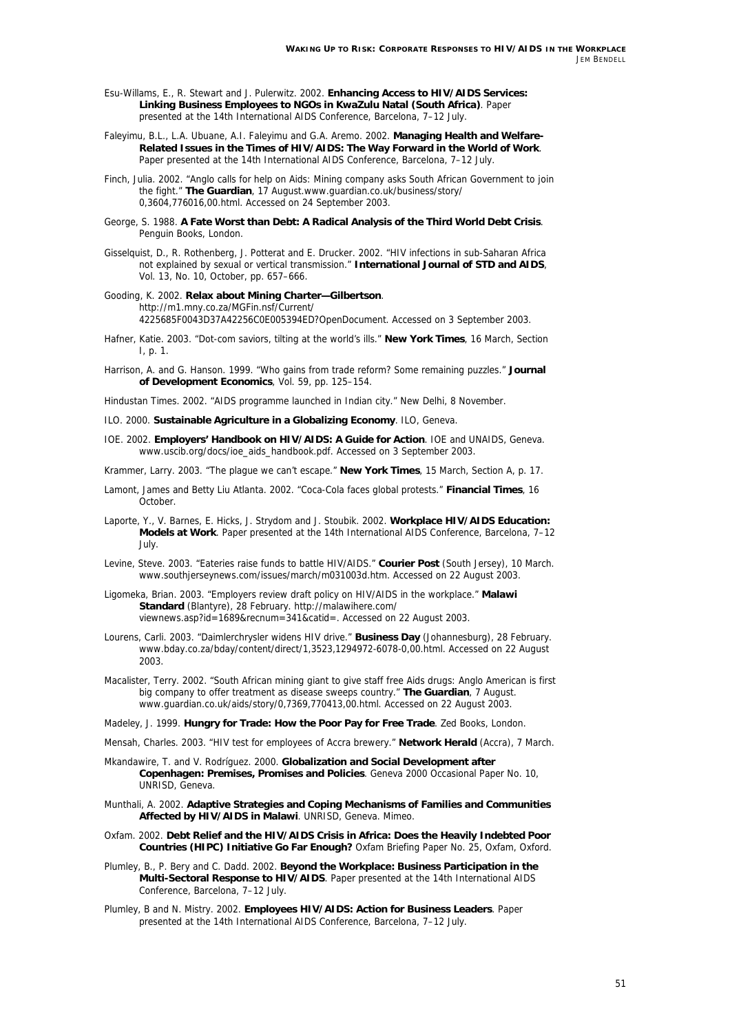Esu-Willams, E., R. Stewart and J. Pulerwitz. 2002. **Enhancing Access to HIV/AIDS Services: Linking Business Employees to NGOs in KwaZulu Natal (South Africa)**. Paper presented at the 14th International AIDS Conference, Barcelona, 7–12 July.

Faleyimu, B.L., L.A. Ubuane, A.I. Faleyimu and G.A. Aremo. 2002. **Managing Health and Welfare-Related Issues in the Times of HIV/AIDS: The Way Forward in the World of Work**. Paper presented at the 14th International AIDS Conference, Barcelona, 7–12 July.

Finch, Julia. 2002. "Anglo calls for help on Aids: Mining company asks South African Government to join the fight." **The Guardian**, 17 August.www.guardian.co.uk/business/story/0,3604,776016,00.html. Accessed on 24 September 2003.

George, S. 1988. **A Fate Worst than Debt: A Radical Analysis of the Third World Debt Crisis**. Penguin Books, London.

Gisselquist, D., R. Rothenberg, J. Potterat and E. Drucker. 2002. "HIV infections in sub-Saharan Africa not explained by sexual or vertical transmission." **International Journal of STD and AIDS**, Vol. 13, No. 10, October, pp. 657–666.

Gooding, K. 2002. **Relax about Mining Charter—Gilbertson**. http://m1.mny.co.za/MGFin.nsf/Current/4225685F0043D37A42256C0E005394ED?OpenDocument. Accessed on 3 September 2003.

Hafner, Katie. 2003. "Dot-com saviors, tilting at the world's ills." **New York Times**, 16 March, Section I, p. 1.

Harrison, A. and G. Hanson. 1999. "Who gains from trade reform? Some remaining puzzles." **Journal of Development Economics**, Vol. 59, pp. 125–154.

Hindustan Times. 2002. "AIDS programme launched in Indian city." New Delhi, 8 November.

ILO. 2000. **Sustainable Agriculture in a Globalizing Economy**. ILO, Geneva.

IOE. 2002. **Employers' Handbook on HIV/AIDS: A Guide for Action**. IOE and UNAIDS, Geneva. www.uscib.org/docs/ioe_aids_handbook.pdf. Accessed on 3 September 2003.

Krammer, Larry. 2003. "The plague we can't escape." **New York Times**, 15 March, Section A, p. 17.

Lamont, James and Betty Liu Atlanta. 2002. "Coca-Cola faces global protests." **Financial Times**, 16 October.

Laporte, Y., V. Barnes, E. Hicks, J. Strydom and J. Stoubik. 2002. **Workplace HIV/AIDS Education: Models at Work**. Paper presented at the 14th International AIDS Conference, Barcelona, 7–12 July.

Levine, Steve. 2003. "Eateries raise funds to battle HIV/AIDS." **Courier Post** (South Jersey), 10 March. www.southjerseynews.com/issues/march/m031003d.htm. Accessed on 22 August 2003.

Ligomeka, Brian. 2003. "Employers review draft policy on HIV/AIDS in the workplace." **Malawi Standard** (Blantyre), 28 February. http://malawihere.com/viewnews.asp?id=1689&recnum=341&catid=. Accessed on 22 August 2003.

Lourens, Carli. 2003. "Daimlerchrysler widens HIV drive." **Business Day** (Johannesburg), 28 February. www.bday.co.za/bday/content/direct/1,3523,1294972-6078-0,00.html. Accessed on 22 August 2003.

Macalister, Terry. 2002. "South African mining giant to give staff free Aids drugs: Anglo American is first big company to offer treatment as disease sweeps country." **The Guardian**, 7 August. www.guardian.co.uk/aids/story/0,7369,770413,00.html. Accessed on 22 August 2003.

Madeley, J. 1999. **Hungry for Trade: How the Poor Pay for Free Trade**. Zed Books, London.

Mensah, Charles. 2003. "HIV test for employees of Accra brewery." **Network Herald** (Accra), 7 March.

Mkandawire, T. and V. Rodríguez. 2000. **Globalization and Social Development after Copenhagen: Premises, Promises and Policies**. Geneva 2000 Occasional Paper No. 10, UNRISD, Geneva.

Munthali, A. 2002. **Adaptive Strategies and Coping Mechanisms of Families and Communities Affected by HIV/AIDS in Malawi**. UNRISD, Geneva. Mimeo.

Oxfam. 2002. **Debt Relief and the HIV/AIDS Crisis in Africa: Does the Heavily Indebted Poor Countries (HIPC) Initiative Go Far Enough?** Oxfam Briefing Paper No. 25, Oxfam, Oxford.

Plumley, B., P. Bery and C. Dadd. 2002. **Beyond the Workplace: Business Participation in the Multi-Sectoral Response to HIV/AIDS**. Paper presented at the 14th International AIDS Conference, Barcelona, 7–12 July.

Plumley, B and N. Mistry. 2002. **Employees HIV/AIDS: Action for Business Leaders**. Paper presented at the 14th International AIDS Conference, Barcelona, 7–12 July.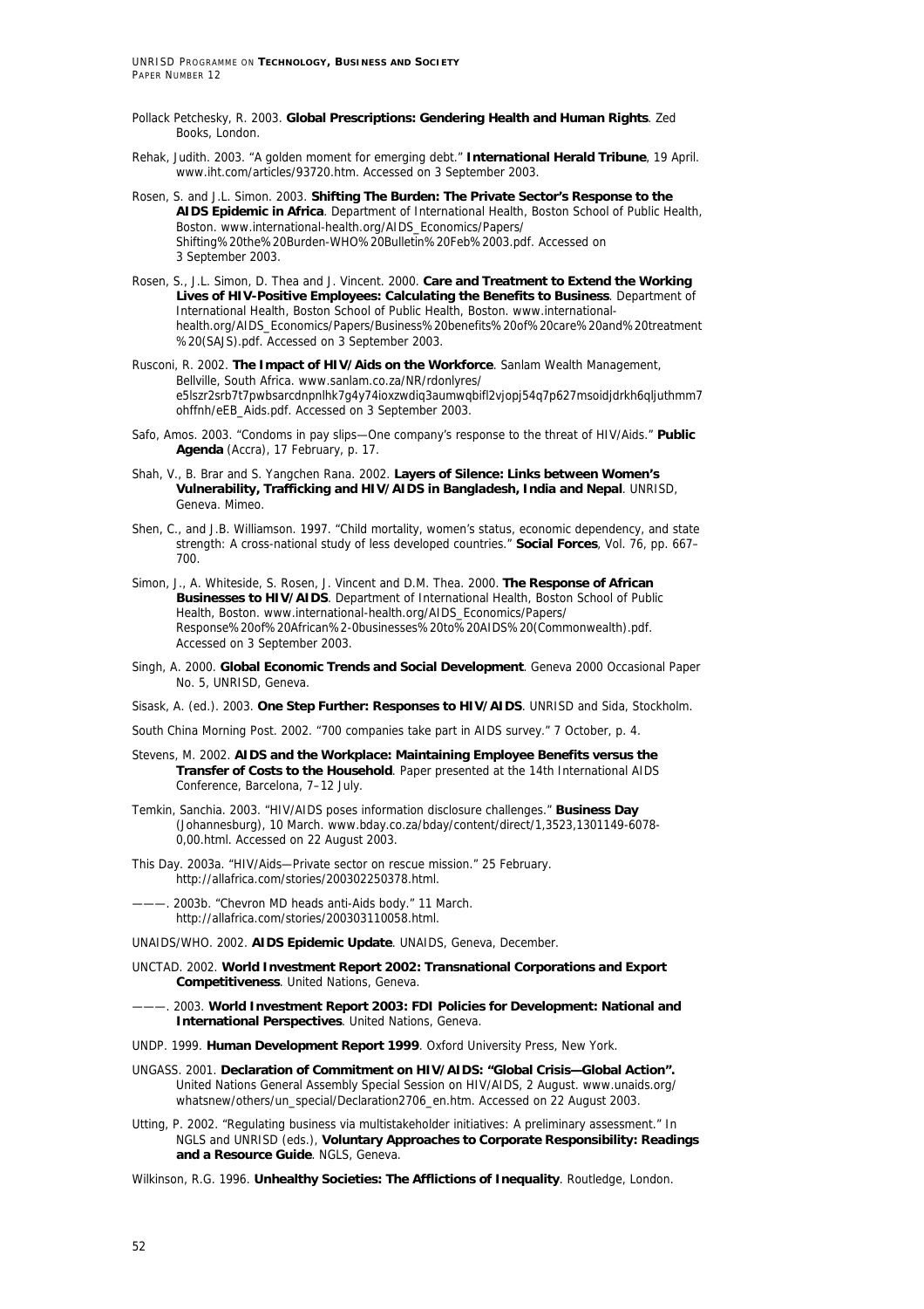Pollack Petchesky, R. 2003. **Global Prescriptions: Gendering Health and Human Rights**. Zed Books, London.

Rehak, Judith. 2003. "A golden moment for emerging debt." **International Herald Tribune**, 19 April. www.iht.com/articles/93720.htm. Accessed on 3 September 2003.

Rosen, S. and J.L. Simon. 2003. **Shifting The Burden: The Private Sector's Response to the AIDS Epidemic in Africa**. Department of International Health, Boston School of Public Health, Boston. www.international-health.org/AIDS_Economics/Papers/ Shifting%20the%20Burden-WHO%20Bulletin%20Feb%2003.pdf. Accessed on 3 September 2003.

Rosen, S., J.L. Simon, D. Thea and J. Vincent. 2000. **Care and Treatment to Extend the Working Lives of HIV-Positive Employees: Calculating the Benefits to Business**. Department of International Health, Boston School of Public Health, Boston. www.international-health.org/AIDS_Economics/Papers/Business%20benefits%20of%20care%20and%20treatment%20(SAJS).pdf. Accessed on 3 September 2003.

Rusconi, R. 2002. **The Impact of HIV/Aids on the Workforce**. Sanlam Wealth Management, Bellville, South Africa. www.sanlam.co.za/NR/rdonlyres/ e5lszr2srb7t7pwbsarcdnpnlhk7g4y74ioxzwdiq3aumwqbifl2vjopj54q7p627msoidjdrkh6qljuthmm7ohffnh/eEB_Aids.pdf. Accessed on 3 September 2003.

Safo, Amos. 2003. "Condoms in pay slips—One company's response to the threat of HIV/Aids." **Public Agenda** (Accra), 17 February, p. 17.

Shah, V., B. Brar and S. Yangchen Rana. 2002. **Layers of Silence: Links between Women's Vulnerability, Trafficking and HIV/AIDS in Bangladesh, India and Nepal**. UNRISD, Geneva. Mimeo.

Shen, C., and J.B. Williamson. 1997. "Child mortality, women's status, economic dependency, and state strength: A cross-national study of less developed countries." **Social Forces**, Vol. 76, pp. 667–700.

Simon, J., A. Whiteside, S. Rosen, J. Vincent and D.M. Thea. 2000. **The Response of African Businesses to HIV/AIDS**. Department of International Health, Boston School of Public Health, Boston. www.international-health.org/AIDS_Economics/Papers/ Response%20of%20African%2-0businesses%20to%20AIDS%20(Commonwealth).pdf. Accessed on 3 September 2003.

Singh, A. 2000. **Global Economic Trends and Social Development**. Geneva 2000 Occasional Paper No. 5, UNRISD, Geneva.

Sisask, A. (ed.). 2003. **One Step Further: Responses to HIV/AIDS**. UNRISD and Sida, Stockholm.

South China Morning Post. 2002. "700 companies take part in AIDS survey." 7 October, p. 4.

Stevens, M. 2002. **AIDS and the Workplace: Maintaining Employee Benefits versus the Transfer of Costs to the Household**. Paper presented at the 14th International AIDS Conference, Barcelona, 7–12 July.

Temkin, Sanchia. 2003. "HIV/AIDS poses information disclosure challenges." **Business Day** (Johannesburg), 10 March. www.bday.co.za/bday/content/direct/1,3523,1301149-6078-0,00.html. Accessed on 22 August 2003.

This Day. 2003a. "HIV/Aids—Private sector on rescue mission." 25 February. http://allafrica.com/stories/200302250378.html.

———. 2003b. "Chevron MD heads anti-Aids body." 11 March. http://allafrica.com/stories/200303110058.html.

UNAIDS/WHO. 2002. **AIDS Epidemic Update**. UNAIDS, Geneva, December.

UNCTAD. 2002. **World Investment Report 2002: Transnational Corporations and Export Competitiveness**. United Nations, Geneva.

———. 2003. **World Investment Report 2003: FDI Policies for Development: National and International Perspectives**. United Nations, Geneva.

UNDP. 1999. **Human Development Report 1999**. Oxford University Press, New York.

UNGASS. 2001. **Declaration of Commitment on HIV/AIDS: "Global Crisis—Global Action".** United Nations General Assembly Special Session on HIV/AIDS, 2 August. www.unaids.org/ whatsnew/others/un_special/Declaration2706_en.htm. Accessed on 22 August 2003.

Utting, P. 2002. "Regulating business via multistakeholder initiatives: A preliminary assessment." In NGLS and UNRISD (eds.), **Voluntary Approaches to Corporate Responsibility: Readings and a Resource Guide**. NGLS, Geneva.

Wilkinson, R.G. 1996. **Unhealthy Societies: The Afflictions of Inequality**. Routledge, London.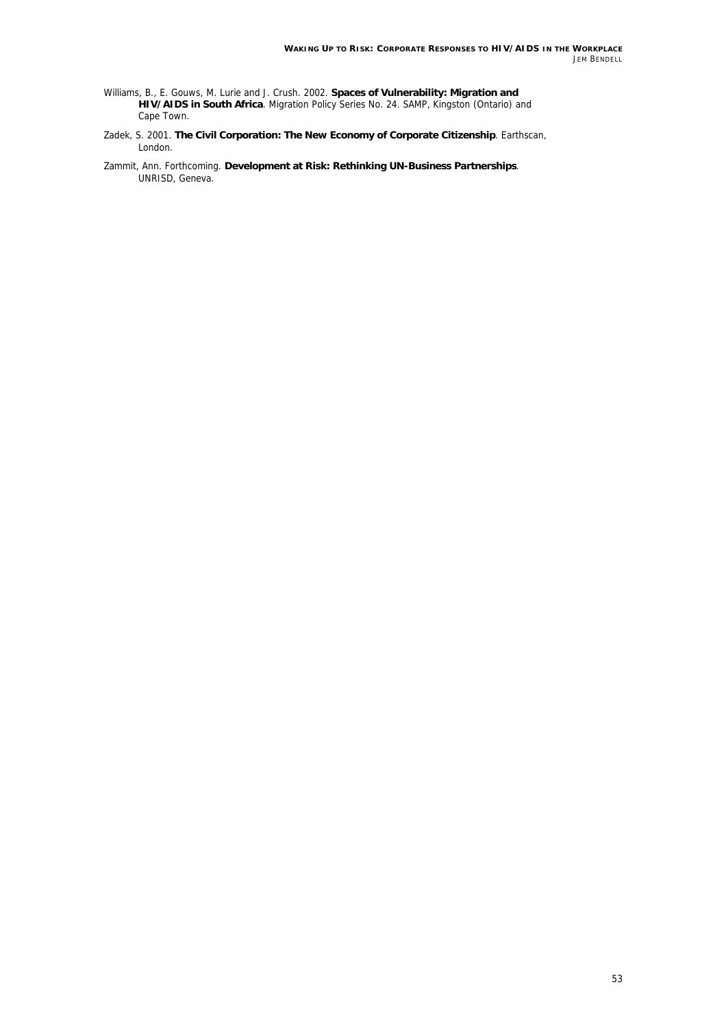Williams, B., E. Gouws, M. Lurie and J. Crush. 2002. **Spaces of Vulnerability: Migration and HIV/AIDS in South Africa**. Migration Policy Series No. 24. SAMP, Kingston (Ontario) and Cape Town.

Zadek, S. 2001. **The Civil Corporation: The New Economy of Corporate Citizenship**. Earthscan, London.

Zammit, Ann. Forthcoming. **Development at Risk: Rethinking UN-Business Partnerships**. UNRISD, Geneva.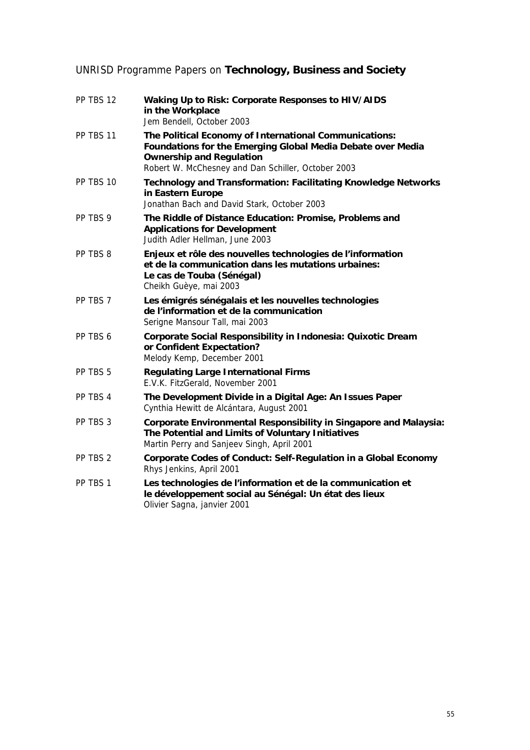## UNRISD Programme Papers on **Technology, Business and Society**

| | |
|---|---|
| PP TBS 12 | **Waking Up to Risk: Corporate Responses to HIV/AIDS in the Workplace**<br>Jem Bendell, October 2003 |
| PP TBS 11 | **The Political Economy of International Communications: Foundations for the Emerging Global Media Debate over Media Ownership and Regulation**<br>Robert W. McChesney and Dan Schiller, October 2003 |
| PP TBS 10 | **Technology and Transformation: Facilitating Knowledge Networks in Eastern Europe**<br>Jonathan Bach and David Stark, October 2003 |
| PP TBS 9 | **The Riddle of Distance Education: Promise, Problems and Applications for Development**<br>Judith Adler Hellman, June 2003 |
| PP TBS 8 | **Enjeux et rôle des nouvelles technologies de l'information et de la communication dans les mutations urbaines: Le cas de Touba (Sénégal)**<br>Cheikh Guèye, mai 2003 |
| PP TBS 7 | **Les émigrés sénégalais et les nouvelles technologies de l'information et de la communication**<br>Serigne Mansour Tall, mai 2003 |
| PP TBS 6 | **Corporate Social Responsibility in Indonesia: Quixotic Dream or Confident Expectation?**<br>Melody Kemp, December 2001 |
| PP TBS 5 | **Regulating Large International Firms**<br>E.V.K. FitzGerald, November 2001 |
| PP TBS 4 | **The Development Divide in a Digital Age: An Issues Paper**<br>Cynthia Hewitt de Alcántara, August 2001 |
| PP TBS 3 | **Corporate Environmental Responsibility in Singapore and Malaysia: The Potential and Limits of Voluntary Initiatives**<br>Martin Perry and Sanjeev Singh, April 2001 |
| PP TBS 2 | **Corporate Codes of Conduct: Self-Regulation in a Global Economy**<br>Rhys Jenkins, April 2001 |
| PP TBS 1 | **Les technologies de l'information et de la communication et le développement social au Sénégal: Un état des lieux**<br>Olivier Sagna, janvier 2001 |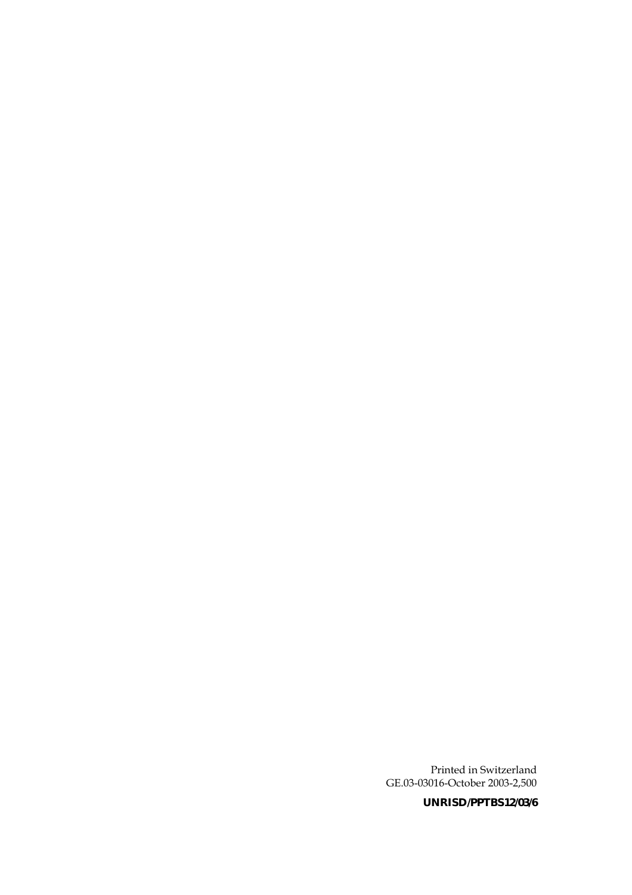Printed in Switzerland
GE.03-03016-October 2003-2,500

**UNRISD/PPTBS12/03/6**